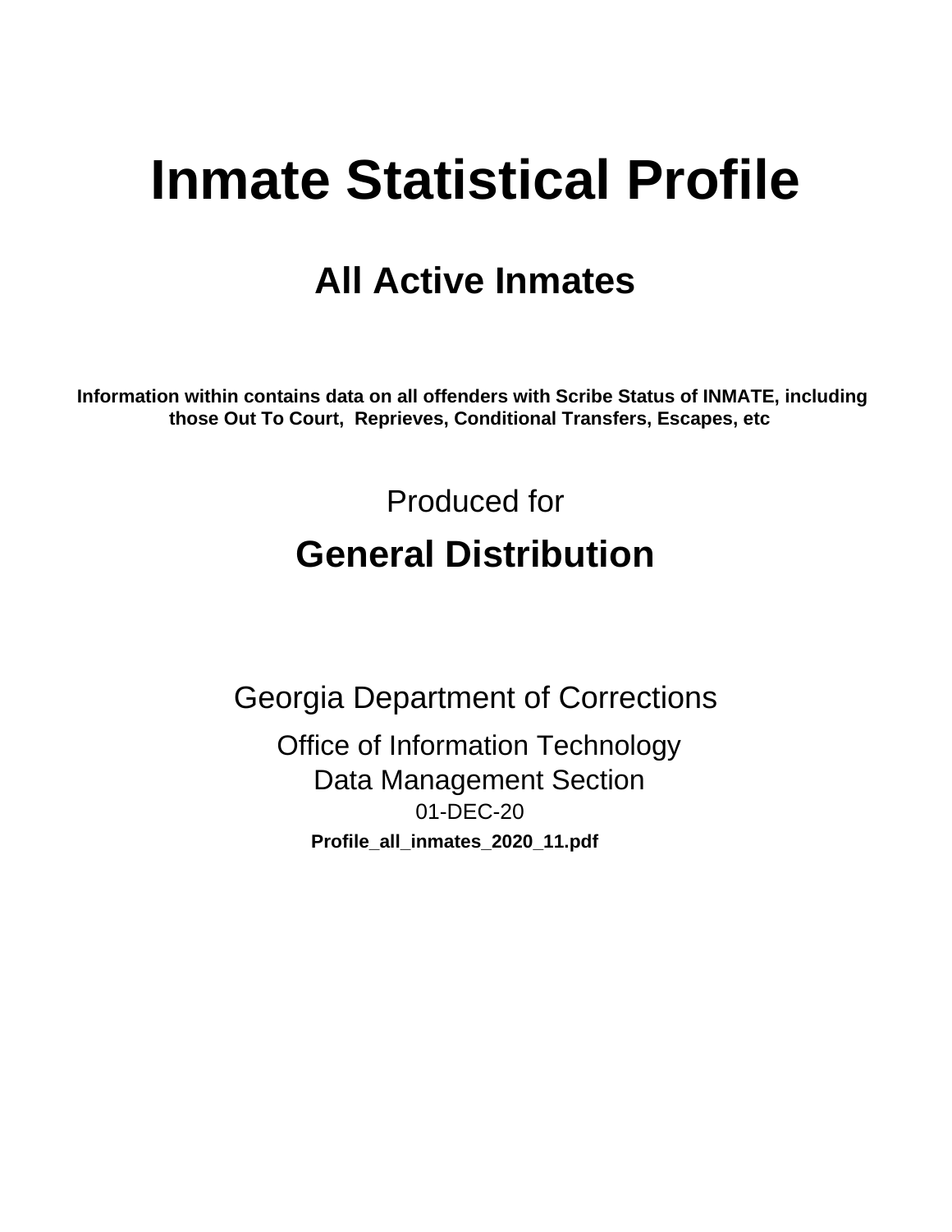# Inmate Statistical Profile

## All Active Inmates

**Information within contains data on all offenders with Scribe Status of INMATE, including those Out To Court, Reprieves, Conditional Transfers, Escapes, etc**

Produced for

## General Distribution

Georgia Department of Corrections

Office of Information Technology
Data Management Section
01-DEC-20

**Profile_all_inmates_2020_11.pdf**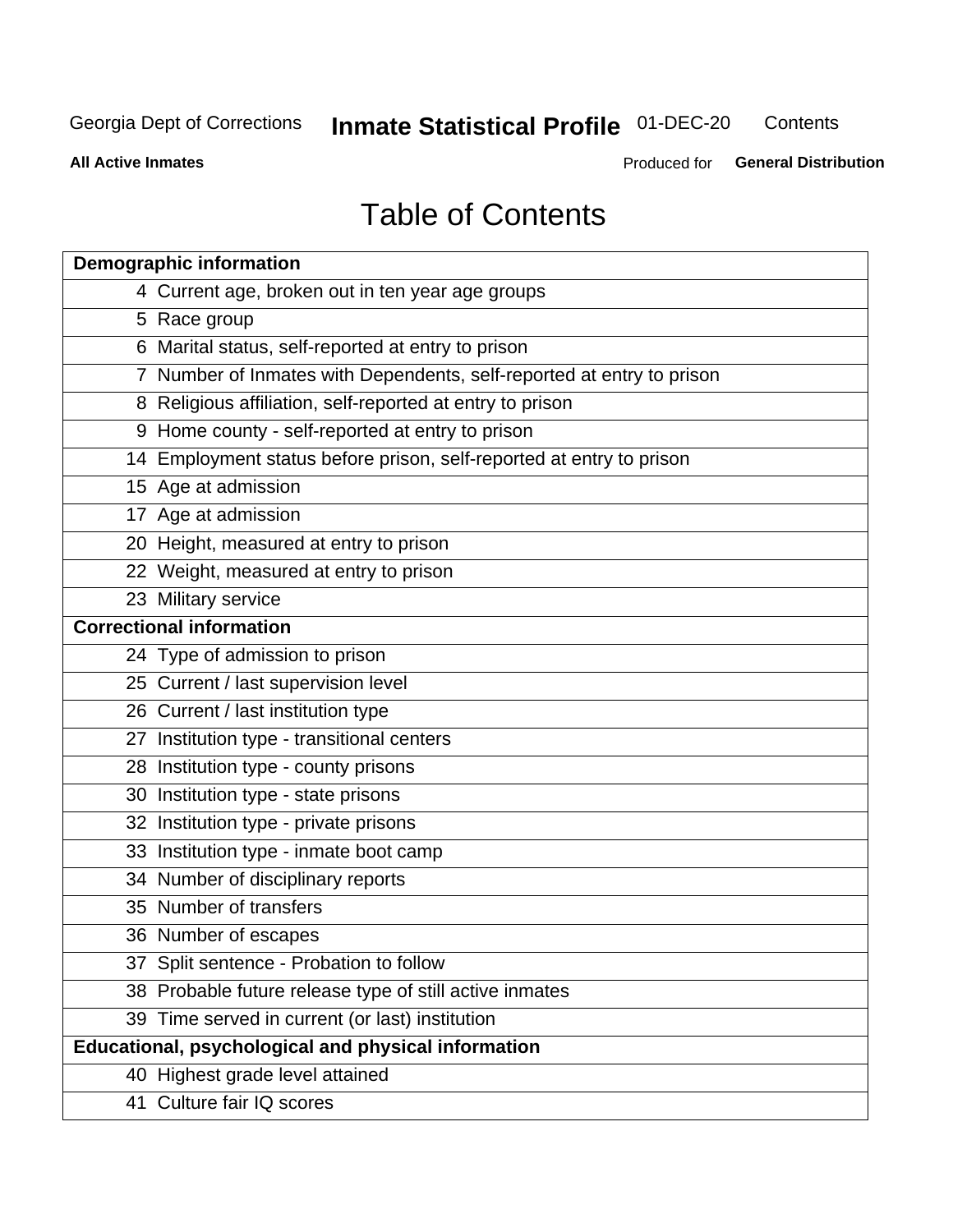Georgia Dept of Corrections **Inmate Statistical Profile** 01-DEC-20 Contents

**All Active Inmates** Produced for **General Distribution**

# Table of Contents

| **Demographic information** | |
|---|---|
| 4 | Current age, broken out in ten year age groups |
| 5 | Race group |
| 6 | Marital status, self-reported at entry to prison |
| 7 | Number of Inmates with Dependents, self-reported at entry to prison |
| 8 | Religious affiliation, self-reported at entry to prison |
| 9 | Home county - self-reported at entry to prison |
| 14 | Employment status before prison, self-reported at entry to prison |
| 15 | Age at admission |
| 17 | Age at admission |
| 20 | Height, measured at entry to prison |
| 22 | Weight, measured at entry to prison |
| 23 | Military service |
| **Correctional information** | |
| 24 | Type of admission to prison |
| 25 | Current / last supervision level |
| 26 | Current / last institution type |
| 27 | Institution type - transitional centers |
| 28 | Institution type - county prisons |
| 30 | Institution type - state prisons |
| 32 | Institution type - private prisons |
| 33 | Institution type - inmate boot camp |
| 34 | Number of disciplinary reports |
| 35 | Number of transfers |
| 36 | Number of escapes |
| 37 | Split sentence - Probation to follow |
| 38 | Probable future release type of still active inmates |
| 39 | Time served in current (or last) institution |
| **Educational, psychological and physical information** | |
| 40 | Highest grade level attained |
| 41 | Culture fair IQ scores |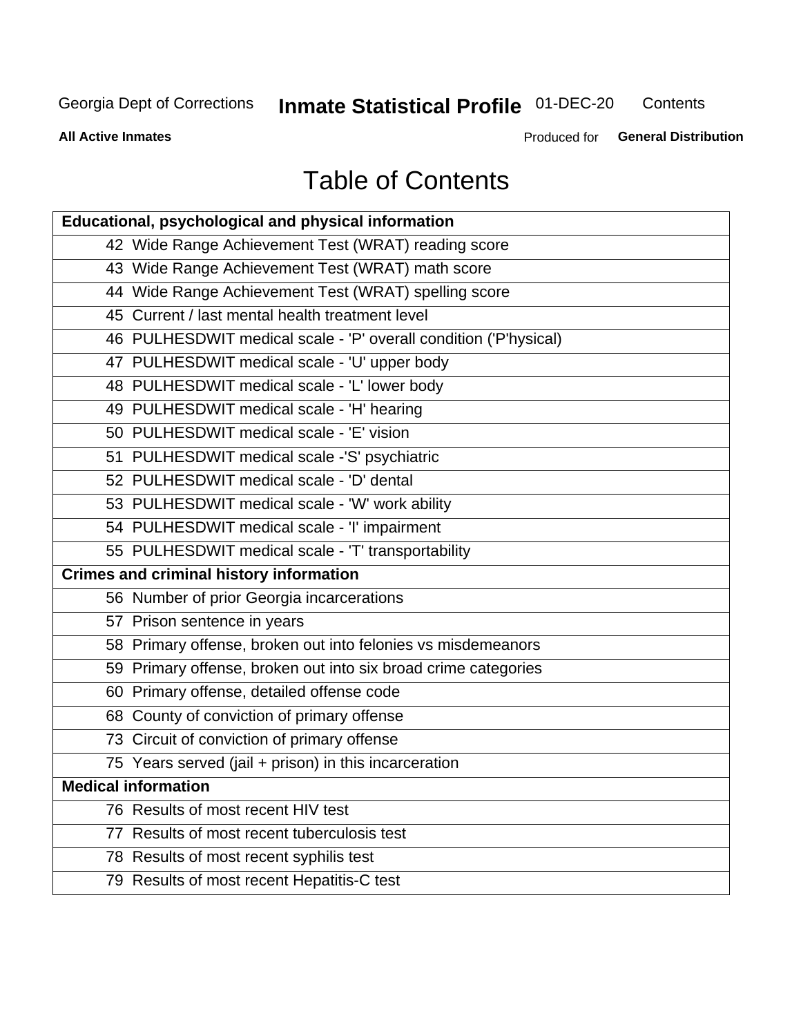# Table of Contents

| Educational, psychological and physical information | |
|---|---|
| 42 | Wide Range Achievement Test (WRAT) reading score |
| 43 | Wide Range Achievement Test (WRAT) math score |
| 44 | Wide Range Achievement Test (WRAT) spelling score |
| 45 | Current / last mental health treatment level |
| 46 | PULHESDWIT medical scale - 'P' overall condition ('P'hysical) |
| 47 | PULHESDWIT medical scale - 'U' upper body |
| 48 | PULHESDWIT medical scale - 'L' lower body |
| 49 | PULHESDWIT medical scale - 'H' hearing |
| 50 | PULHESDWIT medical scale - 'E' vision |
| 51 | PULHESDWIT medical scale -'S' psychiatric |
| 52 | PULHESDWIT medical scale - 'D' dental |
| 53 | PULHESDWIT medical scale - 'W' work ability |
| 54 | PULHESDWIT medical scale - 'I' impairment |
| 55 | PULHESDWIT medical scale - 'T' transportability |
| **Crimes and criminal history information** | |
| 56 | Number of prior Georgia incarcerations |
| 57 | Prison sentence in years |
| 58 | Primary offense, broken out into felonies vs misdemeanors |
| 59 | Primary offense, broken out into six broad crime categories |
| 60 | Primary offense, detailed offense code |
| 68 | County of conviction of primary offense |
| 73 | Circuit of conviction of primary offense |
| 75 | Years served (jail + prison) in this incarceration |
| **Medical information** | |
| 76 | Results of most recent HIV test |
| 77 | Results of most recent tuberculosis test |
| 78 | Results of most recent syphilis test |
| 79 | Results of most recent Hepatitis-C test |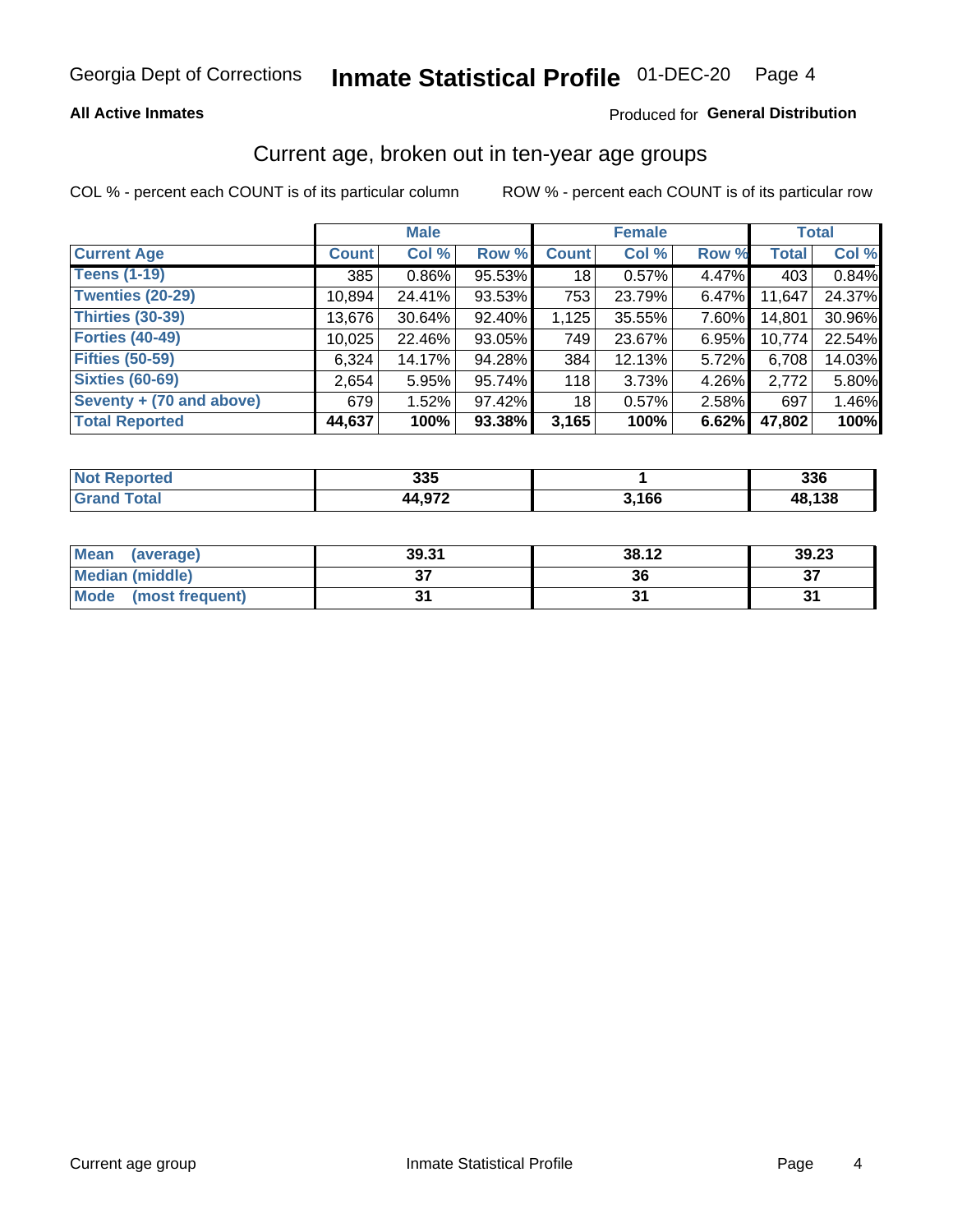Georgia Dept of Corrections **Inmate Statistical Profile** 01-DEC-20

**All Active Inmates** Produced for **General Distribution**

## Current age, broken out in ten-year age groups

COL % - percent each COUNT is of its particular column ROW % - percent each COUNT is of its particular row

| | Male | | | Female | | | Total | |
|---|---|---|---|---|---|---|---|---|
| **Current Age** | **Count** | **Col %** | **Row %** | **Count** | **Col %** | **Row %** | **Total** | **Col %** |
| **Teens (1-19)** | 385 | 0.86% | 95.53% | 18 | 0.57% | 4.47% | 403 | 0.84% |
| **Twenties (20-29)** | 10,894 | 24.41% | 93.53% | 753 | 23.79% | 6.47% | 11,647 | 24.37% |
| **Thirties (30-39)** | 13,676 | 30.64% | 92.40% | 1,125 | 35.55% | 7.60% | 14,801 | 30.96% |
| **Forties (40-49)** | 10,025 | 22.46% | 93.05% | 749 | 23.67% | 6.95% | 10,774 | 22.54% |
| **Fifties (50-59)** | 6,324 | 14.17% | 94.28% | 384 | 12.13% | 5.72% | 6,708 | 14.03% |
| **Sixties (60-69)** | 2,654 | 5.95% | 95.74% | 118 | 3.73% | 4.26% | 2,772 | 5.80% |
| **Seventy + (70 and above)** | 679 | 1.52% | 97.42% | 18 | 0.57% | 2.58% | 697 | 1.46% |
| **Total Reported** | **44,637** | **100%** | **93.38%** | **3,165** | **100%** | **6.62%** | **47,802** | **100%** |

| | Male | Female | Total |
|---|---|---|---|
| **Not Reported** | **335** | **1** | **336** |
| **Grand Total** | **44,972** | **3,166** | **48,138** |

| | Male | Female | Total |
|---|---|---|---|
| **Mean (average)** | **39.31** | **38.12** | **39.23** |
| **Median (middle)** | **37** | **36** | **37** |
| **Mode (most frequent)** | **31** | **31** | **31** |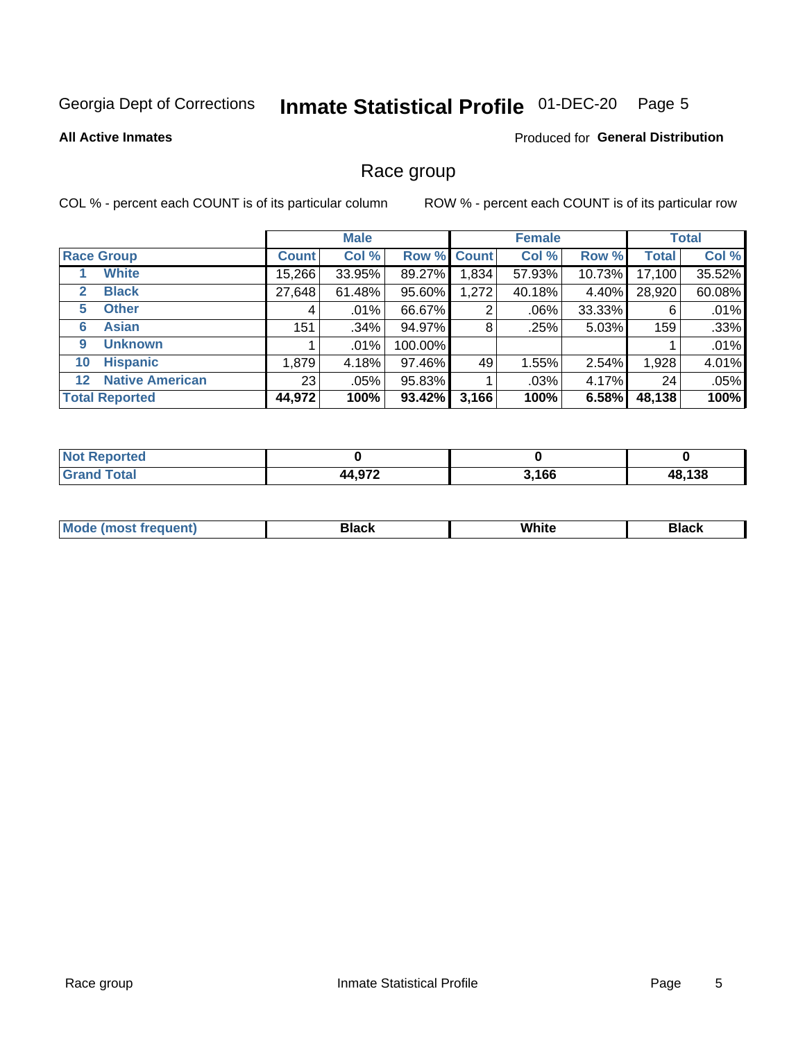Georgia Dept of Corrections **Inmate Statistical Profile** 01-DEC-20

**All Active Inmates**

Produced for **General Distribution**

## Race group

COL % - percent each COUNT is of its particular column ROW % - percent each COUNT is of its particular row

| | | Male | | | Female | | | Total | |
|---|---|---|---|---|---|---|---|---|---|
| Race Group | | Count | Col % | Row % | Count | Col % | Row % | Total | Col % |
| 1 | White | 15,266 | 33.95% | 89.27% | 1,834 | 57.93% | 10.73% | 17,100 | 35.52% |
| 2 | Black | 27,648 | 61.48% | 95.60% | 1,272 | 40.18% | 4.40% | 28,920 | 60.08% |
| 5 | Other | 4 | .01% | 66.67% | 2 | .06% | 33.33% | 6 | .01% |
| 6 | Asian | 151 | .34% | 94.97% | 8 | .25% | 5.03% | 159 | .33% |
| 9 | Unknown | 1 | .01% | 100.00% | | | | 1 | .01% |
| 10 | Hispanic | 1,879 | 4.18% | 97.46% | 49 | 1.55% | 2.54% | 1,928 | 4.01% |
| 12 | Native American | 23 | .05% | 95.83% | 1 | .03% | 4.17% | 24 | .05% |
| **Total Reported** | | **44,972** | **100%** | **93.42%** | **3,166** | **100%** | **6.58%** | **48,138** | **100%** |

| | Male | Female | Total |
|---|---|---|---|
| Not Reported | 0 | 0 | 0 |
| Grand Total | 44,972 | 3,166 | 48,138 |

| | Male | Female | Total |
|---|---|---|---|
| Mode (most frequent) | Black | White | Black |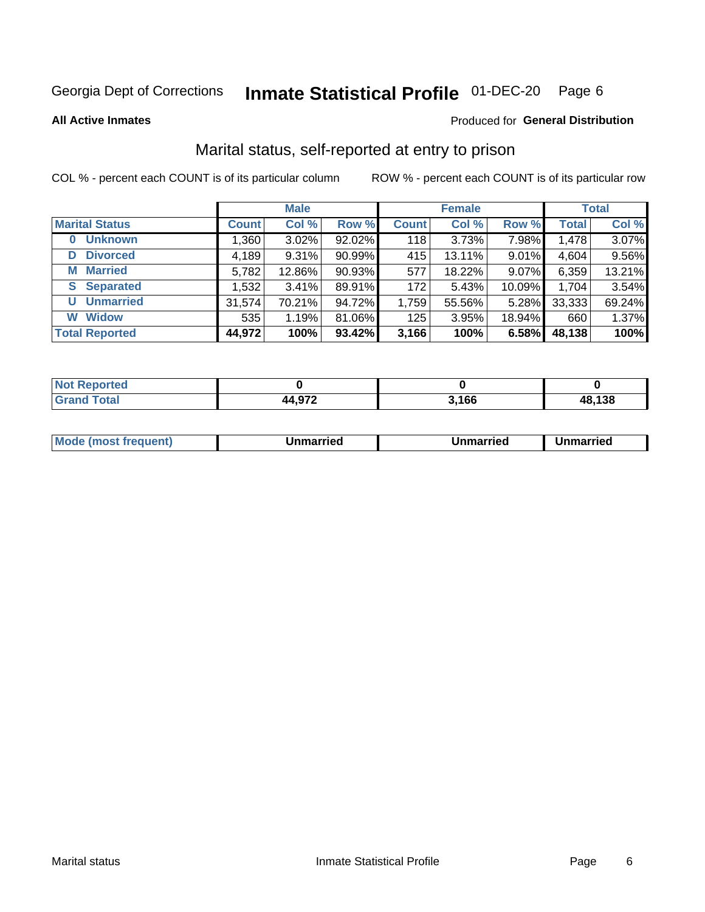Georgia Dept of Corrections **Inmate Statistical Profile** 01-DEC-20

**All Active Inmates**

Produced for **General Distribution**

## Marital status, self-reported at entry to prison

COL % - percent each COUNT is of its particular column

ROW % - percent each COUNT is of its particular row

| | Male | | | Female | | | Total | |
|---|---|---|---|---|---|---|---|---|
| **Marital Status** | **Count** | **Col %** | **Row %** | **Count** | **Col %** | **Row %** | **Total** | **Col %** |
| **0 Unknown** | 1,360 | 3.02% | 92.02% | 118 | 3.73% | 7.98% | 1,478 | 3.07% |
| **D Divorced** | 4,189 | 9.31% | 90.99% | 415 | 13.11% | 9.01% | 4,604 | 9.56% |
| **M Married** | 5,782 | 12.86% | 90.93% | 577 | 18.22% | 9.07% | 6,359 | 13.21% |
| **S Separated** | 1,532 | 3.41% | 89.91% | 172 | 5.43% | 10.09% | 1,704 | 3.54% |
| **U Unmarried** | 31,574 | 70.21% | 94.72% | 1,759 | 55.56% | 5.28% | 33,333 | 69.24% |
| **W Widow** | 535 | 1.19% | 81.06% | 125 | 3.95% | 18.94% | 660 | 1.37% |
| **Total Reported** | **44,972** | **100%** | **93.42%** | **3,166** | **100%** | **6.58%** | **48,138** | **100%** |

| | Male | Female | Total |
|---|---|---|---|
| **Not Reported** | **0** | **0** | **0** |
| **Grand Total** | **44,972** | **3,166** | **48,138** |

| | Male | Female | Total |
|---|---|---|---|
| **Mode (most frequent)** | **Unmarried** | **Unmarried** | **Unmarried** |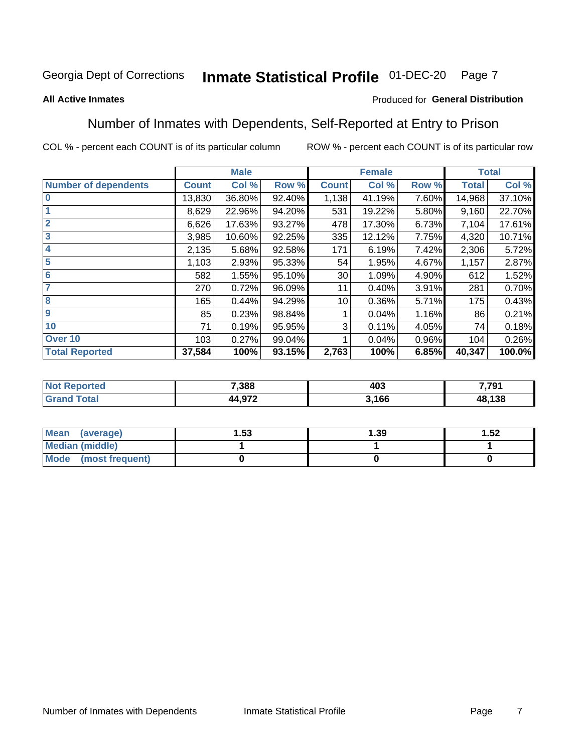Georgia Dept of Corrections **Inmate Statistical Profile** 01-DEC-20

**All Active Inmates**

Produced for **General Distribution**

## Number of Inmates with Dependents, Self-Reported at Entry to Prison

COL % - percent each COUNT is of its particular column    ROW % - percent each COUNT is of its particular row

| | Male | | | Female | | | Total | |
|---|---|---|---|---|---|---|---|---|
| **Number of dependents** | **Count** | **Col %** | **Row %** | **Count** | **Col %** | **Row %** | **Total** | **Col %** |
| **0** | 13,830 | 36.80% | 92.40% | 1,138 | 41.19% | 7.60% | 14,968 | 37.10% |
| **1** | 8,629 | 22.96% | 94.20% | 531 | 19.22% | 5.80% | 9,160 | 22.70% |
| **2** | 6,626 | 17.63% | 93.27% | 478 | 17.30% | 6.73% | 7,104 | 17.61% |
| **3** | 3,985 | 10.60% | 92.25% | 335 | 12.12% | 7.75% | 4,320 | 10.71% |
| **4** | 2,135 | 5.68% | 92.58% | 171 | 6.19% | 7.42% | 2,306 | 5.72% |
| **5** | 1,103 | 2.93% | 95.33% | 54 | 1.95% | 4.67% | 1,157 | 2.87% |
| **6** | 582 | 1.55% | 95.10% | 30 | 1.09% | 4.90% | 612 | 1.52% |
| **7** | 270 | 0.72% | 96.09% | 11 | 0.40% | 3.91% | 281 | 0.70% |
| **8** | 165 | 0.44% | 94.29% | 10 | 0.36% | 5.71% | 175 | 0.43% |
| **9** | 85 | 0.23% | 98.84% | 1 | 0.04% | 1.16% | 86 | 0.21% |
| **10** | 71 | 0.19% | 95.95% | 3 | 0.11% | 4.05% | 74 | 0.18% |
| **Over 10** | 103 | 0.27% | 99.04% | 1 | 0.04% | 0.96% | 104 | 0.26% |
| **Total Reported** | **37,584** | **100%** | **93.15%** | **2,763** | **100%** | **6.85%** | **40,347** | **100.0%** |

| | Male | Female | Total |
|---|---|---|---|
| **Not Reported** | **7,388** | **403** | **7,791** |
| **Grand Total** | **44,972** | **3,166** | **48,138** |

| | Male | Female | Total |
|---|---|---|---|
| **Mean (average)** | **1.53** | **1.39** | **1.52** |
| **Median (middle)** | **1** | **1** | **1** |
| **Mode (most frequent)** | **0** | **0** | **0** |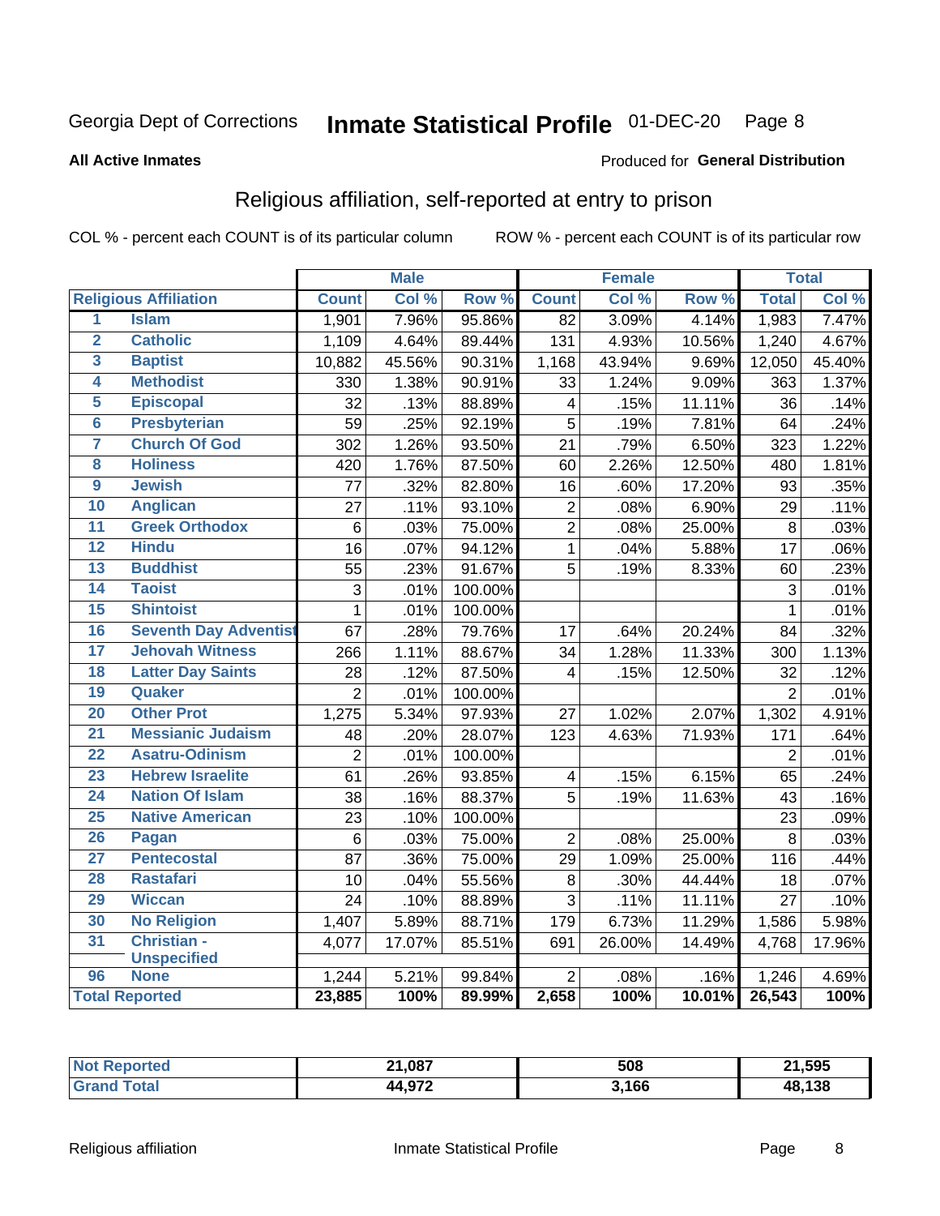Georgia Dept of Corrections **Inmate Statistical Profile** 01-DEC-20

**All Active Inmates**

Produced for **General Distribution**

## Religious affiliation, self-reported at entry to prison

COL % - percent each COUNT is of its particular column    ROW % - percent each COUNT is of its particular row

| | | Male | | | Female | | | Total | |
|---|---|---|---|---|---|---|---|---|---|
| **Religious Affiliation** | | **Count** | **Col %** | **Row %** | **Count** | **Col %** | **Row %** | **Total** | **Col %** |
| 1 | Islam | 1,901 | 7.96% | 95.86% | 82 | 3.09% | 4.14% | 1,983 | 7.47% |
| 2 | Catholic | 1,109 | 4.64% | 89.44% | 131 | 4.93% | 10.56% | 1,240 | 4.67% |
| 3 | Baptist | 10,882 | 45.56% | 90.31% | 1,168 | 43.94% | 9.69% | 12,050 | 45.40% |
| 4 | Methodist | 330 | 1.38% | 90.91% | 33 | 1.24% | 9.09% | 363 | 1.37% |
| 5 | Episcopal | 32 | .13% | 88.89% | 4 | .15% | 11.11% | 36 | .14% |
| 6 | Presbyterian | 59 | .25% | 92.19% | 5 | .19% | 7.81% | 64 | .24% |
| 7 | Church Of God | 302 | 1.26% | 93.50% | 21 | .79% | 6.50% | 323 | 1.22% |
| 8 | Holiness | 420 | 1.76% | 87.50% | 60 | 2.26% | 12.50% | 480 | 1.81% |
| 9 | Jewish | 77 | .32% | 82.80% | 16 | .60% | 17.20% | 93 | .35% |
| 10 | Anglican | 27 | .11% | 93.10% | 2 | .08% | 6.90% | 29 | .11% |
| 11 | Greek Orthodox | 6 | .03% | 75.00% | 2 | .08% | 25.00% | 8 | .03% |
| 12 | Hindu | 16 | .07% | 94.12% | 1 | .04% | 5.88% | 17 | .06% |
| 13 | Buddhist | 55 | .23% | 91.67% | 5 | .19% | 8.33% | 60 | .23% |
| 14 | Taoist | 3 | .01% | 100.00% | | | | 3 | .01% |
| 15 | Shintoist | 1 | .01% | 100.00% | | | | 1 | .01% |
| 16 | Seventh Day Adventist | 67 | .28% | 79.76% | 17 | .64% | 20.24% | 84 | .32% |
| 17 | Jehovah Witness | 266 | 1.11% | 88.67% | 34 | 1.28% | 11.33% | 300 | 1.13% |
| 18 | Latter Day Saints | 28 | .12% | 87.50% | 4 | .15% | 12.50% | 32 | .12% |
| 19 | Quaker | 2 | .01% | 100.00% | | | | 2 | .01% |
| 20 | Other Prot | 1,275 | 5.34% | 97.93% | 27 | 1.02% | 2.07% | 1,302 | 4.91% |
| 21 | Messianic Judaism | 48 | .20% | 28.07% | 123 | 4.63% | 71.93% | 171 | .64% |
| 22 | Asatru-Odinism | 2 | .01% | 100.00% | | | | 2 | .01% |
| 23 | Hebrew Israelite | 61 | .26% | 93.85% | 4 | .15% | 6.15% | 65 | .24% |
| 24 | Nation Of Islam | 38 | .16% | 88.37% | 5 | .19% | 11.63% | 43 | .16% |
| 25 | Native American | 23 | .10% | 100.00% | | | | 23 | .09% |
| 26 | Pagan | 6 | .03% | 75.00% | 2 | .08% | 25.00% | 8 | .03% |
| 27 | Pentecostal | 87 | .36% | 75.00% | 29 | 1.09% | 25.00% | 116 | .44% |
| 28 | Rastafari | 10 | .04% | 55.56% | 8 | .30% | 44.44% | 18 | .07% |
| 29 | Wiccan | 24 | .10% | 88.89% | 3 | .11% | 11.11% | 27 | .10% |
| 30 | No Religion | 1,407 | 5.89% | 88.71% | 179 | 6.73% | 11.29% | 1,586 | 5.98% |
| 31 | Christian - Unspecified | 4,077 | 17.07% | 85.51% | 691 | 26.00% | 14.49% | 4,768 | 17.96% |
| 96 | None | 1,244 | 5.21% | 99.84% | 2 | .08% | .16% | 1,246 | 4.69% |
| **Total Reported** | | **23,885** | **100%** | **89.99%** | **2,658** | **100%** | **10.01%** | **26,543** | **100%** |

| | Male | Female | Total |
|---|---|---|---|
| **Not Reported** | **21,087** | **508** | **21,595** |
| **Grand Total** | **44,972** | **3,166** | **48,138** |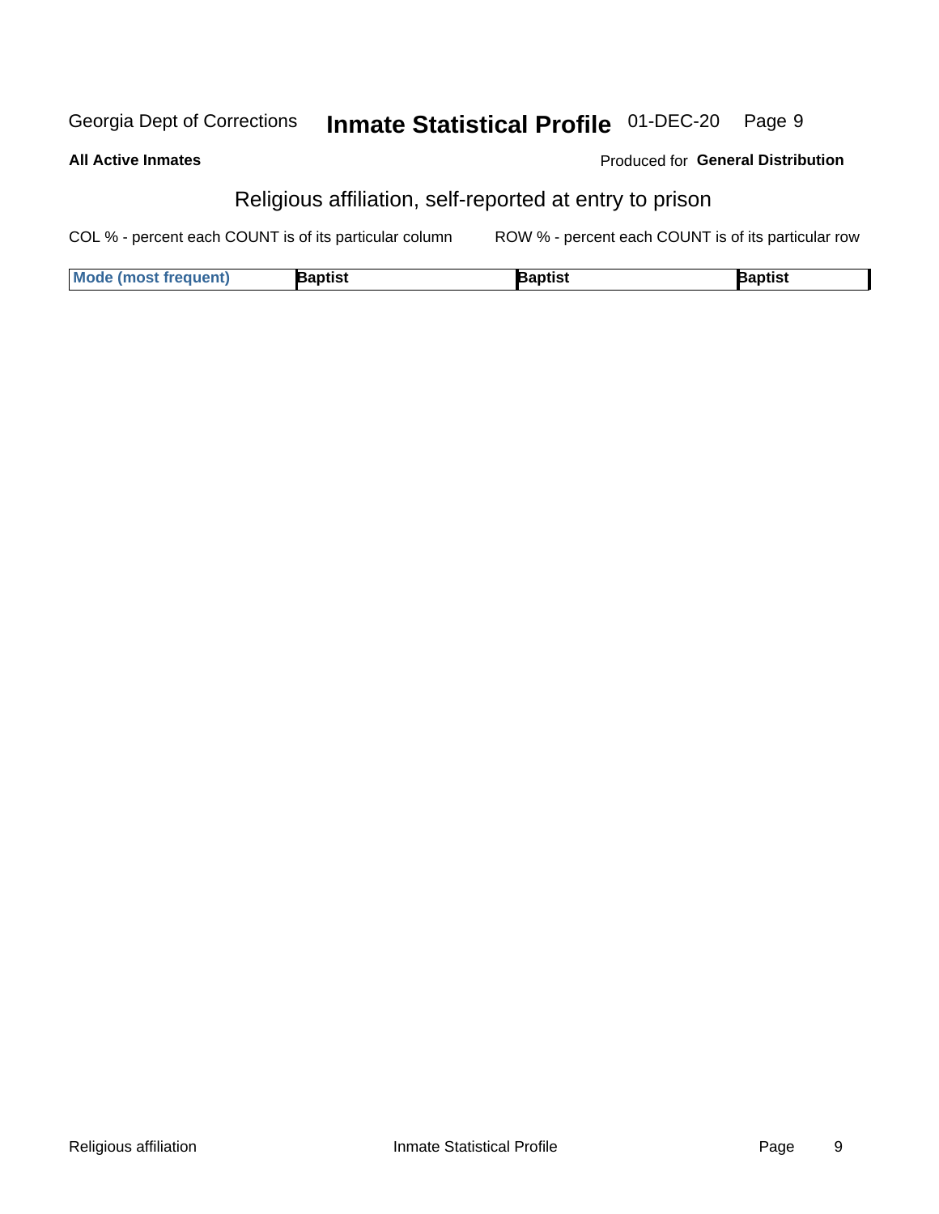**All Active Inmates**

Produced for **General Distribution**

## Religious affiliation, self-reported at entry to prison

COL % - percent each COUNT is of its particular column

ROW % - percent each COUNT is of its particular row

| Mode (most frequent) | Baptist | Baptist | Baptist |
|---|---|---|---|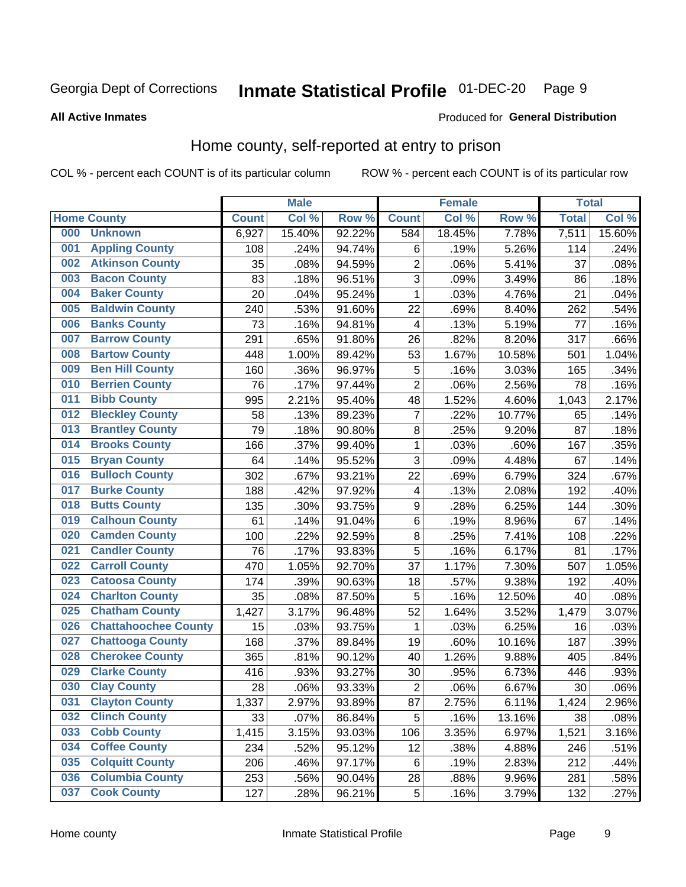Georgia Dept of Corrections **Inmate Statistical Profile** 01-DEC-20

**All Active Inmates**

Produced for **General Distribution**

## Home county, self-reported at entry to prison

COL % - percent each COUNT is of its particular column ROW % - percent each COUNT is of its particular row

| Home County | | Male | | | Female | | | Total | |
|---|---|---|---|---|---|---|---|---|---|
| | | Count | Col % | Row % | Count | Col % | Row % | Total | Col % |
| 000 | Unknown | 6,927 | 15.40% | 92.22% | 584 | 18.45% | 7.78% | 7,511 | 15.60% |
| 001 | Appling County | 108 | .24% | 94.74% | 6 | .19% | 5.26% | 114 | .24% |
| 002 | Atkinson County | 35 | .08% | 94.59% | 2 | .06% | 5.41% | 37 | .08% |
| 003 | Bacon County | 83 | .18% | 96.51% | 3 | .09% | 3.49% | 86 | .18% |
| 004 | Baker County | 20 | .04% | 95.24% | 1 | .03% | 4.76% | 21 | .04% |
| 005 | Baldwin County | 240 | .53% | 91.60% | 22 | .69% | 8.40% | 262 | .54% |
| 006 | Banks County | 73 | .16% | 94.81% | 4 | .13% | 5.19% | 77 | .16% |
| 007 | Barrow County | 291 | .65% | 91.80% | 26 | .82% | 8.20% | 317 | .66% |
| 008 | Bartow County | 448 | 1.00% | 89.42% | 53 | 1.67% | 10.58% | 501 | 1.04% |
| 009 | Ben Hill County | 160 | .36% | 96.97% | 5 | .16% | 3.03% | 165 | .34% |
| 010 | Berrien County | 76 | .17% | 97.44% | 2 | .06% | 2.56% | 78 | .16% |
| 011 | Bibb County | 995 | 2.21% | 95.40% | 48 | 1.52% | 4.60% | 1,043 | 2.17% |
| 012 | Bleckley County | 58 | .13% | 89.23% | 7 | .22% | 10.77% | 65 | .14% |
| 013 | Brantley County | 79 | .18% | 90.80% | 8 | .25% | 9.20% | 87 | .18% |
| 014 | Brooks County | 166 | .37% | 99.40% | 1 | .03% | .60% | 167 | .35% |
| 015 | Bryan County | 64 | .14% | 95.52% | 3 | .09% | 4.48% | 67 | .14% |
| 016 | Bulloch County | 302 | .67% | 93.21% | 22 | .69% | 6.79% | 324 | .67% |
| 017 | Burke County | 188 | .42% | 97.92% | 4 | .13% | 2.08% | 192 | .40% |
| 018 | Butts County | 135 | .30% | 93.75% | 9 | .28% | 6.25% | 144 | .30% |
| 019 | Calhoun County | 61 | .14% | 91.04% | 6 | .19% | 8.96% | 67 | .14% |
| 020 | Camden County | 100 | .22% | 92.59% | 8 | .25% | 7.41% | 108 | .22% |
| 021 | Candler County | 76 | .17% | 93.83% | 5 | .16% | 6.17% | 81 | .17% |
| 022 | Carroll County | 470 | 1.05% | 92.70% | 37 | 1.17% | 7.30% | 507 | 1.05% |
| 023 | Catoosa County | 174 | .39% | 90.63% | 18 | .57% | 9.38% | 192 | .40% |
| 024 | Charlton County | 35 | .08% | 87.50% | 5 | .16% | 12.50% | 40 | .08% |
| 025 | Chatham County | 1,427 | 3.17% | 96.48% | 52 | 1.64% | 3.52% | 1,479 | 3.07% |
| 026 | Chattahoochee County | 15 | .03% | 93.75% | 1 | .03% | 6.25% | 16 | .03% |
| 027 | Chattooga County | 168 | .37% | 89.84% | 19 | .60% | 10.16% | 187 | .39% |
| 028 | Cherokee County | 365 | .81% | 90.12% | 40 | 1.26% | 9.88% | 405 | .84% |
| 029 | Clarke County | 416 | .93% | 93.27% | 30 | .95% | 6.73% | 446 | .93% |
| 030 | Clay County | 28 | .06% | 93.33% | 2 | .06% | 6.67% | 30 | .06% |
| 031 | Clayton County | 1,337 | 2.97% | 93.89% | 87 | 2.75% | 6.11% | 1,424 | 2.96% |
| 032 | Clinch County | 33 | .07% | 86.84% | 5 | .16% | 13.16% | 38 | .08% |
| 033 | Cobb County | 1,415 | 3.15% | 93.03% | 106 | 3.35% | 6.97% | 1,521 | 3.16% |
| 034 | Coffee County | 234 | .52% | 95.12% | 12 | .38% | 4.88% | 246 | .51% |
| 035 | Colquitt County | 206 | .46% | 97.17% | 6 | .19% | 2.83% | 212 | .44% |
| 036 | Columbia County | 253 | .56% | 90.04% | 28 | .88% | 9.96% | 281 | .58% |
| 037 | Cook County | 127 | .28% | 96.21% | 5 | .16% | 3.79% | 132 | .27% |

Home county Inmate Statistical Profile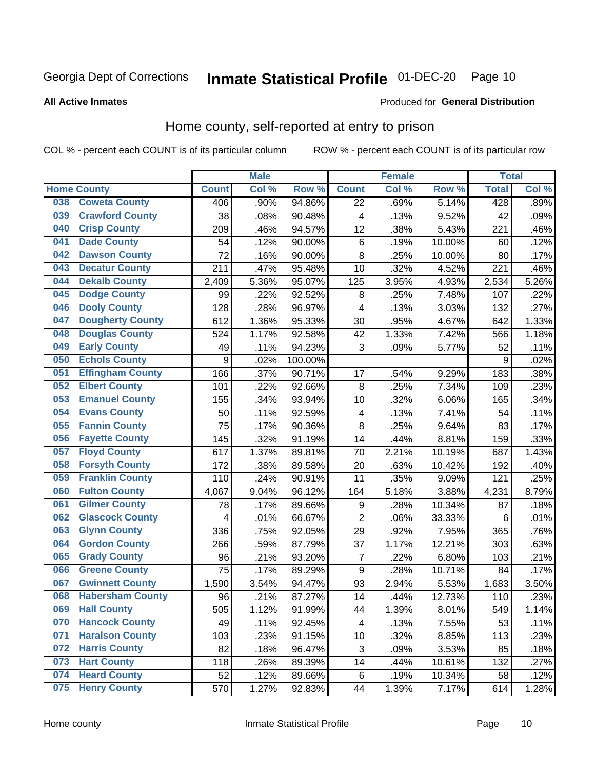Georgia Dept of Corrections **Inmate Statistical Profile** 01-DEC-20

**All Active Inmates**

Produced for **General Distribution**

## Home county, self-reported at entry to prison

COL % - percent each COUNT is of its particular column ROW % - percent each COUNT is of its particular row

| Home County | | Male | | | Female | | | Total | |
|---|---|---|---|---|---|---|---|---|---|
| | | Count | Col % | Row % | Count | Col % | Row % | Total | Col % |
| 038 | Coweta County | 406 | .90% | 94.86% | 22 | .69% | 5.14% | 428 | .89% |
| 039 | Crawford County | 38 | .08% | 90.48% | 4 | .13% | 9.52% | 42 | .09% |
| 040 | Crisp County | 209 | .46% | 94.57% | 12 | .38% | 5.43% | 221 | .46% |
| 041 | Dade County | 54 | .12% | 90.00% | 6 | .19% | 10.00% | 60 | .12% |
| 042 | Dawson County | 72 | .16% | 90.00% | 8 | .25% | 10.00% | 80 | .17% |
| 043 | Decatur County | 211 | .47% | 95.48% | 10 | .32% | 4.52% | 221 | .46% |
| 044 | Dekalb County | 2,409 | 5.36% | 95.07% | 125 | 3.95% | 4.93% | 2,534 | 5.26% |
| 045 | Dodge County | 99 | .22% | 92.52% | 8 | .25% | 7.48% | 107 | .22% |
| 046 | Dooly County | 128 | .28% | 96.97% | 4 | .13% | 3.03% | 132 | .27% |
| 047 | Dougherty County | 612 | 1.36% | 95.33% | 30 | .95% | 4.67% | 642 | 1.33% |
| 048 | Douglas County | 524 | 1.17% | 92.58% | 42 | 1.33% | 7.42% | 566 | 1.18% |
| 049 | Early County | 49 | .11% | 94.23% | 3 | .09% | 5.77% | 52 | .11% |
| 050 | Echols County | 9 | .02% | 100.00% | | | | 9 | .02% |
| 051 | Effingham County | 166 | .37% | 90.71% | 17 | .54% | 9.29% | 183 | .38% |
| 052 | Elbert County | 101 | .22% | 92.66% | 8 | .25% | 7.34% | 109 | .23% |
| 053 | Emanuel County | 155 | .34% | 93.94% | 10 | .32% | 6.06% | 165 | .34% |
| 054 | Evans County | 50 | .11% | 92.59% | 4 | .13% | 7.41% | 54 | .11% |
| 055 | Fannin County | 75 | .17% | 90.36% | 8 | .25% | 9.64% | 83 | .17% |
| 056 | Fayette County | 145 | .32% | 91.19% | 14 | .44% | 8.81% | 159 | .33% |
| 057 | Floyd County | 617 | 1.37% | 89.81% | 70 | 2.21% | 10.19% | 687 | 1.43% |
| 058 | Forsyth County | 172 | .38% | 89.58% | 20 | .63% | 10.42% | 192 | .40% |
| 059 | Franklin County | 110 | .24% | 90.91% | 11 | .35% | 9.09% | 121 | .25% |
| 060 | Fulton County | 4,067 | 9.04% | 96.12% | 164 | 5.18% | 3.88% | 4,231 | 8.79% |
| 061 | Gilmer County | 78 | .17% | 89.66% | 9 | .28% | 10.34% | 87 | .18% |
| 062 | Glascock County | 4 | .01% | 66.67% | 2 | .06% | 33.33% | 6 | .01% |
| 063 | Glynn County | 336 | .75% | 92.05% | 29 | .92% | 7.95% | 365 | .76% |
| 064 | Gordon County | 266 | .59% | 87.79% | 37 | 1.17% | 12.21% | 303 | .63% |
| 065 | Grady County | 96 | .21% | 93.20% | 7 | .22% | 6.80% | 103 | .21% |
| 066 | Greene County | 75 | .17% | 89.29% | 9 | .28% | 10.71% | 84 | .17% |
| 067 | Gwinnett County | 1,590 | 3.54% | 94.47% | 93 | 2.94% | 5.53% | 1,683 | 3.50% |
| 068 | Habersham County | 96 | .21% | 87.27% | 14 | .44% | 12.73% | 110 | .23% |
| 069 | Hall County | 505 | 1.12% | 91.99% | 44 | 1.39% | 8.01% | 549 | 1.14% |
| 070 | Hancock County | 49 | .11% | 92.45% | 4 | .13% | 7.55% | 53 | .11% |
| 071 | Haralson County | 103 | .23% | 91.15% | 10 | .32% | 8.85% | 113 | .23% |
| 072 | Harris County | 82 | .18% | 96.47% | 3 | .09% | 3.53% | 85 | .18% |
| 073 | Hart County | 118 | .26% | 89.39% | 14 | .44% | 10.61% | 132 | .27% |
| 074 | Heard County | 52 | .12% | 89.66% | 6 | .19% | 10.34% | 58 | .12% |
| 075 | Henry County | 570 | 1.27% | 92.83% | 44 | 1.39% | 7.17% | 614 | 1.28% |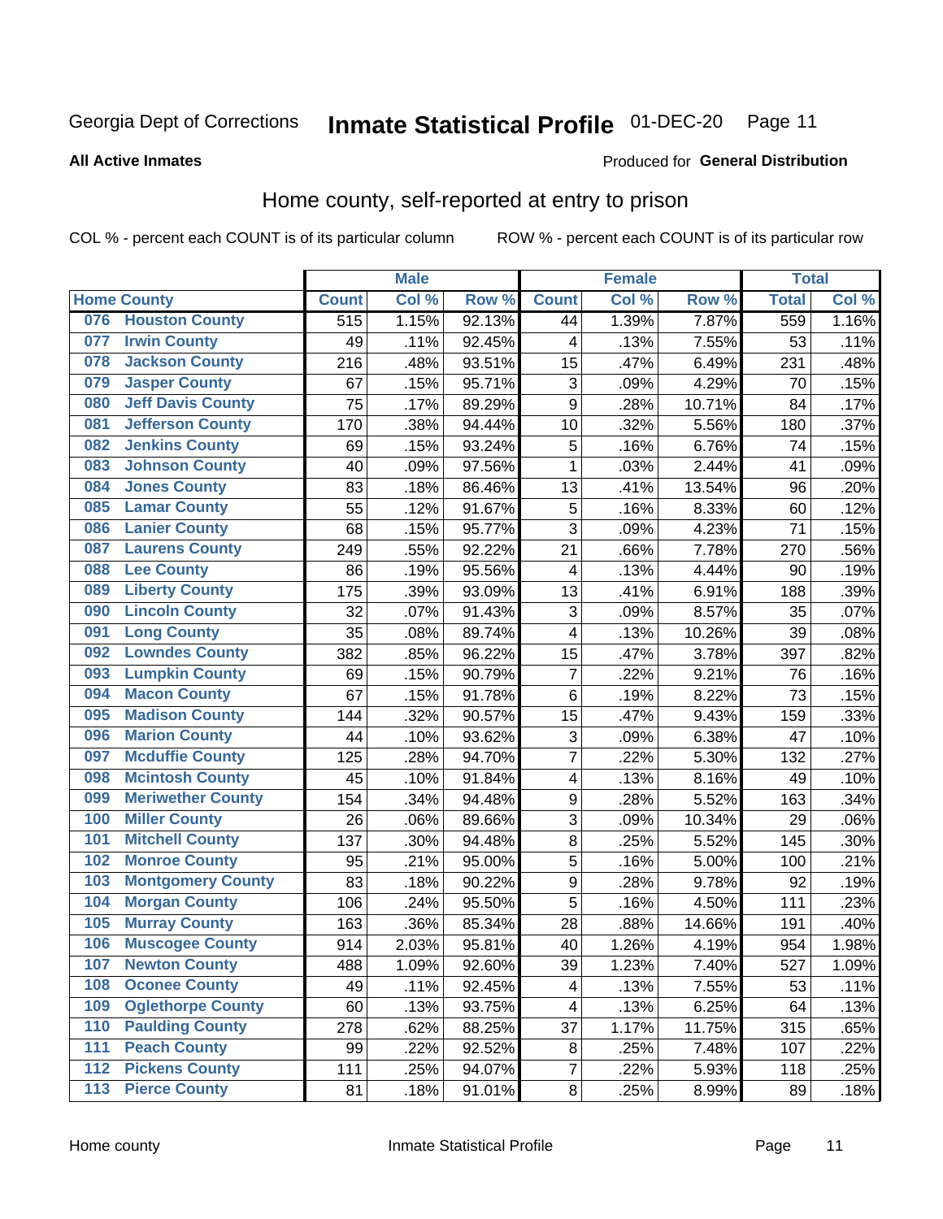Georgia Dept of Corrections **Inmate Statistical Profile** 01-DEC-20

**All Active Inmates**

Produced for **General Distribution**

## Home county, self-reported at entry to prison

COL % - percent each COUNT is of its particular column ROW % - percent each COUNT is of its particular row

| Home County | | Male | | | Female | | | Total | |
|---|---|---|---|---|---|---|---|---|---|
| | | Count | Col % | Row % | Count | Col % | Row % | Total | Col % |
| 076 | Houston County | 515 | 1.15% | 92.13% | 44 | 1.39% | 7.87% | 559 | 1.16% |
| 077 | Irwin County | 49 | .11% | 92.45% | 4 | .13% | 7.55% | 53 | .11% |
| 078 | Jackson County | 216 | .48% | 93.51% | 15 | .47% | 6.49% | 231 | .48% |
| 079 | Jasper County | 67 | .15% | 95.71% | 3 | .09% | 4.29% | 70 | .15% |
| 080 | Jeff Davis County | 75 | .17% | 89.29% | 9 | .28% | 10.71% | 84 | .17% |
| 081 | Jefferson County | 170 | .38% | 94.44% | 10 | .32% | 5.56% | 180 | .37% |
| 082 | Jenkins County | 69 | .15% | 93.24% | 5 | .16% | 6.76% | 74 | .15% |
| 083 | Johnson County | 40 | .09% | 97.56% | 1 | .03% | 2.44% | 41 | .09% |
| 084 | Jones County | 83 | .18% | 86.46% | 13 | .41% | 13.54% | 96 | .20% |
| 085 | Lamar County | 55 | .12% | 91.67% | 5 | .16% | 8.33% | 60 | .12% |
| 086 | Lanier County | 68 | .15% | 95.77% | 3 | .09% | 4.23% | 71 | .15% |
| 087 | Laurens County | 249 | .55% | 92.22% | 21 | .66% | 7.78% | 270 | .56% |
| 088 | Lee County | 86 | .19% | 95.56% | 4 | .13% | 4.44% | 90 | .19% |
| 089 | Liberty County | 175 | .39% | 93.09% | 13 | .41% | 6.91% | 188 | .39% |
| 090 | Lincoln County | 32 | .07% | 91.43% | 3 | .09% | 8.57% | 35 | .07% |
| 091 | Long County | 35 | .08% | 89.74% | 4 | .13% | 10.26% | 39 | .08% |
| 092 | Lowndes County | 382 | .85% | 96.22% | 15 | .47% | 3.78% | 397 | .82% |
| 093 | Lumpkin County | 69 | .15% | 90.79% | 7 | .22% | 9.21% | 76 | .16% |
| 094 | Macon County | 67 | .15% | 91.78% | 6 | .19% | 8.22% | 73 | .15% |
| 095 | Madison County | 144 | .32% | 90.57% | 15 | .47% | 9.43% | 159 | .33% |
| 096 | Marion County | 44 | .10% | 93.62% | 3 | .09% | 6.38% | 47 | .10% |
| 097 | Mcduffie County | 125 | .28% | 94.70% | 7 | .22% | 5.30% | 132 | .27% |
| 098 | Mcintosh County | 45 | .10% | 91.84% | 4 | .13% | 8.16% | 49 | .10% |
| 099 | Meriwether County | 154 | .34% | 94.48% | 9 | .28% | 5.52% | 163 | .34% |
| 100 | Miller County | 26 | .06% | 89.66% | 3 | .09% | 10.34% | 29 | .06% |
| 101 | Mitchell County | 137 | .30% | 94.48% | 8 | .25% | 5.52% | 145 | .30% |
| 102 | Monroe County | 95 | .21% | 95.00% | 5 | .16% | 5.00% | 100 | .21% |
| 103 | Montgomery County | 83 | .18% | 90.22% | 9 | .28% | 9.78% | 92 | .19% |
| 104 | Morgan County | 106 | .24% | 95.50% | 5 | .16% | 4.50% | 111 | .23% |
| 105 | Murray County | 163 | .36% | 85.34% | 28 | .88% | 14.66% | 191 | .40% |
| 106 | Muscogee County | 914 | 2.03% | 95.81% | 40 | 1.26% | 4.19% | 954 | 1.98% |
| 107 | Newton County | 488 | 1.09% | 92.60% | 39 | 1.23% | 7.40% | 527 | 1.09% |
| 108 | Oconee County | 49 | .11% | 92.45% | 4 | .13% | 7.55% | 53 | .11% |
| 109 | Oglethorpe County | 60 | .13% | 93.75% | 4 | .13% | 6.25% | 64 | .13% |
| 110 | Paulding County | 278 | .62% | 88.25% | 37 | 1.17% | 11.75% | 315 | .65% |
| 111 | Peach County | 99 | .22% | 92.52% | 8 | .25% | 7.48% | 107 | .22% |
| 112 | Pickens County | 111 | .25% | 94.07% | 7 | .22% | 5.93% | 118 | .25% |
| 113 | Pierce County | 81 | .18% | 91.01% | 8 | .25% | 8.99% | 89 | .18% |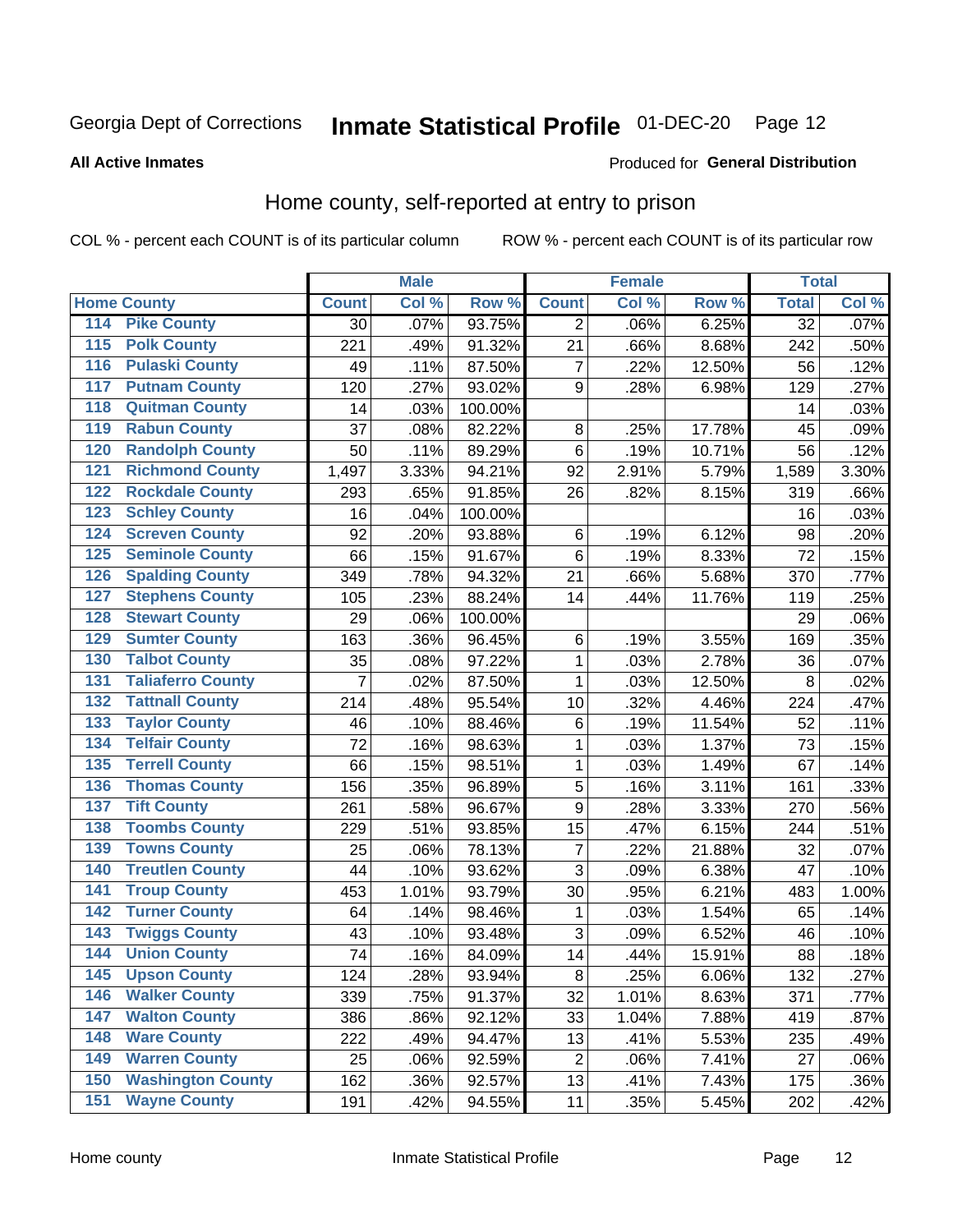Georgia Dept of Corrections **Inmate Statistical Profile** 01-DEC-20

**All Active Inmates**

Produced for **General Distribution**

## Home county, self-reported at entry to prison

COL % - percent each COUNT is of its particular column ROW % - percent each COUNT is of its particular row

| Home County | | Male | | | Female | | | Total | |
|---|---|---|---|---|---|---|---|---|---|
| | | Count | Col % | Row % | Count | Col % | Row % | Total | Col % |
| 114 | Pike County | 30 | .07% | 93.75% | 2 | .06% | 6.25% | 32 | .07% |
| 115 | Polk County | 221 | .49% | 91.32% | 21 | .66% | 8.68% | 242 | .50% |
| 116 | Pulaski County | 49 | .11% | 87.50% | 7 | .22% | 12.50% | 56 | .12% |
| 117 | Putnam County | 120 | .27% | 93.02% | 9 | .28% | 6.98% | 129 | .27% |
| 118 | Quitman County | 14 | .03% | 100.00% | | | | 14 | .03% |
| 119 | Rabun County | 37 | .08% | 82.22% | 8 | .25% | 17.78% | 45 | .09% |
| 120 | Randolph County | 50 | .11% | 89.29% | 6 | .19% | 10.71% | 56 | .12% |
| 121 | Richmond County | 1,497 | 3.33% | 94.21% | 92 | 2.91% | 5.79% | 1,589 | 3.30% |
| 122 | Rockdale County | 293 | .65% | 91.85% | 26 | .82% | 8.15% | 319 | .66% |
| 123 | Schley County | 16 | .04% | 100.00% | | | | 16 | .03% |
| 124 | Screven County | 92 | .20% | 93.88% | 6 | .19% | 6.12% | 98 | .20% |
| 125 | Seminole County | 66 | .15% | 91.67% | 6 | .19% | 8.33% | 72 | .15% |
| 126 | Spalding County | 349 | .78% | 94.32% | 21 | .66% | 5.68% | 370 | .77% |
| 127 | Stephens County | 105 | .23% | 88.24% | 14 | .44% | 11.76% | 119 | .25% |
| 128 | Stewart County | 29 | .06% | 100.00% | | | | 29 | .06% |
| 129 | Sumter County | 163 | .36% | 96.45% | 6 | .19% | 3.55% | 169 | .35% |
| 130 | Talbot County | 35 | .08% | 97.22% | 1 | .03% | 2.78% | 36 | .07% |
| 131 | Taliaferro County | 7 | .02% | 87.50% | 1 | .03% | 12.50% | 8 | .02% |
| 132 | Tattnall County | 214 | .48% | 95.54% | 10 | .32% | 4.46% | 224 | .47% |
| 133 | Taylor County | 46 | .10% | 88.46% | 6 | .19% | 11.54% | 52 | .11% |
| 134 | Telfair County | 72 | .16% | 98.63% | 1 | .03% | 1.37% | 73 | .15% |
| 135 | Terrell County | 66 | .15% | 98.51% | 1 | .03% | 1.49% | 67 | .14% |
| 136 | Thomas County | 156 | .35% | 96.89% | 5 | .16% | 3.11% | 161 | .33% |
| 137 | Tift County | 261 | .58% | 96.67% | 9 | .28% | 3.33% | 270 | .56% |
| 138 | Toombs County | 229 | .51% | 93.85% | 15 | .47% | 6.15% | 244 | .51% |
| 139 | Towns County | 25 | .06% | 78.13% | 7 | .22% | 21.88% | 32 | .07% |
| 140 | Treutlen County | 44 | .10% | 93.62% | 3 | .09% | 6.38% | 47 | .10% |
| 141 | Troup County | 453 | 1.01% | 93.79% | 30 | .95% | 6.21% | 483 | 1.00% |
| 142 | Turner County | 64 | .14% | 98.46% | 1 | .03% | 1.54% | 65 | .14% |
| 143 | Twiggs County | 43 | .10% | 93.48% | 3 | .09% | 6.52% | 46 | .10% |
| 144 | Union County | 74 | .16% | 84.09% | 14 | .44% | 15.91% | 88 | .18% |
| 145 | Upson County | 124 | .28% | 93.94% | 8 | .25% | 6.06% | 132 | .27% |
| 146 | Walker County | 339 | .75% | 91.37% | 32 | 1.01% | 8.63% | 371 | .77% |
| 147 | Walton County | 386 | .86% | 92.12% | 33 | 1.04% | 7.88% | 419 | .87% |
| 148 | Ware County | 222 | .49% | 94.47% | 13 | .41% | 5.53% | 235 | .49% |
| 149 | Warren County | 25 | .06% | 92.59% | 2 | .06% | 7.41% | 27 | .06% |
| 150 | Washington County | 162 | .36% | 92.57% | 13 | .41% | 7.43% | 175 | .36% |
| 151 | Wayne County | 191 | .42% | 94.55% | 11 | .35% | 5.45% | 202 | .42% |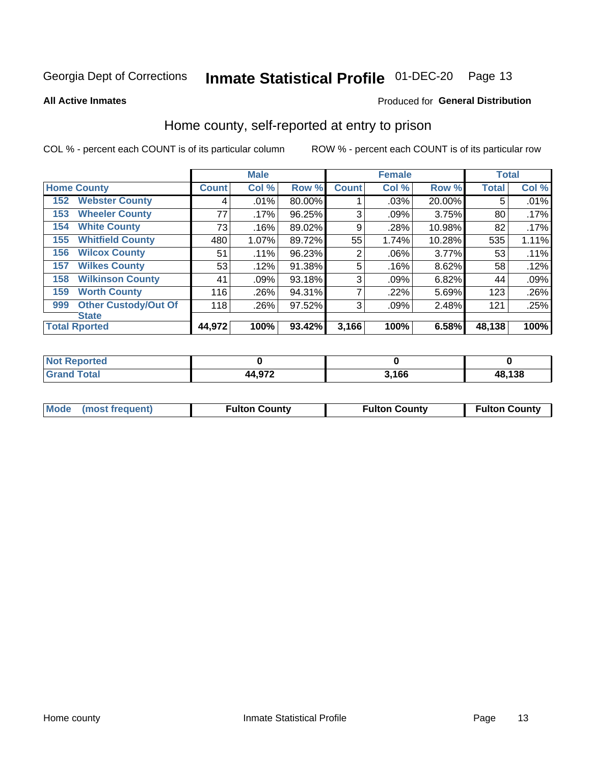Georgia Dept of Corrections **Inmate Statistical Profile** 01-DEC-20

**All Active Inmates**

Produced for **General Distribution**

## Home county, self-reported at entry to prison

COL % - percent each COUNT is of its particular column ROW % - percent each COUNT is of its particular row

| Home County | | Male | | | Female | | | Total | |
|---|---|---|---|---|---|---|---|---|---|
| | | Count | Col % | Row % | Count | Col % | Row % | Total | Col % |
| 152 | Webster County | 4 | .01% | 80.00% | 1 | .03% | 20.00% | 5 | .01% |
| 153 | Wheeler County | 77 | .17% | 96.25% | 3 | .09% | 3.75% | 80 | .17% |
| 154 | White County | 73 | .16% | 89.02% | 9 | .28% | 10.98% | 82 | .17% |
| 155 | Whitfield County | 480 | 1.07% | 89.72% | 55 | 1.74% | 10.28% | 535 | 1.11% |
| 156 | Wilcox County | 51 | .11% | 96.23% | 2 | .06% | 3.77% | 53 | .11% |
| 157 | Wilkes County | 53 | .12% | 91.38% | 5 | .16% | 8.62% | 58 | .12% |
| 158 | Wilkinson County | 41 | .09% | 93.18% | 3 | .09% | 6.82% | 44 | .09% |
| 159 | Worth County | 116 | .26% | 94.31% | 7 | .22% | 5.69% | 123 | .26% |
| 999 | Other Custody/Out Of State | 118 | .26% | 97.52% | 3 | .09% | 2.48% | 121 | .25% |
| **Total Rported** | | **44,972** | **100%** | **93.42%** | **3,166** | **100%** | **6.58%** | **48,138** | **100%** |

| | Male | Female | Total |
|---|---|---|---|
| Not Reported | 0 | 0 | 0 |
| Grand Total | 44,972 | 3,166 | 48,138 |

| | Male | Female | Total |
|---|---|---|---|
| Mode (most frequent) | Fulton County | Fulton County | Fulton County |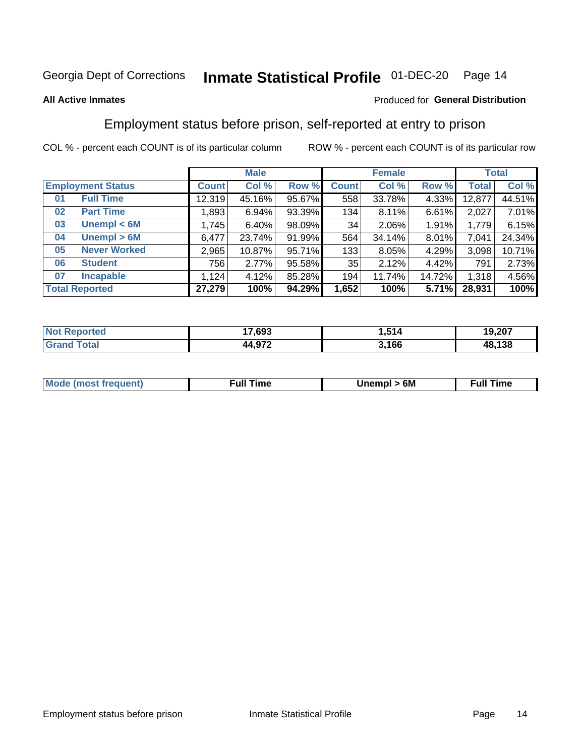Georgia Dept of Corrections **Inmate Statistical Profile** 01-DEC-20

**All Active Inmates**

Produced for **General Distribution**

## Employment status before prison, self-reported at entry to prison

COL % - percent each COUNT is of its particular column    ROW % - percent each COUNT is of its particular row

| | | Male | | | Female | | | Total | |
|---|---|---|---|---|---|---|---|---|---|
| **Employment Status** | | **Count** | **Col %** | **Row %** | **Count** | **Col %** | **Row %** | **Total** | **Col %** |
| 01 | Full Time | 12,319 | 45.16% | 95.67% | 558 | 33.78% | 4.33% | 12,877 | 44.51% |
| 02 | Part Time | 1,893 | 6.94% | 93.39% | 134 | 8.11% | 6.61% | 2,027 | 7.01% |
| 03 | Unempl < 6M | 1,745 | 6.40% | 98.09% | 34 | 2.06% | 1.91% | 1,779 | 6.15% |
| 04 | Unempl > 6M | 6,477 | 23.74% | 91.99% | 564 | 34.14% | 8.01% | 7,041 | 24.34% |
| 05 | Never Worked | 2,965 | 10.87% | 95.71% | 133 | 8.05% | 4.29% | 3,098 | 10.71% |
| 06 | Student | 756 | 2.77% | 95.58% | 35 | 2.12% | 4.42% | 791 | 2.73% |
| 07 | Incapable | 1,124 | 4.12% | 85.28% | 194 | 11.74% | 14.72% | 1,318 | 4.56% |
| **Total Reported** | | **27,279** | **100%** | **94.29%** | **1,652** | **100%** | **5.71%** | **28,931** | **100%** |

| | Male | Female | Total |
|---|---|---|---|
| Not Reported | 17,693 | 1,514 | 19,207 |
| Grand Total | 44,972 | 3,166 | 48,138 |

| | Male | Female | Total |
|---|---|---|---|
| Mode (most frequent) | Full Time | Unempl > 6M | Full Time |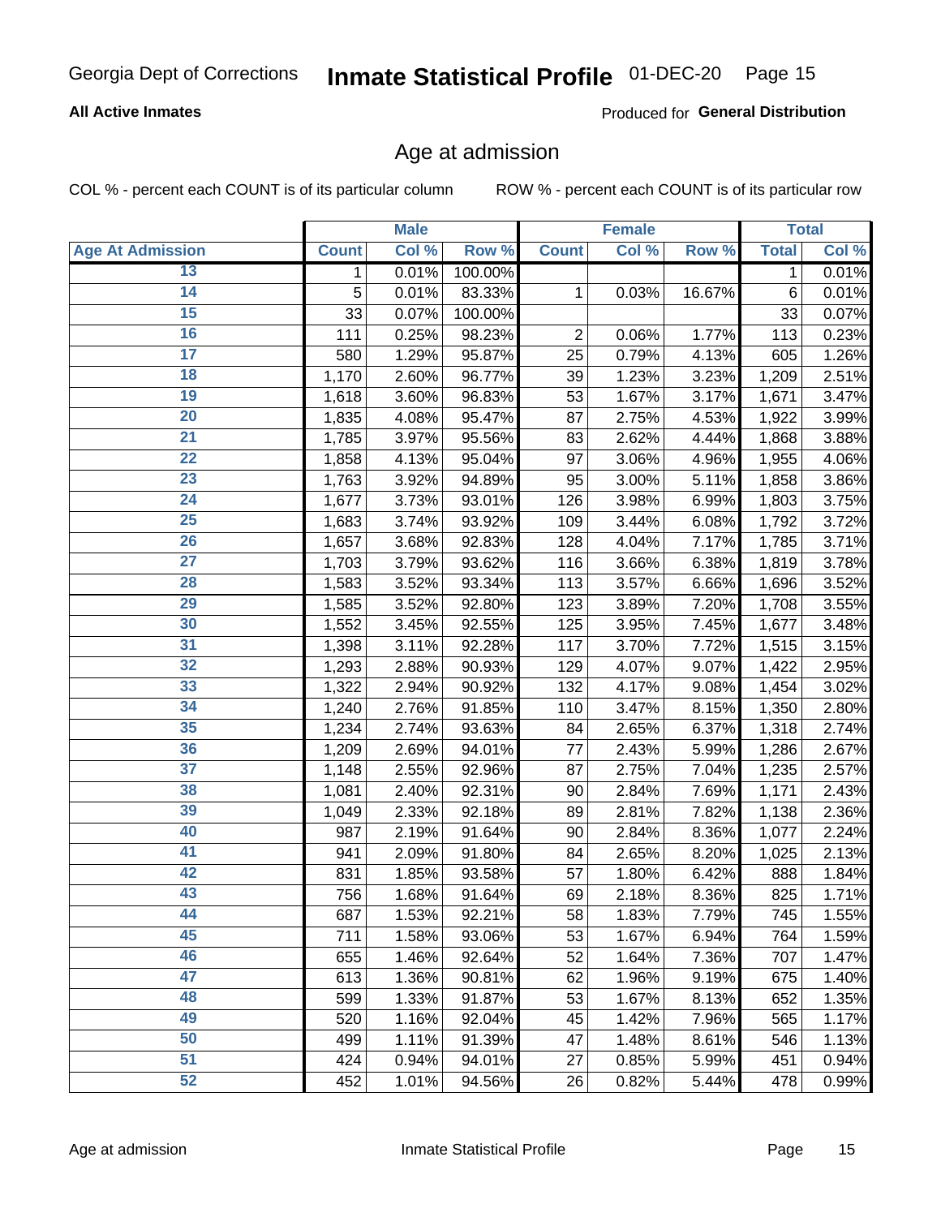**All Active Inmates** Produced for **General Distribution**

## Age at admission

COL % - percent each COUNT is of its particular column     ROW % - percent each COUNT is of its particular row

| | Male | | | Female | | | Total | |
|---|---|---|---|---|---|---|---|---|
| **Age At Admission** | **Count** | **Col %** | **Row %** | **Count** | **Col %** | **Row %** | **Total** | **Col %** |
| 13 | 1 | 0.01% | 100.00% | | | | 1 | 0.01% |
| 14 | 5 | 0.01% | 83.33% | 1 | 0.03% | 16.67% | 6 | 0.01% |
| 15 | 33 | 0.07% | 100.00% | | | | 33 | 0.07% |
| 16 | 111 | 0.25% | 98.23% | 2 | 0.06% | 1.77% | 113 | 0.23% |
| 17 | 580 | 1.29% | 95.87% | 25 | 0.79% | 4.13% | 605 | 1.26% |
| 18 | 1,170 | 2.60% | 96.77% | 39 | 1.23% | 3.23% | 1,209 | 2.51% |
| 19 | 1,618 | 3.60% | 96.83% | 53 | 1.67% | 3.17% | 1,671 | 3.47% |
| 20 | 1,835 | 4.08% | 95.47% | 87 | 2.75% | 4.53% | 1,922 | 3.99% |
| 21 | 1,785 | 3.97% | 95.56% | 83 | 2.62% | 4.44% | 1,868 | 3.88% |
| 22 | 1,858 | 4.13% | 95.04% | 97 | 3.06% | 4.96% | 1,955 | 4.06% |
| 23 | 1,763 | 3.92% | 94.89% | 95 | 3.00% | 5.11% | 1,858 | 3.86% |
| 24 | 1,677 | 3.73% | 93.01% | 126 | 3.98% | 6.99% | 1,803 | 3.75% |
| 25 | 1,683 | 3.74% | 93.92% | 109 | 3.44% | 6.08% | 1,792 | 3.72% |
| 26 | 1,657 | 3.68% | 92.83% | 128 | 4.04% | 7.17% | 1,785 | 3.71% |
| 27 | 1,703 | 3.79% | 93.62% | 116 | 3.66% | 6.38% | 1,819 | 3.78% |
| 28 | 1,583 | 3.52% | 93.34% | 113 | 3.57% | 6.66% | 1,696 | 3.52% |
| 29 | 1,585 | 3.52% | 92.80% | 123 | 3.89% | 7.20% | 1,708 | 3.55% |
| 30 | 1,552 | 3.45% | 92.55% | 125 | 3.95% | 7.45% | 1,677 | 3.48% |
| 31 | 1,398 | 3.11% | 92.28% | 117 | 3.70% | 7.72% | 1,515 | 3.15% |
| 32 | 1,293 | 2.88% | 90.93% | 129 | 4.07% | 9.07% | 1,422 | 2.95% |
| 33 | 1,322 | 2.94% | 90.92% | 132 | 4.17% | 9.08% | 1,454 | 3.02% |
| 34 | 1,240 | 2.76% | 91.85% | 110 | 3.47% | 8.15% | 1,350 | 2.80% |
| 35 | 1,234 | 2.74% | 93.63% | 84 | 2.65% | 6.37% | 1,318 | 2.74% |
| 36 | 1,209 | 2.69% | 94.01% | 77 | 2.43% | 5.99% | 1,286 | 2.67% |
| 37 | 1,148 | 2.55% | 92.96% | 87 | 2.75% | 7.04% | 1,235 | 2.57% |
| 38 | 1,081 | 2.40% | 92.31% | 90 | 2.84% | 7.69% | 1,171 | 2.43% |
| 39 | 1,049 | 2.33% | 92.18% | 89 | 2.81% | 7.82% | 1,138 | 2.36% |
| 40 | 987 | 2.19% | 91.64% | 90 | 2.84% | 8.36% | 1,077 | 2.24% |
| 41 | 941 | 2.09% | 91.80% | 84 | 2.65% | 8.20% | 1,025 | 2.13% |
| 42 | 831 | 1.85% | 93.58% | 57 | 1.80% | 6.42% | 888 | 1.84% |
| 43 | 756 | 1.68% | 91.64% | 69 | 2.18% | 8.36% | 825 | 1.71% |
| 44 | 687 | 1.53% | 92.21% | 58 | 1.83% | 7.79% | 745 | 1.55% |
| 45 | 711 | 1.58% | 93.06% | 53 | 1.67% | 6.94% | 764 | 1.59% |
| 46 | 655 | 1.46% | 92.64% | 52 | 1.64% | 7.36% | 707 | 1.47% |
| 47 | 613 | 1.36% | 90.81% | 62 | 1.96% | 9.19% | 675 | 1.40% |
| 48 | 599 | 1.33% | 91.87% | 53 | 1.67% | 8.13% | 652 | 1.35% |
| 49 | 520 | 1.16% | 92.04% | 45 | 1.42% | 7.96% | 565 | 1.17% |
| 50 | 499 | 1.11% | 91.39% | 47 | 1.48% | 8.61% | 546 | 1.13% |
| 51 | 424 | 0.94% | 94.01% | 27 | 0.85% | 5.99% | 451 | 0.94% |
| 52 | 452 | 1.01% | 94.56% | 26 | 0.82% | 5.44% | 478 | 0.99% |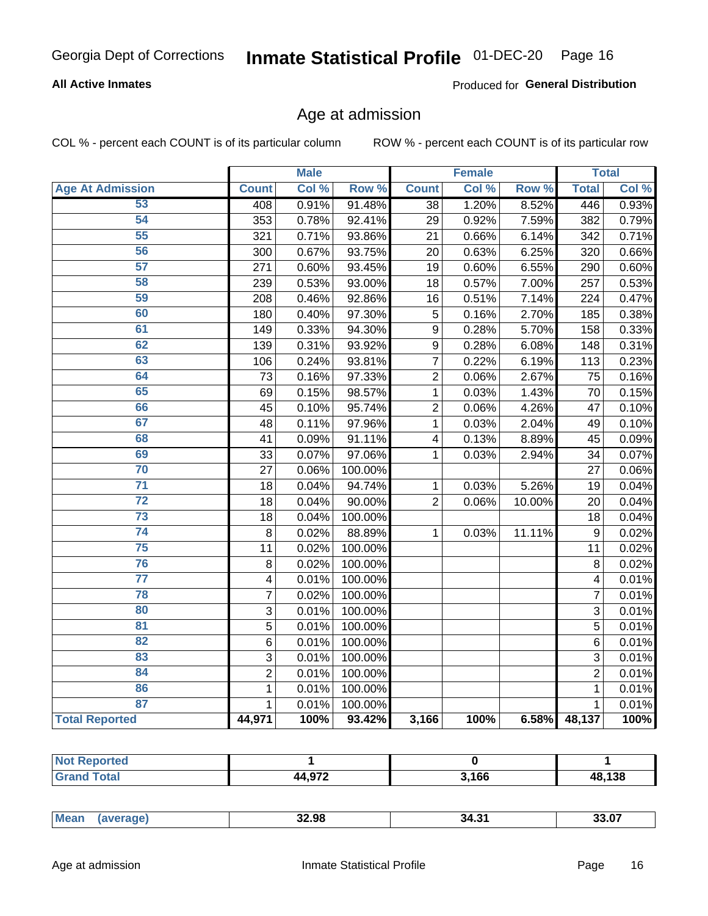**All Active Inmates** | Produced for **General Distribution**

## Age at admission

COL % - percent each COUNT is of its particular column | ROW % - percent each COUNT is of its particular row

| Age At Admission | Male | | | Female | | | Total | |
|---|---|---|---|---|---|---|---|---|
| | Count | Col % | Row % | Count | Col % | Row % | Total | Col % |
| 53 | 408 | 0.91% | 91.48% | 38 | 1.20% | 8.52% | 446 | 0.93% |
| 54 | 353 | 0.78% | 92.41% | 29 | 0.92% | 7.59% | 382 | 0.79% |
| 55 | 321 | 0.71% | 93.86% | 21 | 0.66% | 6.14% | 342 | 0.71% |
| 56 | 300 | 0.67% | 93.75% | 20 | 0.63% | 6.25% | 320 | 0.66% |
| 57 | 271 | 0.60% | 93.45% | 19 | 0.60% | 6.55% | 290 | 0.60% |
| 58 | 239 | 0.53% | 93.00% | 18 | 0.57% | 7.00% | 257 | 0.53% |
| 59 | 208 | 0.46% | 92.86% | 16 | 0.51% | 7.14% | 224 | 0.47% |
| 60 | 180 | 0.40% | 97.30% | 5 | 0.16% | 2.70% | 185 | 0.38% |
| 61 | 149 | 0.33% | 94.30% | 9 | 0.28% | 5.70% | 158 | 0.33% |
| 62 | 139 | 0.31% | 93.92% | 9 | 0.28% | 6.08% | 148 | 0.31% |
| 63 | 106 | 0.24% | 93.81% | 7 | 0.22% | 6.19% | 113 | 0.23% |
| 64 | 73 | 0.16% | 97.33% | 2 | 0.06% | 2.67% | 75 | 0.16% |
| 65 | 69 | 0.15% | 98.57% | 1 | 0.03% | 1.43% | 70 | 0.15% |
| 66 | 45 | 0.10% | 95.74% | 2 | 0.06% | 4.26% | 47 | 0.10% |
| 67 | 48 | 0.11% | 97.96% | 1 | 0.03% | 2.04% | 49 | 0.10% |
| 68 | 41 | 0.09% | 91.11% | 4 | 0.13% | 8.89% | 45 | 0.09% |
| 69 | 33 | 0.07% | 97.06% | 1 | 0.03% | 2.94% | 34 | 0.07% |
| 70 | 27 | 0.06% | 100.00% | | | | 27 | 0.06% |
| 71 | 18 | 0.04% | 94.74% | 1 | 0.03% | 5.26% | 19 | 0.04% |
| 72 | 18 | 0.04% | 90.00% | 2 | 0.06% | 10.00% | 20 | 0.04% |
| 73 | 18 | 0.04% | 100.00% | | | | 18 | 0.04% |
| 74 | 8 | 0.02% | 88.89% | 1 | 0.03% | 11.11% | 9 | 0.02% |
| 75 | 11 | 0.02% | 100.00% | | | | 11 | 0.02% |
| 76 | 8 | 0.02% | 100.00% | | | | 8 | 0.02% |
| 77 | 4 | 0.01% | 100.00% | | | | 4 | 0.01% |
| 78 | 7 | 0.02% | 100.00% | | | | 7 | 0.01% |
| 80 | 3 | 0.01% | 100.00% | | | | 3 | 0.01% |
| 81 | 5 | 0.01% | 100.00% | | | | 5 | 0.01% |
| 82 | 6 | 0.01% | 100.00% | | | | 6 | 0.01% |
| 83 | 3 | 0.01% | 100.00% | | | | 3 | 0.01% |
| 84 | 2 | 0.01% | 100.00% | | | | 2 | 0.01% |
| 86 | 1 | 0.01% | 100.00% | | | | 1 | 0.01% |
| 87 | 1 | 0.01% | 100.00% | | | | 1 | 0.01% |
| **Total Reported** | **44,971** | **100%** | **93.42%** | **3,166** | **100%** | **6.58%** | **48,137** | **100%** |

| | Male | Female | Total |
|---|---|---|---|
| Not Reported | 1 | 0 | 1 |
| Grand Total | 44,972 | 3,166 | 48,138 |

| | Male | Female | Total |
|---|---|---|---|
| Mean (average) | 32.98 | 34.31 | 33.07 |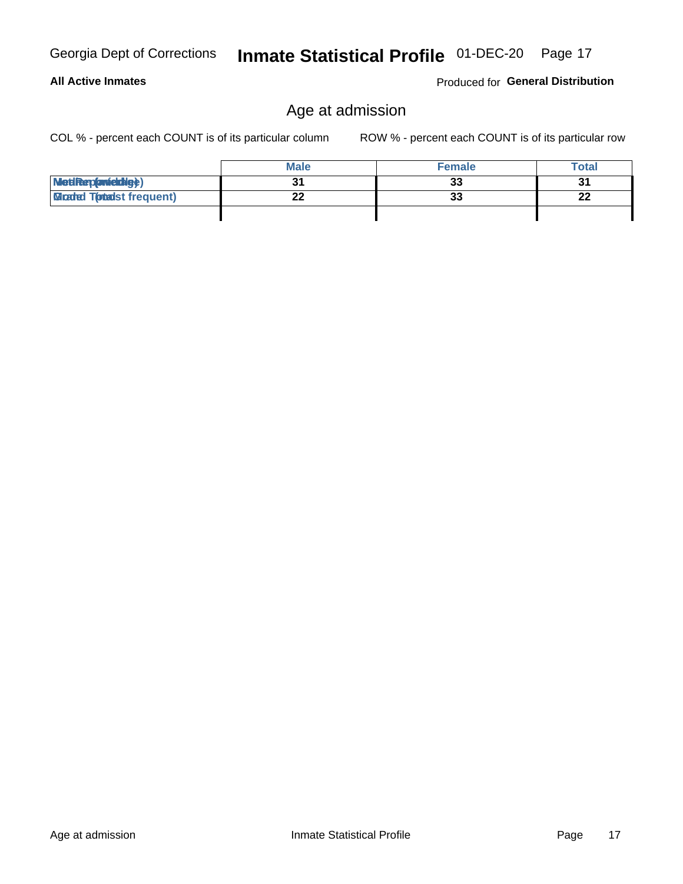## Age at admission

COL % - percent each COUNT is of its particular column ROW % - percent each COUNT is of its particular row

| | Male | Female | Total |
|---|---|---|---|
| Median (middle) | 31 | 33 | 31 |
| Mode (most frequent) | 22 | 33 | 22 |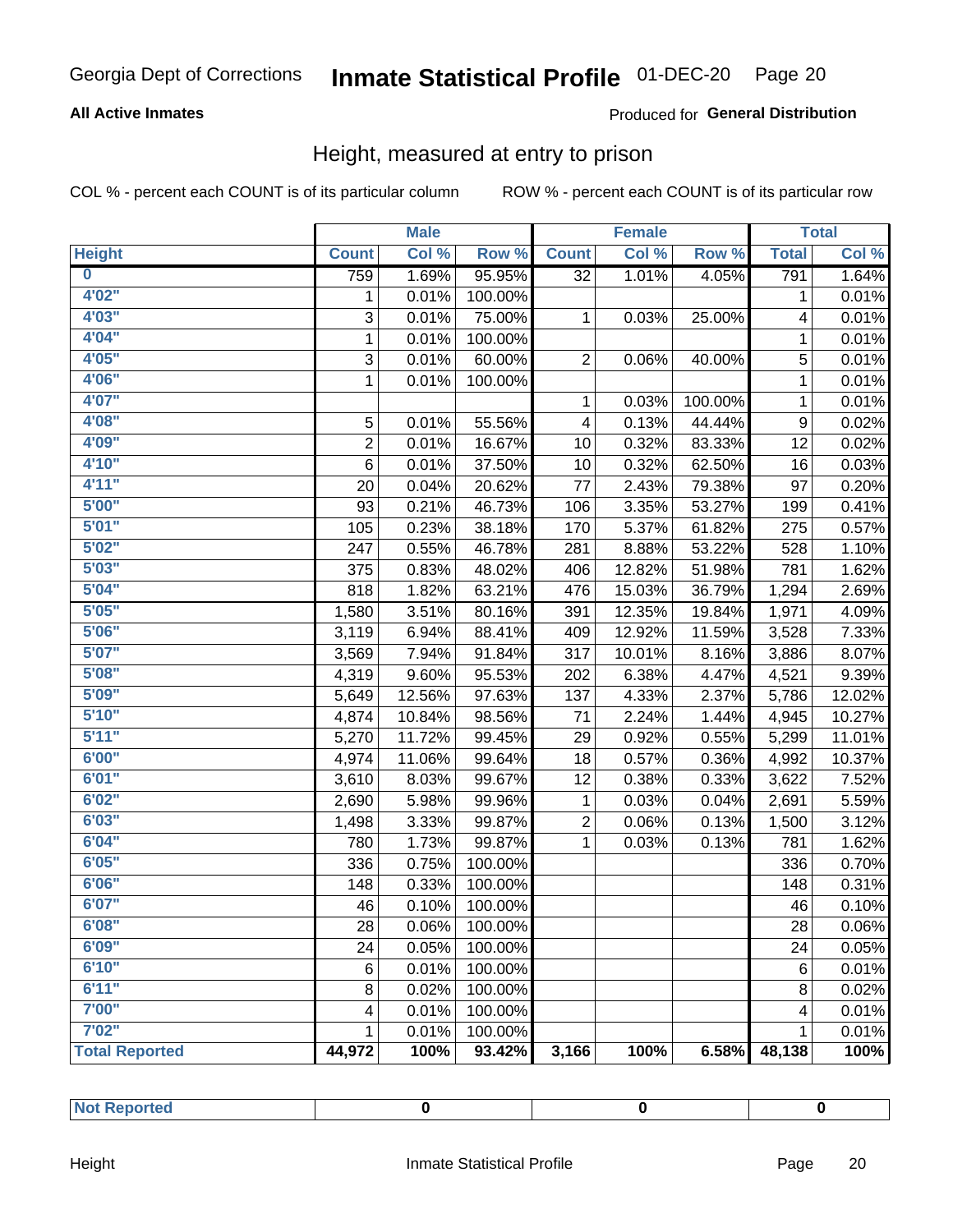Georgia Dept of Corrections **Inmate Statistical Profile** 01-DEC-20

**All Active Inmates**

Produced for **General Distribution**

## Height, measured at entry to prison

COL % - percent each COUNT is of its particular column    ROW % - percent each COUNT is of its particular row

| | Male | | | Female | | | Total | |
|---|---|---|---|---|---|---|---|---|
| **Height** | **Count** | **Col %** | **Row %** | **Count** | **Col %** | **Row %** | **Total** | **Col %** |
| **0** | 759 | 1.69% | 95.95% | 32 | 1.01% | 4.05% | 791 | 1.64% |
| **4'02"** | 1 | 0.01% | 100.00% | | | | 1 | 0.01% |
| **4'03"** | 3 | 0.01% | 75.00% | 1 | 0.03% | 25.00% | 4 | 0.01% |
| **4'04"** | 1 | 0.01% | 100.00% | | | | 1 | 0.01% |
| **4'05"** | 3 | 0.01% | 60.00% | 2 | 0.06% | 40.00% | 5 | 0.01% |
| **4'06"** | 1 | 0.01% | 100.00% | | | | 1 | 0.01% |
| **4'07"** | | | | 1 | 0.03% | 100.00% | 1 | 0.01% |
| **4'08"** | 5 | 0.01% | 55.56% | 4 | 0.13% | 44.44% | 9 | 0.02% |
| **4'09"** | 2 | 0.01% | 16.67% | 10 | 0.32% | 83.33% | 12 | 0.02% |
| **4'10"** | 6 | 0.01% | 37.50% | 10 | 0.32% | 62.50% | 16 | 0.03% |
| **4'11"** | 20 | 0.04% | 20.62% | 77 | 2.43% | 79.38% | 97 | 0.20% |
| **5'00"** | 93 | 0.21% | 46.73% | 106 | 3.35% | 53.27% | 199 | 0.41% |
| **5'01"** | 105 | 0.23% | 38.18% | 170 | 5.37% | 61.82% | 275 | 0.57% |
| **5'02"** | 247 | 0.55% | 46.78% | 281 | 8.88% | 53.22% | 528 | 1.10% |
| **5'03"** | 375 | 0.83% | 48.02% | 406 | 12.82% | 51.98% | 781 | 1.62% |
| **5'04"** | 818 | 1.82% | 63.21% | 476 | 15.03% | 36.79% | 1,294 | 2.69% |
| **5'05"** | 1,580 | 3.51% | 80.16% | 391 | 12.35% | 19.84% | 1,971 | 4.09% |
| **5'06"** | 3,119 | 6.94% | 88.41% | 409 | 12.92% | 11.59% | 3,528 | 7.33% |
| **5'07"** | 3,569 | 7.94% | 91.84% | 317 | 10.01% | 8.16% | 3,886 | 8.07% |
| **5'08"** | 4,319 | 9.60% | 95.53% | 202 | 6.38% | 4.47% | 4,521 | 9.39% |
| **5'09"** | 5,649 | 12.56% | 97.63% | 137 | 4.33% | 2.37% | 5,786 | 12.02% |
| **5'10"** | 4,874 | 10.84% | 98.56% | 71 | 2.24% | 1.44% | 4,945 | 10.27% |
| **5'11"** | 5,270 | 11.72% | 99.45% | 29 | 0.92% | 0.55% | 5,299 | 11.01% |
| **6'00"** | 4,974 | 11.06% | 99.64% | 18 | 0.57% | 0.36% | 4,992 | 10.37% |
| **6'01"** | 3,610 | 8.03% | 99.67% | 12 | 0.38% | 0.33% | 3,622 | 7.52% |
| **6'02"** | 2,690 | 5.98% | 99.96% | 1 | 0.03% | 0.04% | 2,691 | 5.59% |
| **6'03"** | 1,498 | 3.33% | 99.87% | 2 | 0.06% | 0.13% | 1,500 | 3.12% |
| **6'04"** | 780 | 1.73% | 99.87% | 1 | 0.03% | 0.13% | 781 | 1.62% |
| **6'05"** | 336 | 0.75% | 100.00% | | | | 336 | 0.70% |
| **6'06"** | 148 | 0.33% | 100.00% | | | | 148 | 0.31% |
| **6'07"** | 46 | 0.10% | 100.00% | | | | 46 | 0.10% |
| **6'08"** | 28 | 0.06% | 100.00% | | | | 28 | 0.06% |
| **6'09"** | 24 | 0.05% | 100.00% | | | | 24 | 0.05% |
| **6'10"** | 6 | 0.01% | 100.00% | | | | 6 | 0.01% |
| **6'11"** | 8 | 0.02% | 100.00% | | | | 8 | 0.02% |
| **7'00"** | 4 | 0.01% | 100.00% | | | | 4 | 0.01% |
| **7'02"** | 1 | 0.01% | 100.00% | | | | 1 | 0.01% |
| **Total Reported** | **44,972** | **100%** | **93.42%** | **3,166** | **100%** | **6.58%** | **48,138** | **100%** |

| | Male | Female | Total |
|---|---|---|---|
| **Not Reported** | **0** | **0** | **0** |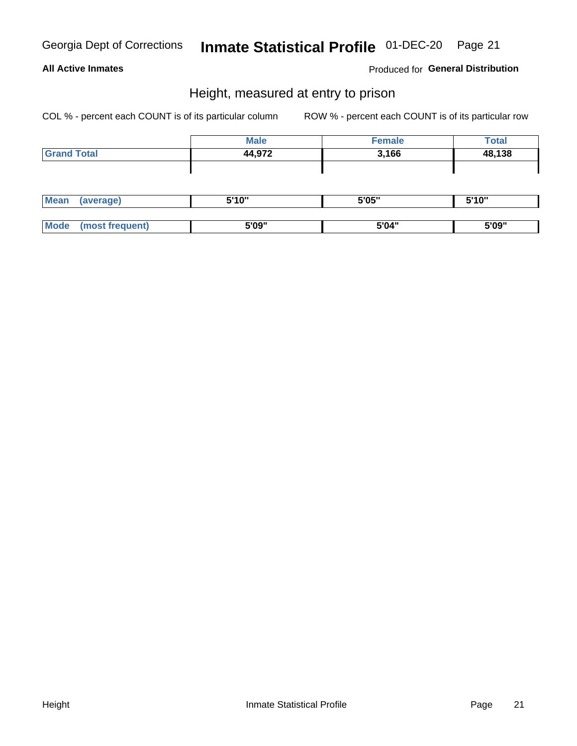Georgia Dept of Corrections **Inmate Statistical Profile** 01-DEC-20

**All Active Inmates**

Produced for **General Distribution**

## Height, measured at entry to prison

COL % - percent each COUNT is of its particular column ROW % - percent each COUNT is of its particular row

| | Male | Female | Total |
|---|---|---|---|
| **Grand Total** | **44,972** | **3,166** | **48,138** |

| | Male | Female | Total |
|---|---|---|---|
| **Mean (average)** | **5'10"** | **5'05"** | **5'10"** |
| **Mode (most frequent)** | **5'09"** | **5'04"** | **5'09"** |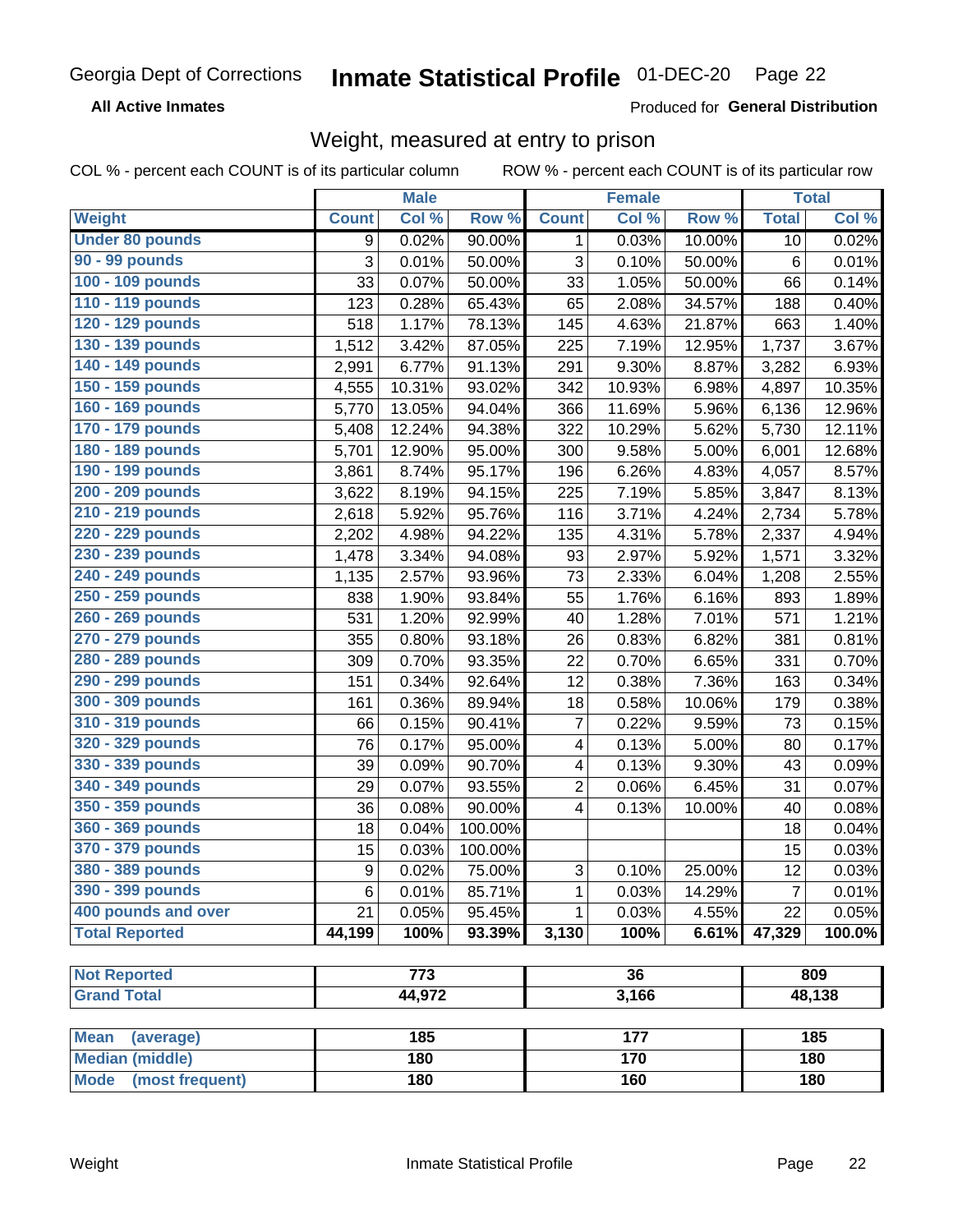Georgia Dept of Corrections **Inmate Statistical Profile** 01-DEC-20

**All Active Inmates**

Produced for **General Distribution**

## Weight, measured at entry to prison

COL % - percent each COUNT is of its particular column    ROW % - percent each COUNT is of its particular row

| | Male | | | Female | | | Total | |
|---|---|---|---|---|---|---|---|---|
| Weight | Count | Col % | Row % | Count | Col % | Row % | Total | Col % |
| Under 80 pounds | 9 | 0.02% | 90.00% | 1 | 0.03% | 10.00% | 10 | 0.02% |
| 90 - 99 pounds | 3 | 0.01% | 50.00% | 3 | 0.10% | 50.00% | 6 | 0.01% |
| 100 - 109 pounds | 33 | 0.07% | 50.00% | 33 | 1.05% | 50.00% | 66 | 0.14% |
| 110 - 119 pounds | 123 | 0.28% | 65.43% | 65 | 2.08% | 34.57% | 188 | 0.40% |
| 120 - 129 pounds | 518 | 1.17% | 78.13% | 145 | 4.63% | 21.87% | 663 | 1.40% |
| 130 - 139 pounds | 1,512 | 3.42% | 87.05% | 225 | 7.19% | 12.95% | 1,737 | 3.67% |
| 140 - 149 pounds | 2,991 | 6.77% | 91.13% | 291 | 9.30% | 8.87% | 3,282 | 6.93% |
| 150 - 159 pounds | 4,555 | 10.31% | 93.02% | 342 | 10.93% | 6.98% | 4,897 | 10.35% |
| 160 - 169 pounds | 5,770 | 13.05% | 94.04% | 366 | 11.69% | 5.96% | 6,136 | 12.96% |
| 170 - 179 pounds | 5,408 | 12.24% | 94.38% | 322 | 10.29% | 5.62% | 5,730 | 12.11% |
| 180 - 189 pounds | 5,701 | 12.90% | 95.00% | 300 | 9.58% | 5.00% | 6,001 | 12.68% |
| 190 - 199 pounds | 3,861 | 8.74% | 95.17% | 196 | 6.26% | 4.83% | 4,057 | 8.57% |
| 200 - 209 pounds | 3,622 | 8.19% | 94.15% | 225 | 7.19% | 5.85% | 3,847 | 8.13% |
| 210 - 219 pounds | 2,618 | 5.92% | 95.76% | 116 | 3.71% | 4.24% | 2,734 | 5.78% |
| 220 - 229 pounds | 2,202 | 4.98% | 94.22% | 135 | 4.31% | 5.78% | 2,337 | 4.94% |
| 230 - 239 pounds | 1,478 | 3.34% | 94.08% | 93 | 2.97% | 5.92% | 1,571 | 3.32% |
| 240 - 249 pounds | 1,135 | 2.57% | 93.96% | 73 | 2.33% | 6.04% | 1,208 | 2.55% |
| 250 - 259 pounds | 838 | 1.90% | 93.84% | 55 | 1.76% | 6.16% | 893 | 1.89% |
| 260 - 269 pounds | 531 | 1.20% | 92.99% | 40 | 1.28% | 7.01% | 571 | 1.21% |
| 270 - 279 pounds | 355 | 0.80% | 93.18% | 26 | 0.83% | 6.82% | 381 | 0.81% |
| 280 - 289 pounds | 309 | 0.70% | 93.35% | 22 | 0.70% | 6.65% | 331 | 0.70% |
| 290 - 299 pounds | 151 | 0.34% | 92.64% | 12 | 0.38% | 7.36% | 163 | 0.34% |
| 300 - 309 pounds | 161 | 0.36% | 89.94% | 18 | 0.58% | 10.06% | 179 | 0.38% |
| 310 - 319 pounds | 66 | 0.15% | 90.41% | 7 | 0.22% | 9.59% | 73 | 0.15% |
| 320 - 329 pounds | 76 | 0.17% | 95.00% | 4 | 0.13% | 5.00% | 80 | 0.17% |
| 330 - 339 pounds | 39 | 0.09% | 90.70% | 4 | 0.13% | 9.30% | 43 | 0.09% |
| 340 - 349 pounds | 29 | 0.07% | 93.55% | 2 | 0.06% | 6.45% | 31 | 0.07% |
| 350 - 359 pounds | 36 | 0.08% | 90.00% | 4 | 0.13% | 10.00% | 40 | 0.08% |
| 360 - 369 pounds | 18 | 0.04% | 100.00% | | | | 18 | 0.04% |
| 370 - 379 pounds | 15 | 0.03% | 100.00% | | | | 15 | 0.03% |
| 380 - 389 pounds | 9 | 0.02% | 75.00% | 3 | 0.10% | 25.00% | 12 | 0.03% |
| 390 - 399 pounds | 6 | 0.01% | 85.71% | 1 | 0.03% | 14.29% | 7 | 0.01% |
| 400 pounds and over | 21 | 0.05% | 95.45% | 1 | 0.03% | 4.55% | 22 | 0.05% |
| **Total Reported** | **44,199** | **100%** | **93.39%** | **3,130** | **100%** | **6.61%** | **47,329** | **100.0%** |

| | Male | Female | Total |
|---|---|---|---|
| Not Reported | 773 | 36 | 809 |
| Grand Total | 44,972 | 3,166 | 48,138 |

| | Male | Female | Total |
|---|---|---|---|
| Mean (average) | 185 | 177 | 185 |
| Median (middle) | 180 | 170 | 180 |
| Mode (most frequent) | 180 | 160 | 180 |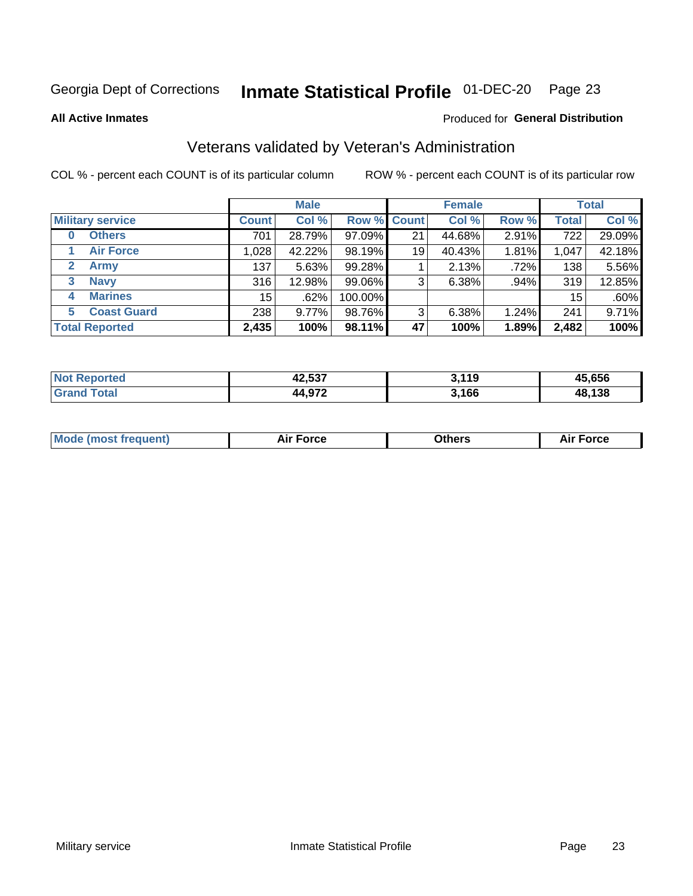Georgia Dept of Corrections **Inmate Statistical Profile** 01-DEC-20

**All Active Inmates**

Produced for **General Distribution**

## Veterans validated by Veteran's Administration

COL % - percent each COUNT is of its particular column

ROW % - percent each COUNT is of its particular row

| Military service | Male | | | Female | | | Total | |
|---|---|---|---|---|---|---|---|---|
| | Count | Col % | Row % | Count | Col % | Row % | Total | Col % |
| 0 Others | 701 | 28.79% | 97.09% | 21 | 44.68% | 2.91% | 722 | 29.09% |
| 1 Air Force | 1,028 | 42.22% | 98.19% | 19 | 40.43% | 1.81% | 1,047 | 42.18% |
| 2 Army | 137 | 5.63% | 99.28% | 1 | 2.13% | .72% | 138 | 5.56% |
| 3 Navy | 316 | 12.98% | 99.06% | 3 | 6.38% | .94% | 319 | 12.85% |
| 4 Marines | 15 | .62% | 100.00% | | | | 15 | .60% |
| 5 Coast Guard | 238 | 9.77% | 98.76% | 3 | 6.38% | 1.24% | 241 | 9.71% |
| **Total Reported** | **2,435** | **100%** | **98.11%** | **47** | **100%** | **1.89%** | **2,482** | **100%** |

| | Male | Female | Total |
|---|---|---|---|
| Not Reported | 42,537 | 3,119 | 45,656 |
| Grand Total | 44,972 | 3,166 | 48,138 |

| | Male | Female | Total |
|---|---|---|---|
| Mode (most frequent) | Air Force | Others | Air Force |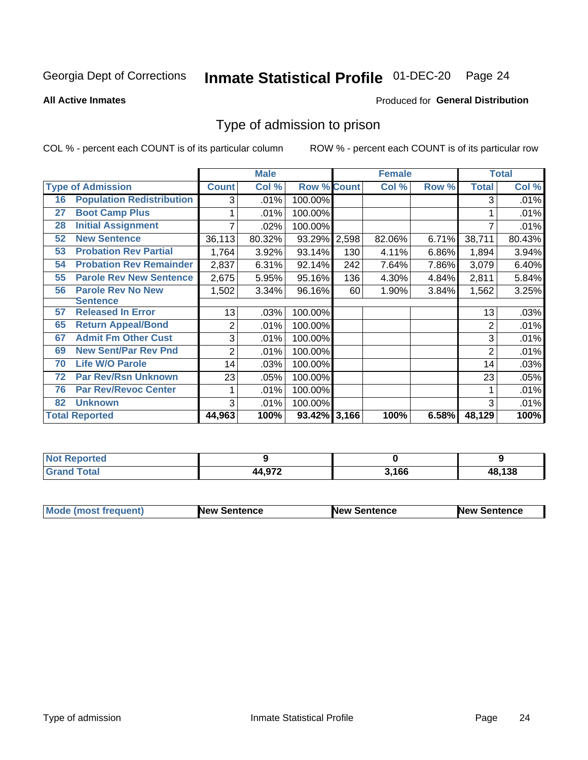Georgia Dept of Corrections **Inmate Statistical Profile** 01-DEC-20

**All Active Inmates**

Produced for **General Distribution**

# Type of admission to prison

COL % - percent each COUNT is of its particular column

ROW % - percent each COUNT is of its particular row

| | | Male | | | Female | | | Total | |
|---|---|---|---|---|---|---|---|---|---|
| **Type of Admission** | | **Count** | **Col %** | **Row %** | **Count** | **Col %** | **Row %** | **Total** | **Col %** |
| 16 | Population Redistribution | 3 | .01% | 100.00% | | | | 3 | .01% |
| 27 | Boot Camp Plus | 1 | .01% | 100.00% | | | | 1 | .01% |
| 28 | Initial Assignment | 7 | .02% | 100.00% | | | | 7 | .01% |
| 52 | New Sentence | 36,113 | 80.32% | 93.29% | 2,598 | 82.06% | 6.71% | 38,711 | 80.43% |
| 53 | Probation Rev Partial | 1,764 | 3.92% | 93.14% | 130 | 4.11% | 6.86% | 1,894 | 3.94% |
| 54 | Probation Rev Remainder | 2,837 | 6.31% | 92.14% | 242 | 7.64% | 7.86% | 3,079 | 6.40% |
| 55 | Parole Rev New Sentence | 2,675 | 5.95% | 95.16% | 136 | 4.30% | 4.84% | 2,811 | 5.84% |
| 56 | Parole Rev No New Sentence | 1,502 | 3.34% | 96.16% | 60 | 1.90% | 3.84% | 1,562 | 3.25% |
| 57 | Released In Error | 13 | .03% | 100.00% | | | | 13 | .03% |
| 65 | Return Appeal/Bond | 2 | .01% | 100.00% | | | | 2 | .01% |
| 67 | Admit Fm Other Cust | 3 | .01% | 100.00% | | | | 3 | .01% |
| 69 | New Sent/Par Rev Pnd | 2 | .01% | 100.00% | | | | 2 | .01% |
| 70 | Life W/O Parole | 14 | .03% | 100.00% | | | | 14 | .03% |
| 72 | Par Rev/Rsn Unknown | 23 | .05% | 100.00% | | | | 23 | .05% |
| 76 | Par Rev/Revoc Center | 1 | .01% | 100.00% | | | | 1 | .01% |
| 82 | Unknown | 3 | .01% | 100.00% | | | | 3 | .01% |
| **Total Reported** | | **44,963** | **100%** | **93.42%** | **3,166** | **100%** | **6.58%** | **48,129** | **100%** |

| | Male | Female | Total |
|---|---|---|---|
| **Not Reported** | **9** | **0** | **9** |
| **Grand Total** | **44,972** | **3,166** | **48,138** |

| | Male | Female | Total |
|---|---|---|---|
| **Mode (most frequent)** | **New Sentence** | **New Sentence** | **New Sentence** |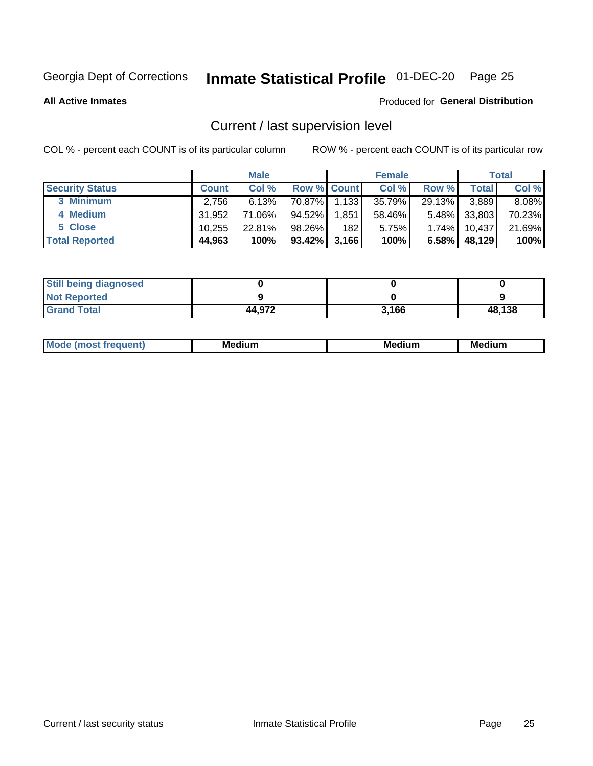Georgia Dept of Corrections **Inmate Statistical Profile** 01-DEC-20

**All Active Inmates**

Produced for **General Distribution**

## Current / last supervision level

COL % - percent each COUNT is of its particular column

ROW % - percent each COUNT is of its particular row

| | Male | | | Female | | | Total | |
|---|---|---|---|---|---|---|---|---|
| **Security Status** | **Count** | **Col %** | **Row %** | **Count** | **Col %** | **Row %** | **Total** | **Col %** |
| 3 Minimum | 2,756 | 6.13% | 70.87% | 1,133 | 35.79% | 29.13% | 3,889 | 8.08% |
| 4 Medium | 31,952 | 71.06% | 94.52% | 1,851 | 58.46% | 5.48% | 33,803 | 70.23% |
| 5 Close | 10,255 | 22.81% | 98.26% | 182 | 5.75% | 1.74% | 10,437 | 21.69% |
| **Total Reported** | **44,963** | **100%** | **93.42%** | **3,166** | **100%** | **6.58%** | **48,129** | **100%** |

| | Male | Female | Total |
|---|---|---|---|
| Still being diagnosed | 0 | 0 | 0 |
| Not Reported | 9 | 0 | 9 |
| Grand Total | 44,972 | 3,166 | 48,138 |

| | Male | Female | Total |
|---|---|---|---|
| Mode (most frequent) | Medium | Medium | Medium |

Current / last security status

Inmate Statistical Profile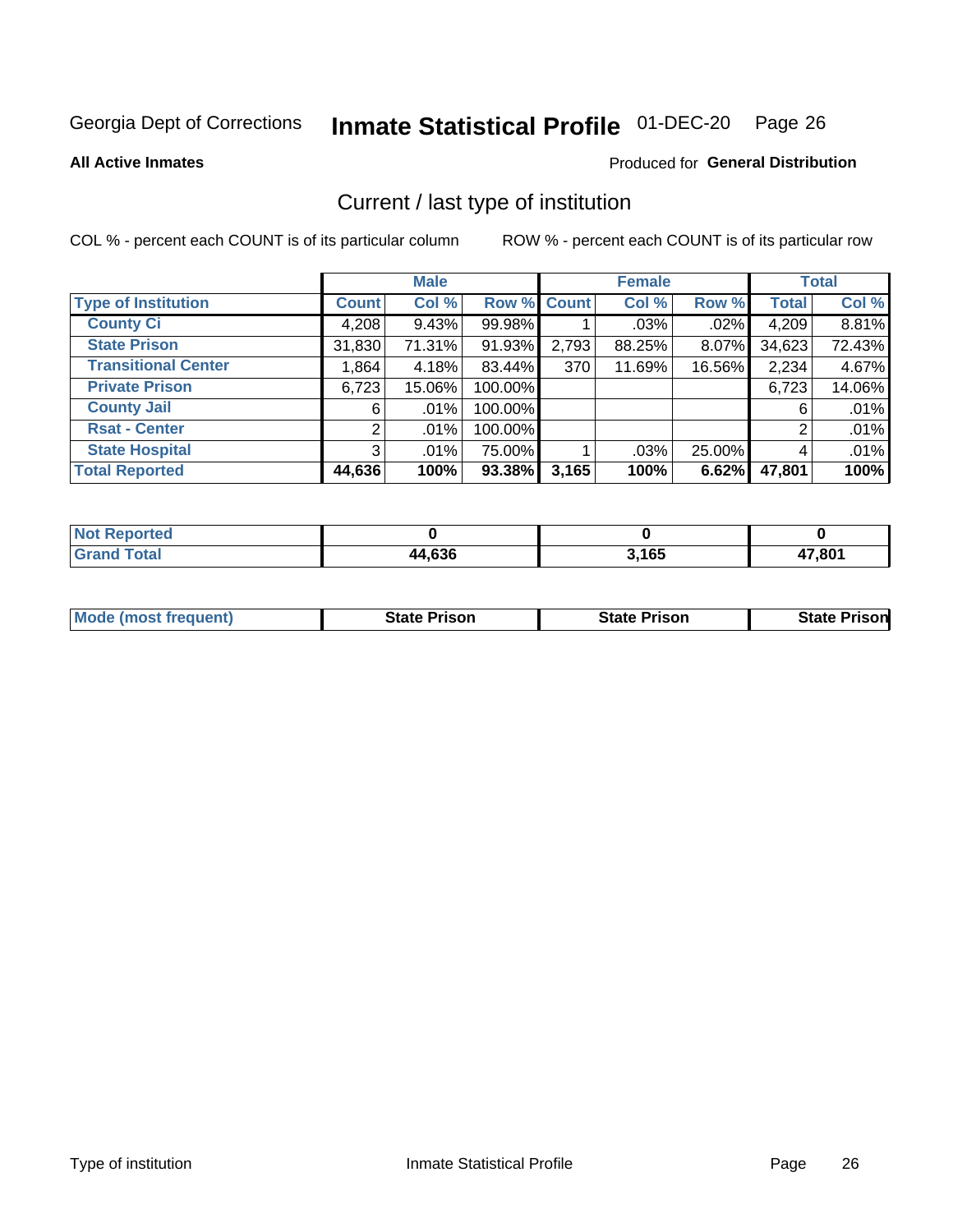Georgia Dept of Corrections **Inmate Statistical Profile** 01-DEC-20

**All Active Inmates**

Produced for **General Distribution**

## Current / last type of institution

COL % - percent each COUNT is of its particular column

ROW % - percent each COUNT is of its particular row

| | Male | | | Female | | | Total | |
|---|---|---|---|---|---|---|---|---|
| **Type of Institution** | **Count** | **Col %** | **Row %** | **Count** | **Col %** | **Row %** | **Total** | **Col %** |
| **County Ci** | 4,208 | 9.43% | 99.98% | 1 | .03% | .02% | 4,209 | 8.81% |
| **State Prison** | 31,830 | 71.31% | 91.93% | 2,793 | 88.25% | 8.07% | 34,623 | 72.43% |
| **Transitional Center** | 1,864 | 4.18% | 83.44% | 370 | 11.69% | 16.56% | 2,234 | 4.67% |
| **Private Prison** | 6,723 | 15.06% | 100.00% | | | | 6,723 | 14.06% |
| **County Jail** | 6 | .01% | 100.00% | | | | 6 | .01% |
| **Rsat - Center** | 2 | .01% | 100.00% | | | | 2 | .01% |
| **State Hospital** | 3 | .01% | 75.00% | 1 | .03% | 25.00% | 4 | .01% |
| **Total Reported** | **44,636** | **100%** | **93.38%** | **3,165** | **100%** | **6.62%** | **47,801** | **100%** |

| | Male | Female | Total |
|---|---|---|---|
| **Not Reported** | **0** | **0** | **0** |
| **Grand Total** | **44,636** | **3,165** | **47,801** |

| | Male | Female | Total |
|---|---|---|---|
| **Mode (most frequent)** | **State Prison** | **State Prison** | **State Prison** |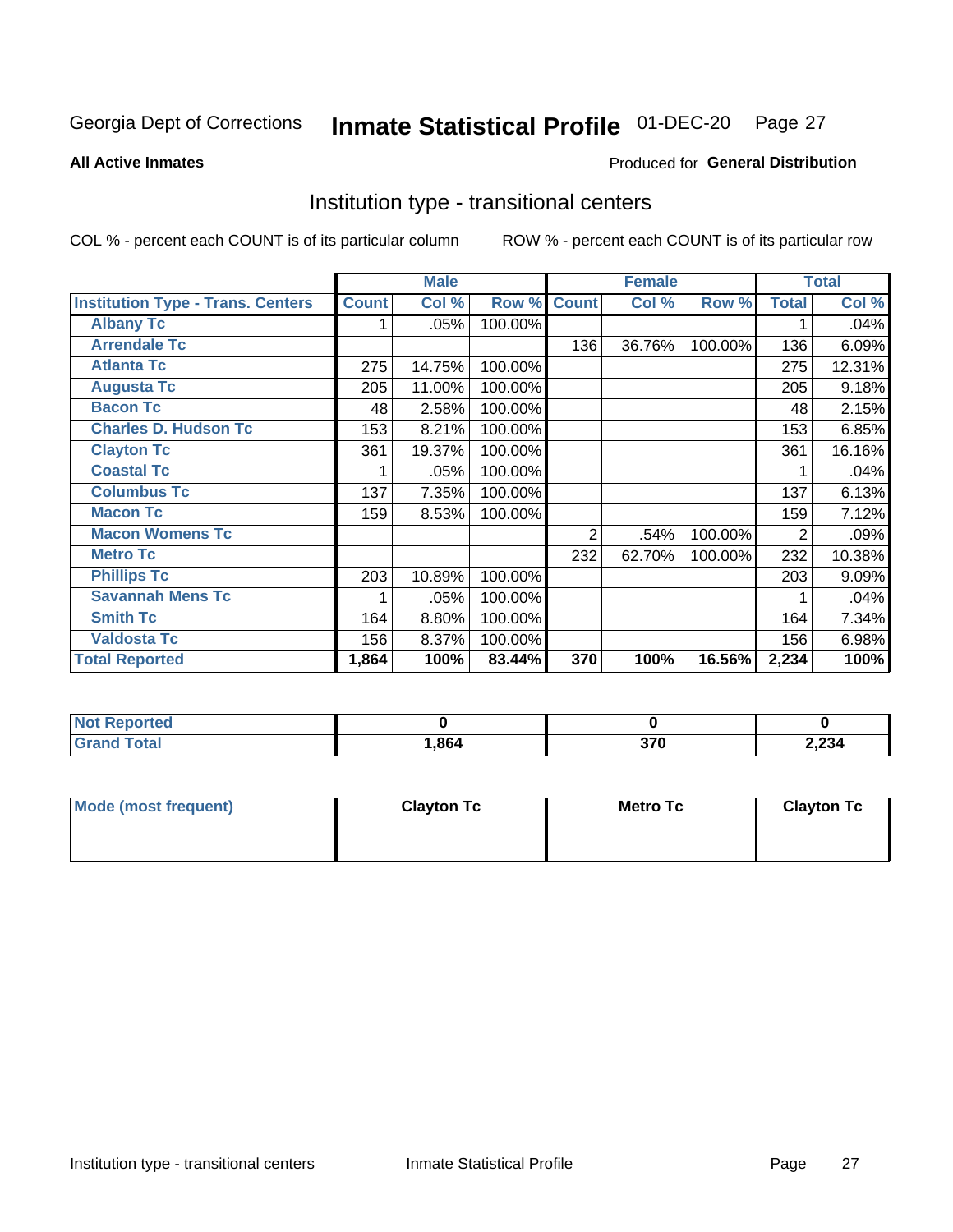Georgia Dept of Corrections **Inmate Statistical Profile** 01-DEC-20 Page 27

**All Active Inmates**

Produced for **General Distribution**

## Institution type - transitional centers

COL % - percent each COUNT is of its particular column ROW % - percent each COUNT is of its particular row

| | Male | | | Female | | | Total | |
|---|---|---|---|---|---|---|---|---|
| **Institution Type - Trans. Centers** | **Count** | **Col %** | **Row %** | **Count** | **Col %** | **Row %** | **Total** | **Col %** |
| **Albany Tc** | 1 | .05% | 100.00% | | | | 1 | .04% |
| **Arrendale Tc** | | | | 136 | 36.76% | 100.00% | 136 | 6.09% |
| **Atlanta Tc** | 275 | 14.75% | 100.00% | | | | 275 | 12.31% |
| **Augusta Tc** | 205 | 11.00% | 100.00% | | | | 205 | 9.18% |
| **Bacon Tc** | 48 | 2.58% | 100.00% | | | | 48 | 2.15% |
| **Charles D. Hudson Tc** | 153 | 8.21% | 100.00% | | | | 153 | 6.85% |
| **Clayton Tc** | 361 | 19.37% | 100.00% | | | | 361 | 16.16% |
| **Coastal Tc** | 1 | .05% | 100.00% | | | | 1 | .04% |
| **Columbus Tc** | 137 | 7.35% | 100.00% | | | | 137 | 6.13% |
| **Macon Tc** | 159 | 8.53% | 100.00% | | | | 159 | 7.12% |
| **Macon Womens Tc** | | | | 2 | .54% | 100.00% | 2 | .09% |
| **Metro Tc** | | | | 232 | 62.70% | 100.00% | 232 | 10.38% |
| **Phillips Tc** | 203 | 10.89% | 100.00% | | | | 203 | 9.09% |
| **Savannah Mens Tc** | 1 | .05% | 100.00% | | | | 1 | .04% |
| **Smith Tc** | 164 | 8.80% | 100.00% | | | | 164 | 7.34% |
| **Valdosta Tc** | 156 | 8.37% | 100.00% | | | | 156 | 6.98% |
| **Total Reported** | **1,864** | **100%** | **83.44%** | **370** | **100%** | **16.56%** | **2,234** | **100%** |

| | Male | Female | Total |
|---|---|---|---|
| **Not Reported** | **0** | **0** | **0** |
| **Grand Total** | **1,864** | **370** | **2,234** |

| | Male | Female | Total |
|---|---|---|---|
| **Mode (most frequent)** | **Clayton Tc** | **Metro Tc** | **Clayton Tc** |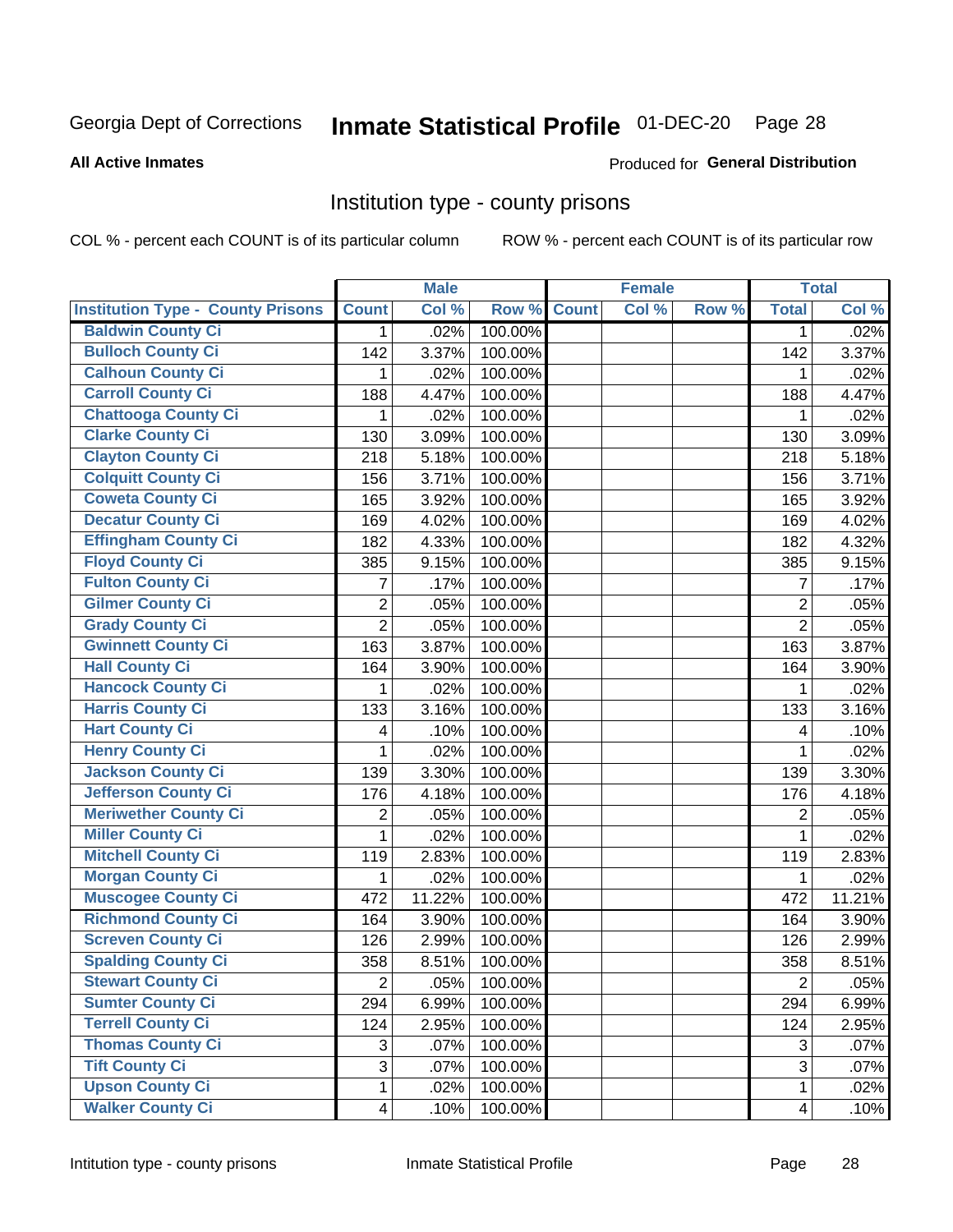Georgia Dept of Corrections **Inmate Statistical Profile** 01-DEC-20

**All Active Inmates**

Produced for **General Distribution**

## Institution type - county prisons

COL % - percent each COUNT is of its particular column

ROW % - percent each COUNT is of its particular row

| | Male | | | Female | | | Total | |
|---|---|---|---|---|---|---|---|---|
| Institution Type - County Prisons | Count | Col % | Row % | Count | Col % | Row % | Total | Col % |
| Baldwin County Ci | 1 | .02% | 100.00% | | | | 1 | .02% |
| Bulloch County Ci | 142 | 3.37% | 100.00% | | | | 142 | 3.37% |
| Calhoun County Ci | 1 | .02% | 100.00% | | | | 1 | .02% |
| Carroll County Ci | 188 | 4.47% | 100.00% | | | | 188 | 4.47% |
| Chattooga County Ci | 1 | .02% | 100.00% | | | | 1 | .02% |
| Clarke County Ci | 130 | 3.09% | 100.00% | | | | 130 | 3.09% |
| Clayton County Ci | 218 | 5.18% | 100.00% | | | | 218 | 5.18% |
| Colquitt County Ci | 156 | 3.71% | 100.00% | | | | 156 | 3.71% |
| Coweta County Ci | 165 | 3.92% | 100.00% | | | | 165 | 3.92% |
| Decatur County Ci | 169 | 4.02% | 100.00% | | | | 169 | 4.02% |
| Effingham County Ci | 182 | 4.33% | 100.00% | | | | 182 | 4.32% |
| Floyd County Ci | 385 | 9.15% | 100.00% | | | | 385 | 9.15% |
| Fulton County Ci | 7 | .17% | 100.00% | | | | 7 | .17% |
| Gilmer County Ci | 2 | .05% | 100.00% | | | | 2 | .05% |
| Grady County Ci | 2 | .05% | 100.00% | | | | 2 | .05% |
| Gwinnett County Ci | 163 | 3.87% | 100.00% | | | | 163 | 3.87% |
| Hall County Ci | 164 | 3.90% | 100.00% | | | | 164 | 3.90% |
| Hancock County Ci | 1 | .02% | 100.00% | | | | 1 | .02% |
| Harris County Ci | 133 | 3.16% | 100.00% | | | | 133 | 3.16% |
| Hart County Ci | 4 | .10% | 100.00% | | | | 4 | .10% |
| Henry County Ci | 1 | .02% | 100.00% | | | | 1 | .02% |
| Jackson County Ci | 139 | 3.30% | 100.00% | | | | 139 | 3.30% |
| Jefferson County Ci | 176 | 4.18% | 100.00% | | | | 176 | 4.18% |
| Meriwether County Ci | 2 | .05% | 100.00% | | | | 2 | .05% |
| Miller County Ci | 1 | .02% | 100.00% | | | | 1 | .02% |
| Mitchell County Ci | 119 | 2.83% | 100.00% | | | | 119 | 2.83% |
| Morgan County Ci | 1 | .02% | 100.00% | | | | 1 | .02% |
| Muscogee County Ci | 472 | 11.22% | 100.00% | | | | 472 | 11.21% |
| Richmond County Ci | 164 | 3.90% | 100.00% | | | | 164 | 3.90% |
| Screven County Ci | 126 | 2.99% | 100.00% | | | | 126 | 2.99% |
| Spalding County Ci | 358 | 8.51% | 100.00% | | | | 358 | 8.51% |
| Stewart County Ci | 2 | .05% | 100.00% | | | | 2 | .05% |
| Sumter County Ci | 294 | 6.99% | 100.00% | | | | 294 | 6.99% |
| Terrell County Ci | 124 | 2.95% | 100.00% | | | | 124 | 2.95% |
| Thomas County Ci | 3 | .07% | 100.00% | | | | 3 | .07% |
| Tift County Ci | 3 | .07% | 100.00% | | | | 3 | .07% |
| Upson County Ci | 1 | .02% | 100.00% | | | | 1 | .02% |
| Walker County Ci | 4 | .10% | 100.00% | | | | 4 | .10% |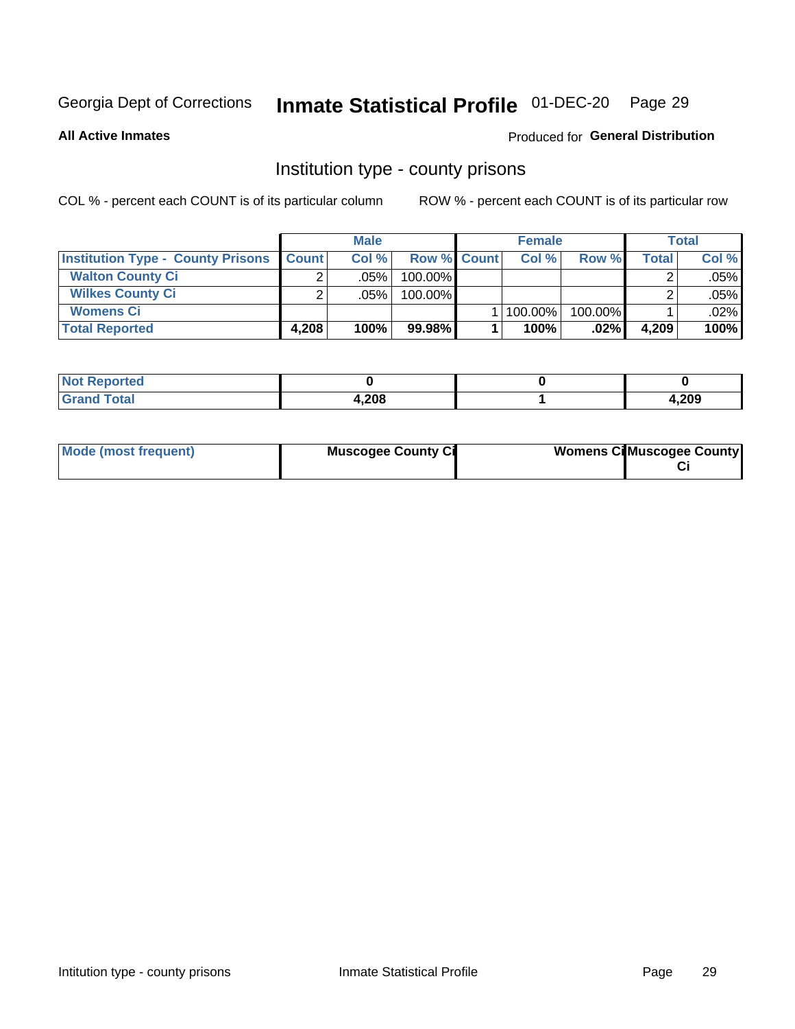Georgia Dept of Corrections **Inmate Statistical Profile** 01-DEC-20

**All Active Inmates**

Produced for **General Distribution**

## Institution type - county prisons

COL % - percent each COUNT is of its particular column     ROW % - percent each COUNT is of its particular row

| | Male | | | Female | | | Total | |
|---|---|---|---|---|---|---|---|---|
| **Institution Type - County Prisons** | **Count** | **Col %** | **Row %** | **Count** | **Col %** | **Row %** | **Total** | **Col %** |
| **Walton County Ci** | 2 | .05% | 100.00% | | | | 2 | .05% |
| **Wilkes County Ci** | 2 | .05% | 100.00% | | | | 2 | .05% |
| **Womens Ci** | | | | 1 | 100.00% | 100.00% | 1 | .02% |
| **Total Reported** | **4,208** | **100%** | **99.98%** | **1** | **100%** | **.02%** | **4,209** | **100%** |

| | Male | Female | Total |
|---|---|---|---|
| **Not Reported** | **0** | **0** | **0** |
| **Grand Total** | **4,208** | **1** | **4,209** |

| | Male | Female | Total |
|---|---|---|---|
| **Mode (most frequent)** | **Muscogee County Ci** | **Womens Ci** | **Muscogee County Ci** |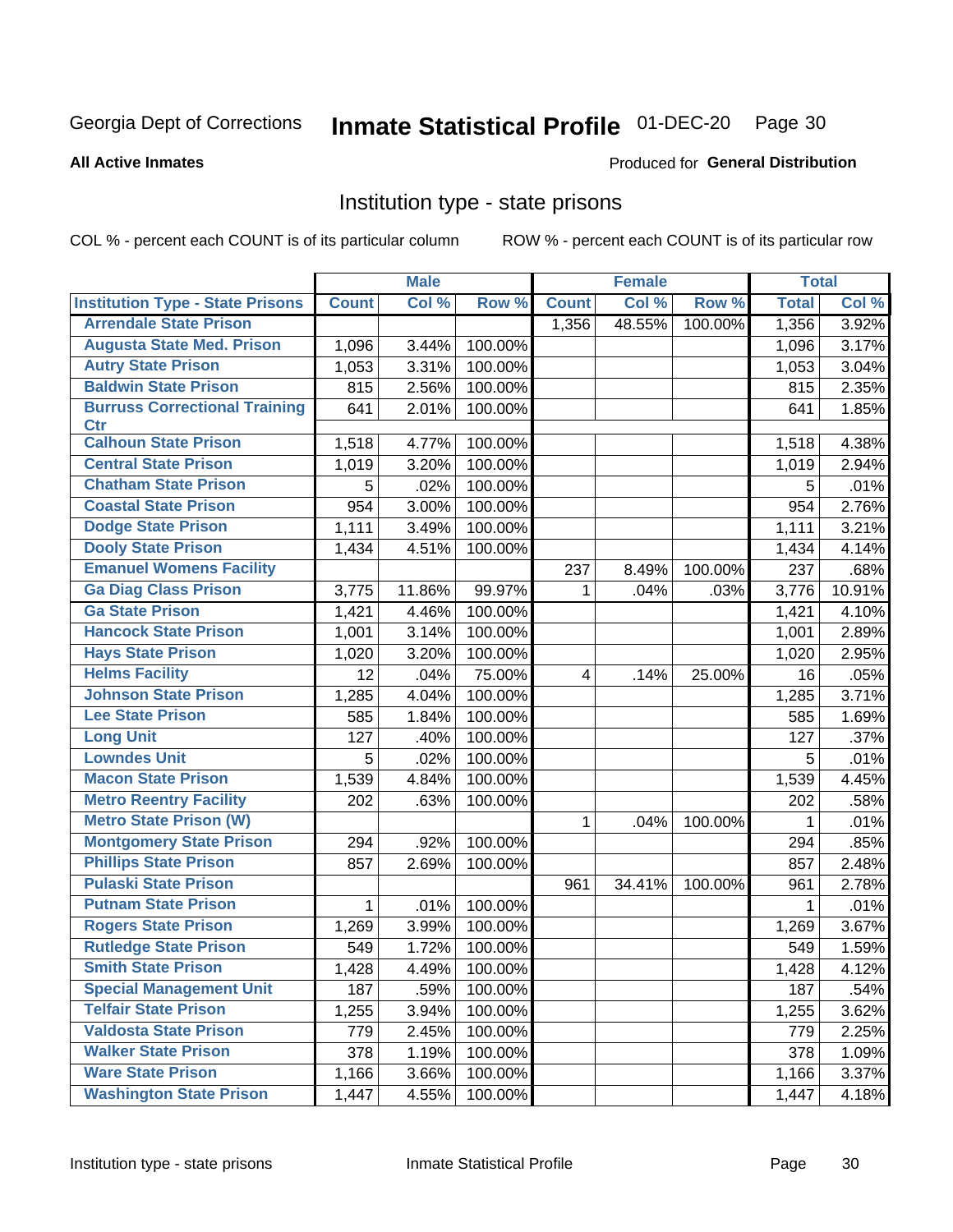Georgia Dept of Corrections **Inmate Statistical Profile** 01-DEC-20 Page 30

**All Active Inmates**

Produced for **General Distribution**

## Institution type - state prisons

COL % - percent each COUNT is of its particular column ROW % - percent each COUNT is of its particular row

| | Male | | | Female | | | Total | |
|---|---|---|---|---|---|---|---|---|
| **Institution Type - State Prisons** | **Count** | **Col %** | **Row %** | **Count** | **Col %** | **Row %** | **Total** | **Col %** |
| Arrendale State Prison | | | | 1,356 | 48.55% | 100.00% | 1,356 | 3.92% |
| Augusta State Med. Prison | 1,096 | 3.44% | 100.00% | | | | 1,096 | 3.17% |
| Autry State Prison | 1,053 | 3.31% | 100.00% | | | | 1,053 | 3.04% |
| Baldwin State Prison | 815 | 2.56% | 100.00% | | | | 815 | 2.35% |
| Burruss Correctional Training Ctr | 641 | 2.01% | 100.00% | | | | 641 | 1.85% |
| Calhoun State Prison | 1,518 | 4.77% | 100.00% | | | | 1,518 | 4.38% |
| Central State Prison | 1,019 | 3.20% | 100.00% | | | | 1,019 | 2.94% |
| Chatham State Prison | 5 | .02% | 100.00% | | | | 5 | .01% |
| Coastal State Prison | 954 | 3.00% | 100.00% | | | | 954 | 2.76% |
| Dodge State Prison | 1,111 | 3.49% | 100.00% | | | | 1,111 | 3.21% |
| Dooly State Prison | 1,434 | 4.51% | 100.00% | | | | 1,434 | 4.14% |
| Emanuel Womens Facility | | | | 237 | 8.49% | 100.00% | 237 | .68% |
| Ga Diag Class Prison | 3,775 | 11.86% | 99.97% | 1 | .04% | .03% | 3,776 | 10.91% |
| Ga State Prison | 1,421 | 4.46% | 100.00% | | | | 1,421 | 4.10% |
| Hancock State Prison | 1,001 | 3.14% | 100.00% | | | | 1,001 | 2.89% |
| Hays State Prison | 1,020 | 3.20% | 100.00% | | | | 1,020 | 2.95% |
| Helms Facility | 12 | .04% | 75.00% | 4 | .14% | 25.00% | 16 | .05% |
| Johnson State Prison | 1,285 | 4.04% | 100.00% | | | | 1,285 | 3.71% |
| Lee State Prison | 585 | 1.84% | 100.00% | | | | 585 | 1.69% |
| Long Unit | 127 | .40% | 100.00% | | | | 127 | .37% |
| Lowndes Unit | 5 | .02% | 100.00% | | | | 5 | .01% |
| Macon State Prison | 1,539 | 4.84% | 100.00% | | | | 1,539 | 4.45% |
| Metro Reentry Facility | 202 | .63% | 100.00% | | | | 202 | .58% |
| Metro State Prison (W) | | | | 1 | .04% | 100.00% | 1 | .01% |
| Montgomery State Prison | 294 | .92% | 100.00% | | | | 294 | .85% |
| Phillips State Prison | 857 | 2.69% | 100.00% | | | | 857 | 2.48% |
| Pulaski State Prison | | | | 961 | 34.41% | 100.00% | 961 | 2.78% |
| Putnam State Prison | 1 | .01% | 100.00% | | | | 1 | .01% |
| Rogers State Prison | 1,269 | 3.99% | 100.00% | | | | 1,269 | 3.67% |
| Rutledge State Prison | 549 | 1.72% | 100.00% | | | | 549 | 1.59% |
| Smith State Prison | 1,428 | 4.49% | 100.00% | | | | 1,428 | 4.12% |
| Special Management Unit | 187 | .59% | 100.00% | | | | 187 | .54% |
| Telfair State Prison | 1,255 | 3.94% | 100.00% | | | | 1,255 | 3.62% |
| Valdosta State Prison | 779 | 2.45% | 100.00% | | | | 779 | 2.25% |
| Walker State Prison | 378 | 1.19% | 100.00% | | | | 378 | 1.09% |
| Ware State Prison | 1,166 | 3.66% | 100.00% | | | | 1,166 | 3.37% |
| Washington State Prison | 1,447 | 4.55% | 100.00% | | | | 1,447 | 4.18% |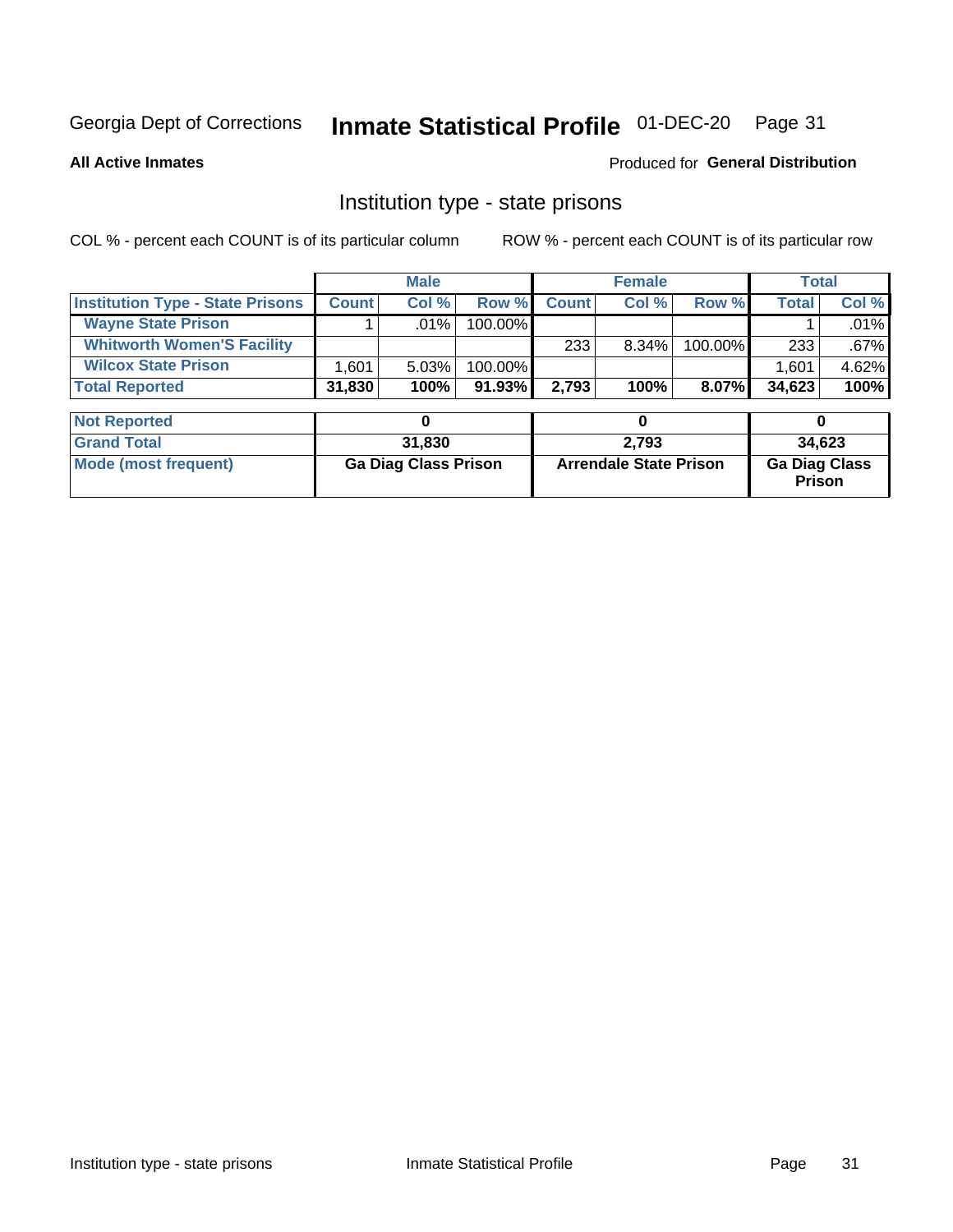Georgia Dept of Corrections **Inmate Statistical Profile** 01-DEC-20 Page 31

**All Active Inmates**

Produced for **General Distribution**

## Institution type - state prisons

COL % - percent each COUNT is of its particular column ROW % - percent each COUNT is of its particular row

| | Male | | | Female | | | Total | |
|---|---|---|---|---|---|---|---|---|
| **Institution Type - State Prisons** | **Count** | **Col %** | **Row %** | **Count** | **Col %** | **Row %** | **Total** | **Col %** |
| **Wayne State Prison** | 1 | .01% | 100.00% | | | | 1 | .01% |
| **Whitworth Women'S Facility** | | | | 233 | 8.34% | 100.00% | 233 | .67% |
| **Wilcox State Prison** | 1,601 | 5.03% | 100.00% | | | | 1,601 | 4.62% |
| **Total Reported** | **31,830** | **100%** | **91.93%** | **2,793** | **100%** | **8.07%** | **34,623** | **100%** |

| | Male | Female | Total |
|---|---|---|---|
| **Not Reported** | **0** | **0** | **0** |
| **Grand Total** | **31,830** | **2,793** | **34,623** |
| **Mode (most frequent)** | **Ga Diag Class Prison** | **Arrendale State Prison** | **Ga Diag Class Prison** |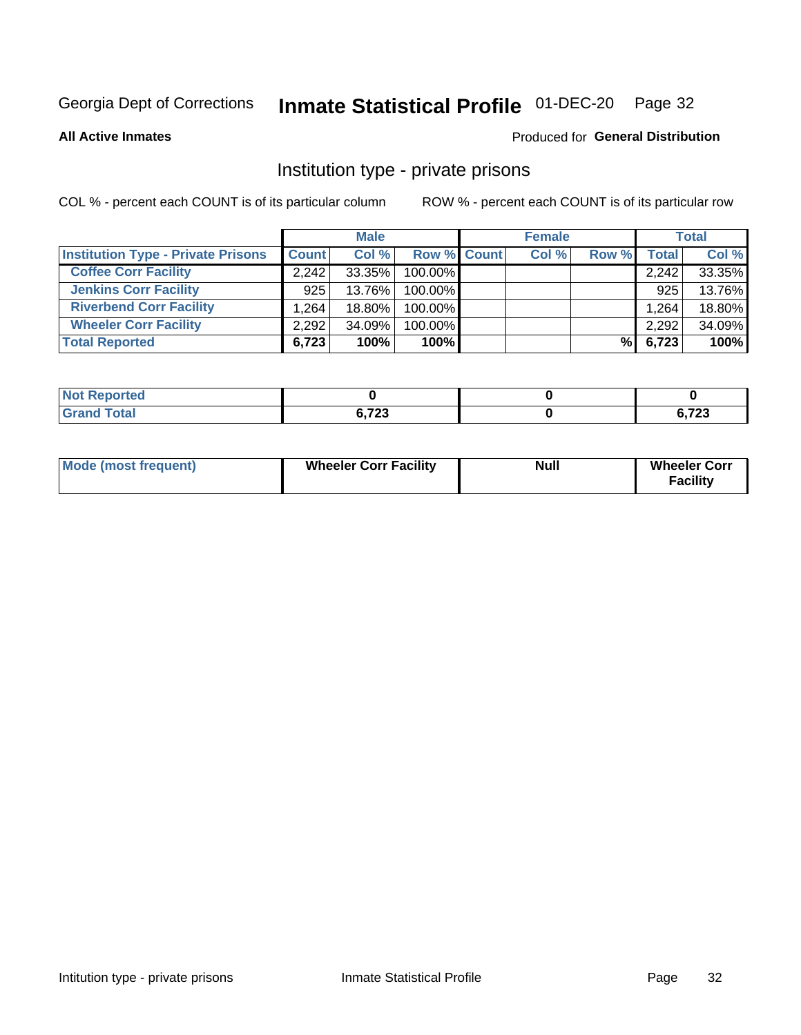Georgia Dept of Corrections **Inmate Statistical Profile** 01-DEC-20

**All Active Inmates**

Produced for **General Distribution**

## Institution type - private prisons

COL % - percent each COUNT is of its particular column

ROW % - percent each COUNT is of its particular row

| | Male | | | Female | | | Total | |
|---|---|---|---|---|---|---|---|---|
| **Institution Type - Private Prisons** | **Count** | **Col %** | **Row %** | **Count** | **Col %** | **Row %** | **Total** | **Col %** |
| **Coffee Corr Facility** | 2,242 | 33.35% | 100.00% | | | | 2,242 | 33.35% |
| **Jenkins Corr Facility** | 925 | 13.76% | 100.00% | | | | 925 | 13.76% |
| **Riverbend Corr Facility** | 1,264 | 18.80% | 100.00% | | | | 1,264 | 18.80% |
| **Wheeler Corr Facility** | 2,292 | 34.09% | 100.00% | | | | 2,292 | 34.09% |
| **Total Reported** | **6,723** | **100%** | **100%** | | | **%** | **6,723** | **100%** |

| | Male | Female | Total |
|---|---|---|---|
| **Not Reported** | **0** | **0** | **0** |
| **Grand Total** | **6,723** | **0** | **6,723** |

| | Male | Female | Total |
|---|---|---|---|
| **Mode (most frequent)** | **Wheeler Corr Facility** | **Null** | **Wheeler Corr Facility** |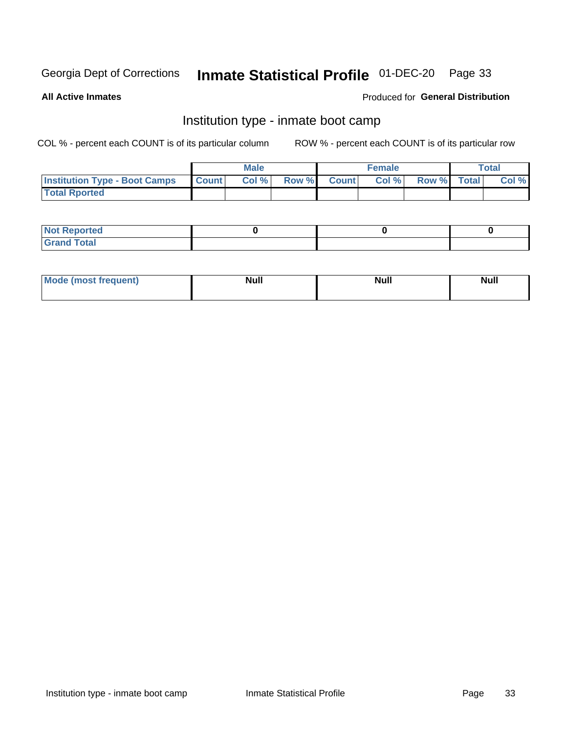Georgia Dept of Corrections **Inmate Statistical Profile** 01-DEC-20

**All Active Inmates**

Produced for **General Distribution**

## Institution type - inmate boot camp

COL % - percent each COUNT is of its particular column

ROW % - percent each COUNT is of its particular row

| | Male | | | Female | | | Total | |
|---|---|---|---|---|---|---|---|---|
| **Institution Type - Boot Camps** | **Count** | **Col %** | **Row %** | **Count** | **Col %** | **Row %** | **Total** | **Col %** |
| **Total Rported** | | | | | | | | |

| | Male | Female | Total |
|---|---|---|---|
| **Not Reported** | 0 | 0 | 0 |
| **Grand Total** | | | |

| | Male | Female | Total |
|---|---|---|---|
| **Mode (most frequent)** | Null | Null | Null |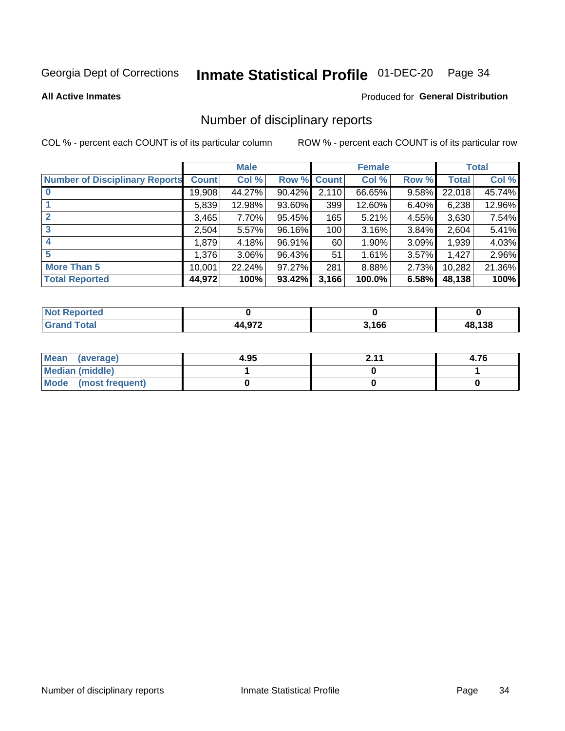Georgia Dept of Corrections **Inmate Statistical Profile** 01-DEC-20

**All Active Inmates**

Produced for **General Distribution**

## Number of disciplinary reports

COL % - percent each COUNT is of its particular column

ROW % - percent each COUNT is of its particular row

| | Male | | | Female | | | Total | |
|---|---|---|---|---|---|---|---|---|
| Number of Disciplinary Reports | Count | Col % | Row % | Count | Col % | Row % | Total | Col % |
| 0 | 19,908 | 44.27% | 90.42% | 2,110 | 66.65% | 9.58% | 22,018 | 45.74% |
| 1 | 5,839 | 12.98% | 93.60% | 399 | 12.60% | 6.40% | 6,238 | 12.96% |
| 2 | 3,465 | 7.70% | 95.45% | 165 | 5.21% | 4.55% | 3,630 | 7.54% |
| 3 | 2,504 | 5.57% | 96.16% | 100 | 3.16% | 3.84% | 2,604 | 5.41% |
| 4 | 1,879 | 4.18% | 96.91% | 60 | 1.90% | 3.09% | 1,939 | 4.03% |
| 5 | 1,376 | 3.06% | 96.43% | 51 | 1.61% | 3.57% | 1,427 | 2.96% |
| More Than 5 | 10,001 | 22.24% | 97.27% | 281 | 8.88% | 2.73% | 10,282 | 21.36% |
| **Total Reported** | **44,972** | **100%** | **93.42%** | **3,166** | **100.0%** | **6.58%** | **48,138** | **100%** |

| | Male | Female | Total |
|---|---|---|---|
| Not Reported | 0 | 0 | 0 |
| Grand Total | 44,972 | 3,166 | 48,138 |

| | Male | Female | Total |
|---|---|---|---|
| Mean (average) | 4.95 | 2.11 | 4.76 |
| Median (middle) | 1 | 0 | 1 |
| Mode (most frequent) | 0 | 0 | 0 |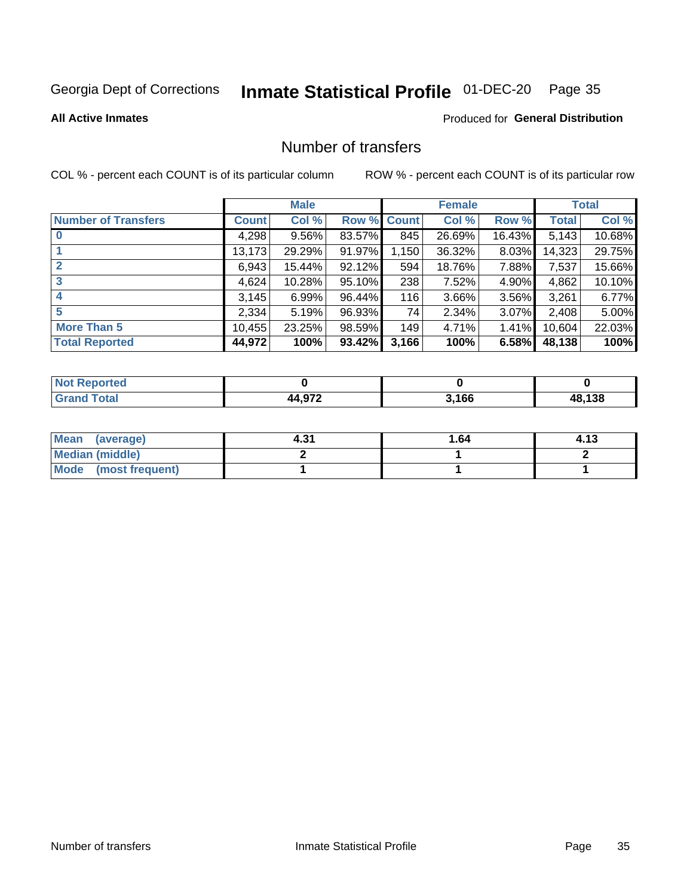Georgia Dept of Corrections **Inmate Statistical Profile** 01-DEC-20

**All Active Inmates**

Produced for **General Distribution**

## Number of transfers

COL % - percent each COUNT is of its particular column ROW % - percent each COUNT is of its particular row

| | Male | | | Female | | | Total | |
|---|---|---|---|---|---|---|---|---|
| **Number of Transfers** | **Count** | **Col %** | **Row %** | **Count** | **Col %** | **Row %** | **Total** | **Col %** |
| **0** | 4,298 | 9.56% | 83.57% | 845 | 26.69% | 16.43% | 5,143 | 10.68% |
| **1** | 13,173 | 29.29% | 91.97% | 1,150 | 36.32% | 8.03% | 14,323 | 29.75% |
| **2** | 6,943 | 15.44% | 92.12% | 594 | 18.76% | 7.88% | 7,537 | 15.66% |
| **3** | 4,624 | 10.28% | 95.10% | 238 | 7.52% | 4.90% | 4,862 | 10.10% |
| **4** | 3,145 | 6.99% | 96.44% | 116 | 3.66% | 3.56% | 3,261 | 6.77% |
| **5** | 2,334 | 5.19% | 96.93% | 74 | 2.34% | 3.07% | 2,408 | 5.00% |
| **More Than 5** | 10,455 | 23.25% | 98.59% | 149 | 4.71% | 1.41% | 10,604 | 22.03% |
| **Total Reported** | **44,972** | **100%** | **93.42%** | **3,166** | **100%** | **6.58%** | **48,138** | **100%** |

| | Male | Female | Total |
|---|---|---|---|
| **Not Reported** | **0** | **0** | **0** |
| **Grand Total** | **44,972** | **3,166** | **48,138** |

| | Male | Female | Total |
|---|---|---|---|
| **Mean (average)** | **4.31** | **1.64** | **4.13** |
| **Median (middle)** | **2** | **1** | **2** |
| **Mode (most frequent)** | **1** | **1** | **1** |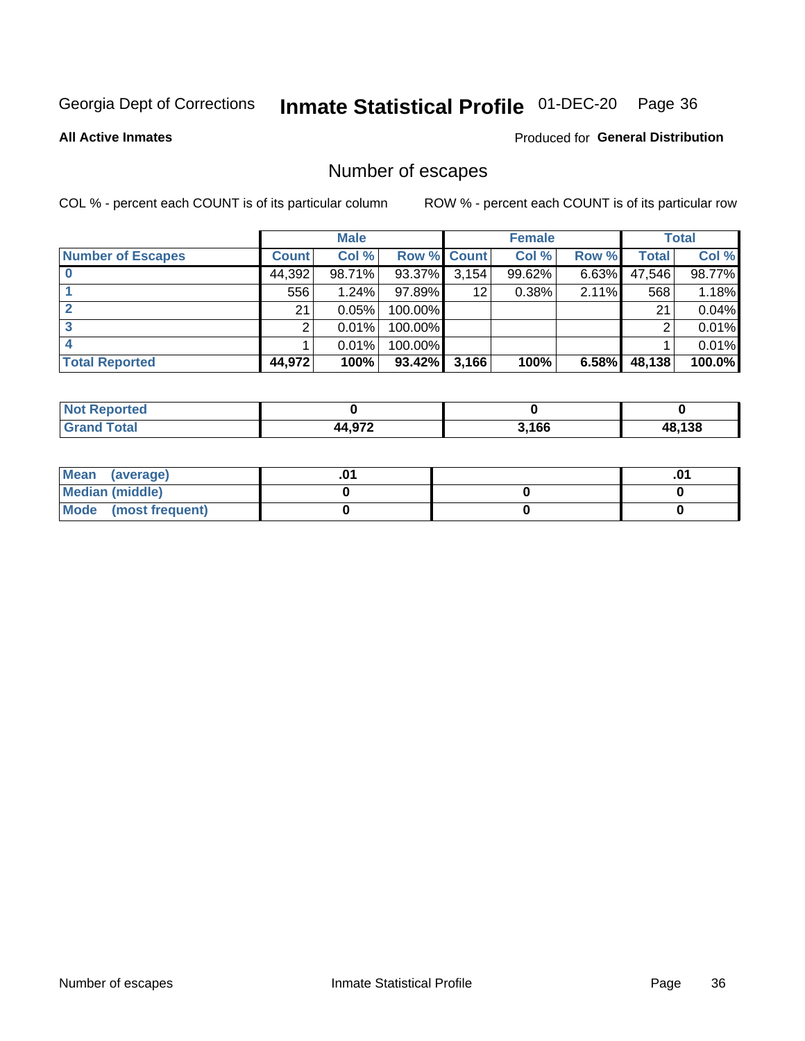Georgia Dept of Corrections **Inmate Statistical Profile** 01-DEC-20 Page 36

**All Active Inmates**

Produced for **General Distribution**

## Number of escapes

COL % - percent each COUNT is of its particular column

ROW % - percent each COUNT is of its particular row

| | Male | | | Female | | | Total | |
|---|---|---|---|---|---|---|---|---|
| **Number of Escapes** | **Count** | **Col %** | **Row %** | **Count** | **Col %** | **Row %** | **Total** | **Col %** |
| **0** | 44,392 | 98.71% | 93.37% | 3,154 | 99.62% | 6.63% | 47,546 | 98.77% |
| **1** | 556 | 1.24% | 97.89% | 12 | 0.38% | 2.11% | 568 | 1.18% |
| **2** | 21 | 0.05% | 100.00% | | | | 21 | 0.04% |
| **3** | 2 | 0.01% | 100.00% | | | | 2 | 0.01% |
| **4** | 1 | 0.01% | 100.00% | | | | 1 | 0.01% |
| **Total Reported** | **44,972** | **100%** | **93.42%** | **3,166** | **100%** | **6.58%** | **48,138** | **100.0%** |

| | Male | Female | Total |
|---|---|---|---|
| **Not Reported** | **0** | **0** | **0** |
| **Grand Total** | **44,972** | **3,166** | **48,138** |

| | Male | Female | Total |
|---|---|---|---|
| **Mean (average)** | **.01** | | **.01** |
| **Median (middle)** | **0** | **0** | **0** |
| **Mode (most frequent)** | **0** | **0** | **0** |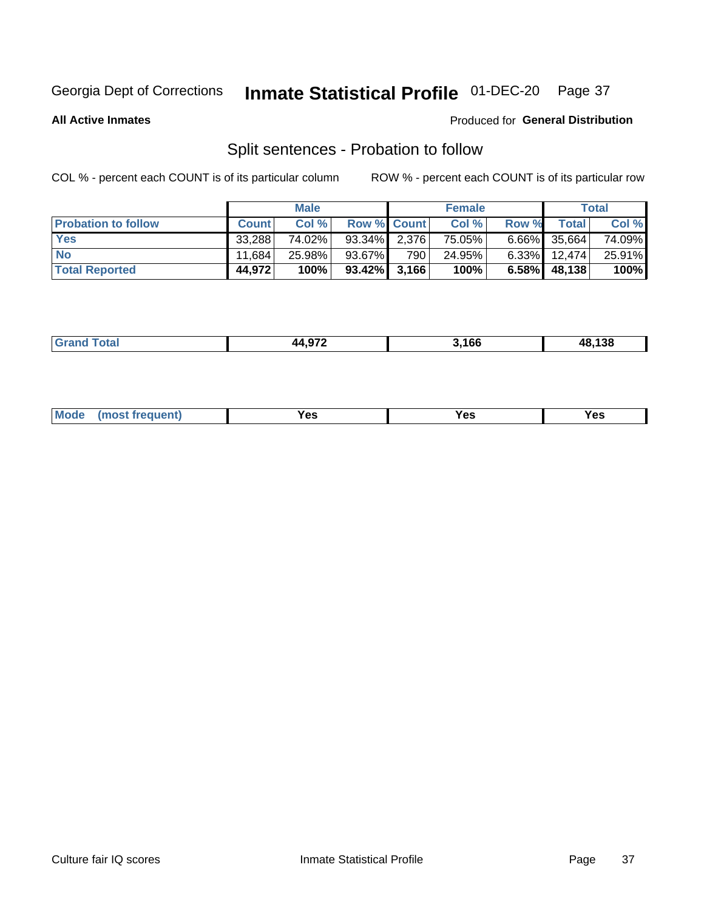Georgia Dept of Corrections **Inmate Statistical Profile** 01-DEC-20

**All Active Inmates**

Produced for **General Distribution**

## Split sentences - Probation to follow

COL % - percent each COUNT is of its particular column

ROW % - percent each COUNT is of its particular row

| | Male | | | Female | | | Total | |
|---|---|---|---|---|---|---|---|---|
| **Probation to follow** | **Count** | **Col %** | **Row %** | **Count** | **Col %** | **Row %** | **Total** | **Col %** |
| **Yes** | 33,288 | 74.02% | 93.34% | 2,376 | 75.05% | 6.66% | 35,664 | 74.09% |
| **No** | 11,684 | 25.98% | 93.67% | 790 | 24.95% | 6.33% | 12,474 | 25.91% |
| **Total Reported** | **44,972** | **100%** | **93.42%** | **3,166** | **100%** | **6.58%** | **48,138** | **100%** |

| | Male | Female | Total |
|---|---|---|---|
| **Grand Total** | **44,972** | **3,166** | **48,138** |

| | Male | Female | Total |
|---|---|---|---|
| **Mode (most frequent)** | **Yes** | **Yes** | **Yes** |

Culture fair IQ scores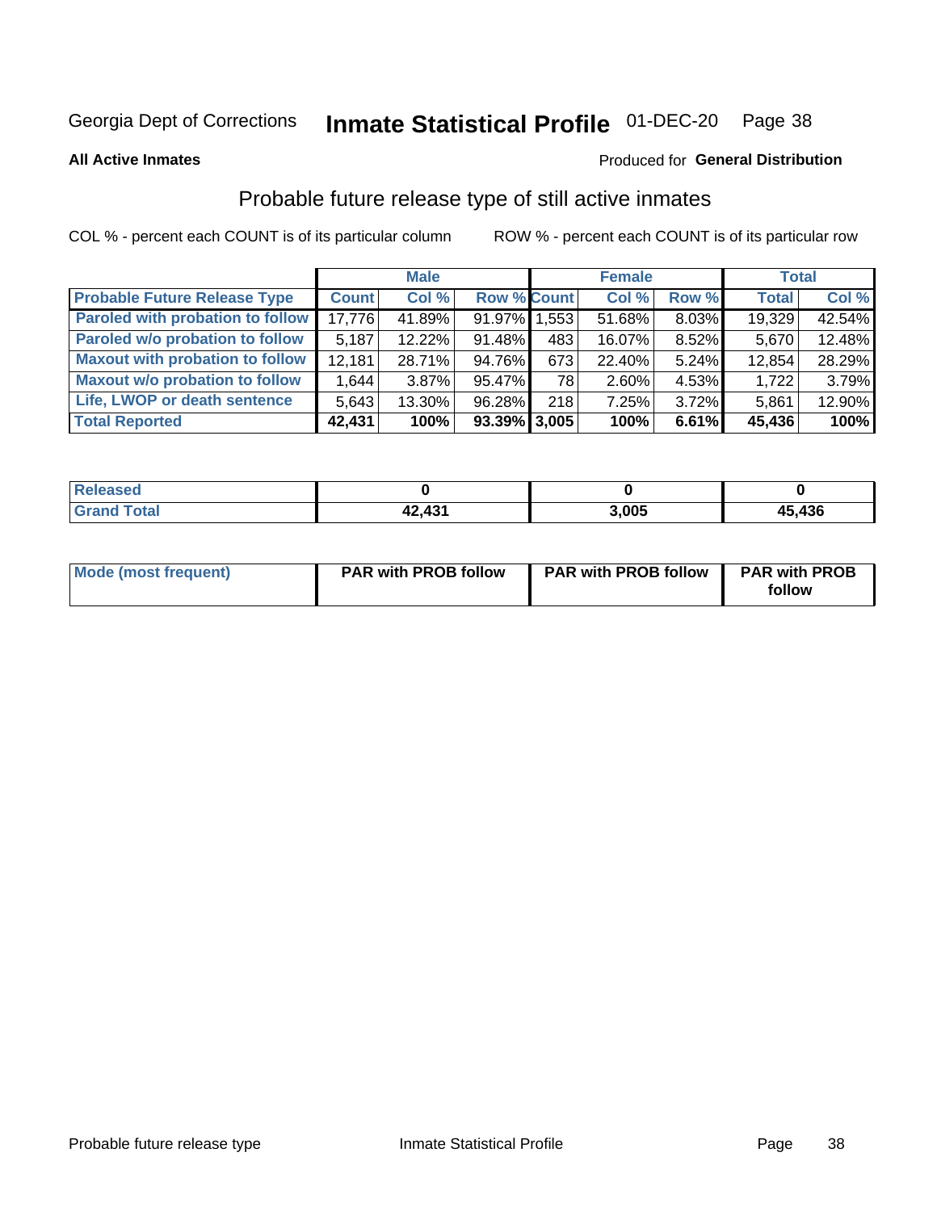Georgia Dept of Corrections **Inmate Statistical Profile** 01-DEC-20

**All Active Inmates**

Produced for **General Distribution**

## Probable future release type of still active inmates

COL % - percent each COUNT is of its particular column ROW % - percent each COUNT is of its particular row

| | Male | | | Female | | | Total | |
|---|---|---|---|---|---|---|---|---|
| **Probable Future Release Type** | **Count** | **Col %** | **Row %** | **Count** | **Col %** | **Row %** | **Total** | **Col %** |
| **Paroled with probation to follow** | 17,776 | 41.89% | 91.97% | 1,553 | 51.68% | 8.03% | 19,329 | 42.54% |
| **Paroled w/o probation to follow** | 5,187 | 12.22% | 91.48% | 483 | 16.07% | 8.52% | 5,670 | 12.48% |
| **Maxout with probation to follow** | 12,181 | 28.71% | 94.76% | 673 | 22.40% | 5.24% | 12,854 | 28.29% |
| **Maxout w/o probation to follow** | 1,644 | 3.87% | 95.47% | 78 | 2.60% | 4.53% | 1,722 | 3.79% |
| **Life, LWOP or death sentence** | 5,643 | 13.30% | 96.28% | 218 | 7.25% | 3.72% | 5,861 | 12.90% |
| **Total Reported** | **42,431** | **100%** | **93.39%** | **3,005** | **100%** | **6.61%** | **45,436** | **100%** |

| | Male | Female | Total |
|---|---|---|---|
| **Released** | **0** | **0** | **0** |
| **Grand Total** | **42,431** | **3,005** | **45,436** |

| | Male | Female | Total |
|---|---|---|---|
| **Mode (most frequent)** | **PAR with PROB follow** | **PAR with PROB follow** | **PAR with PROB follow** |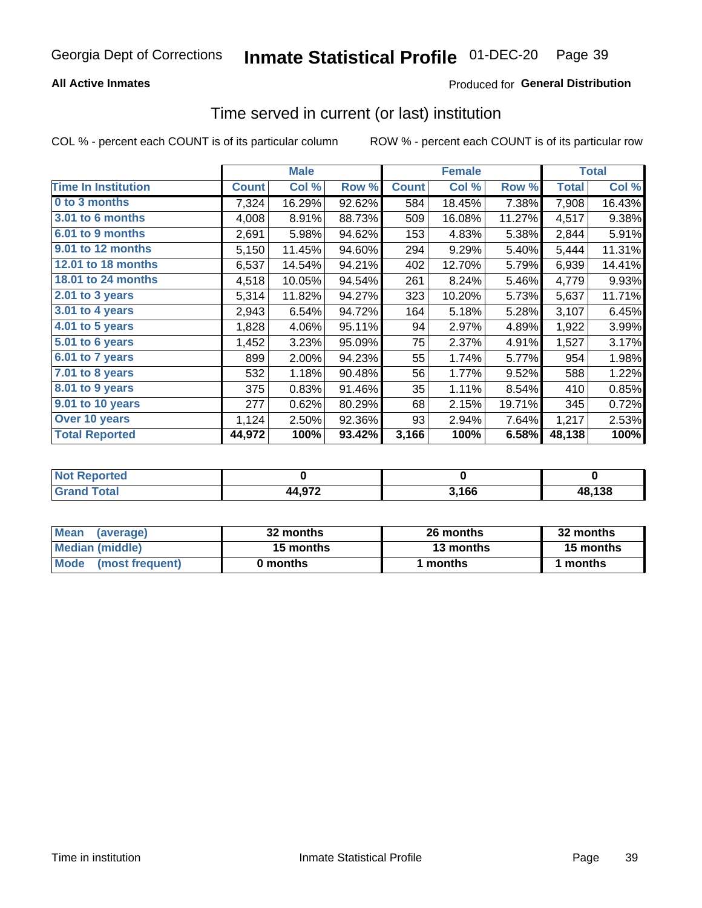**All Active Inmates**

Produced for **General Distribution**

## Time served in current (or last) institution

COL % - percent each COUNT is of its particular column

ROW % - percent each COUNT is of its particular row

| | Male | | | Female | | | Total | |
|---|---|---|---|---|---|---|---|---|
| **Time In Institution** | **Count** | **Col %** | **Row %** | **Count** | **Col %** | **Row %** | **Total** | **Col %** |
| 0 to 3 months | 7,324 | 16.29% | 92.62% | 584 | 18.45% | 7.38% | 7,908 | 16.43% |
| 3.01 to 6 months | 4,008 | 8.91% | 88.73% | 509 | 16.08% | 11.27% | 4,517 | 9.38% |
| 6.01 to 9 months | 2,691 | 5.98% | 94.62% | 153 | 4.83% | 5.38% | 2,844 | 5.91% |
| 9.01 to 12 months | 5,150 | 11.45% | 94.60% | 294 | 9.29% | 5.40% | 5,444 | 11.31% |
| 12.01 to 18 months | 6,537 | 14.54% | 94.21% | 402 | 12.70% | 5.79% | 6,939 | 14.41% |
| 18.01 to 24 months | 4,518 | 10.05% | 94.54% | 261 | 8.24% | 5.46% | 4,779 | 9.93% |
| 2.01 to 3 years | 5,314 | 11.82% | 94.27% | 323 | 10.20% | 5.73% | 5,637 | 11.71% |
| 3.01 to 4 years | 2,943 | 6.54% | 94.72% | 164 | 5.18% | 5.28% | 3,107 | 6.45% |
| 4.01 to 5 years | 1,828 | 4.06% | 95.11% | 94 | 2.97% | 4.89% | 1,922 | 3.99% |
| 5.01 to 6 years | 1,452 | 3.23% | 95.09% | 75 | 2.37% | 4.91% | 1,527 | 3.17% |
| 6.01 to 7 years | 899 | 2.00% | 94.23% | 55 | 1.74% | 5.77% | 954 | 1.98% |
| 7.01 to 8 years | 532 | 1.18% | 90.48% | 56 | 1.77% | 9.52% | 588 | 1.22% |
| 8.01 to 9 years | 375 | 0.83% | 91.46% | 35 | 1.11% | 8.54% | 410 | 0.85% |
| 9.01 to 10 years | 277 | 0.62% | 80.29% | 68 | 2.15% | 19.71% | 345 | 0.72% |
| Over 10 years | 1,124 | 2.50% | 92.36% | 93 | 2.94% | 7.64% | 1,217 | 2.53% |
| **Total Reported** | **44,972** | **100%** | **93.42%** | **3,166** | **100%** | **6.58%** | **48,138** | **100%** |

| | Male | Female | Total |
|---|---|---|---|
| Not Reported | 0 | 0 | 0 |
| Grand Total | 44,972 | 3,166 | 48,138 |

| | Male | Female | Total |
|---|---|---|---|
| Mean (average) | 32 months | 26 months | 32 months |
| Median (middle) | 15 months | 13 months | 15 months |
| Mode (most frequent) | 0 months | 1 months | 1 months |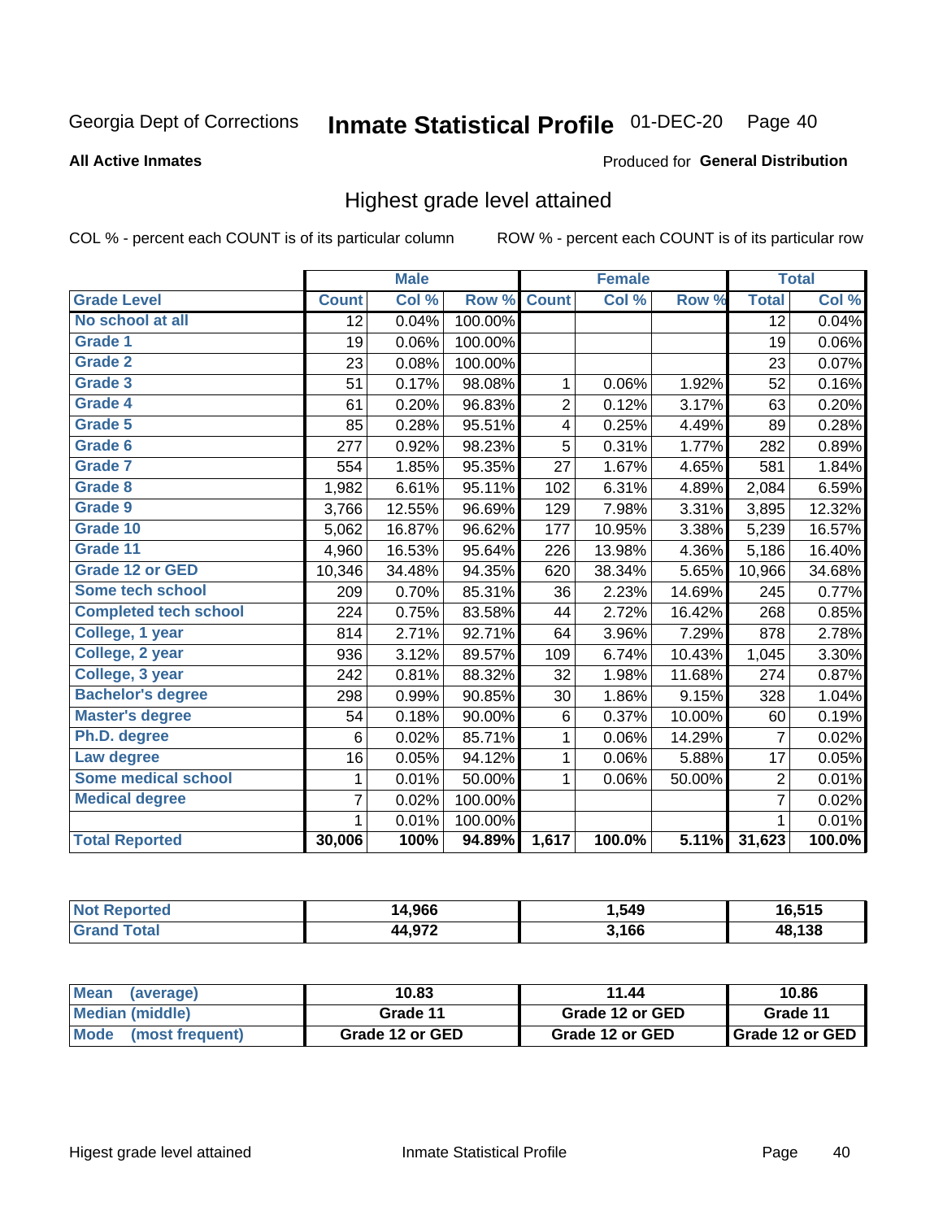Georgia Dept of Corrections **Inmate Statistical Profile** 01-DEC-20

**All Active Inmates**

Produced for **General Distribution**

## Highest grade level attained

COL % - percent each COUNT is of its particular column ROW % - percent each COUNT is of its particular row

| | Male | | | Female | | | Total | |
|---|---|---|---|---|---|---|---|---|
| **Grade Level** | **Count** | **Col %** | **Row %** | **Count** | **Col %** | **Row %** | **Total** | **Col %** |
| No school at all | 12 | 0.04% | 100.00% | | | | 12 | 0.04% |
| Grade 1 | 19 | 0.06% | 100.00% | | | | 19 | 0.06% |
| Grade 2 | 23 | 0.08% | 100.00% | | | | 23 | 0.07% |
| Grade 3 | 51 | 0.17% | 98.08% | 1 | 0.06% | 1.92% | 52 | 0.16% |
| Grade 4 | 61 | 0.20% | 96.83% | 2 | 0.12% | 3.17% | 63 | 0.20% |
| Grade 5 | 85 | 0.28% | 95.51% | 4 | 0.25% | 4.49% | 89 | 0.28% |
| Grade 6 | 277 | 0.92% | 98.23% | 5 | 0.31% | 1.77% | 282 | 0.89% |
| Grade 7 | 554 | 1.85% | 95.35% | 27 | 1.67% | 4.65% | 581 | 1.84% |
| Grade 8 | 1,982 | 6.61% | 95.11% | 102 | 6.31% | 4.89% | 2,084 | 6.59% |
| Grade 9 | 3,766 | 12.55% | 96.69% | 129 | 7.98% | 3.31% | 3,895 | 12.32% |
| Grade 10 | 5,062 | 16.87% | 96.62% | 177 | 10.95% | 3.38% | 5,239 | 16.57% |
| Grade 11 | 4,960 | 16.53% | 95.64% | 226 | 13.98% | 4.36% | 5,186 | 16.40% |
| Grade 12 or GED | 10,346 | 34.48% | 94.35% | 620 | 38.34% | 5.65% | 10,966 | 34.68% |
| Some tech school | 209 | 0.70% | 85.31% | 36 | 2.23% | 14.69% | 245 | 0.77% |
| Completed tech school | 224 | 0.75% | 83.58% | 44 | 2.72% | 16.42% | 268 | 0.85% |
| College, 1 year | 814 | 2.71% | 92.71% | 64 | 3.96% | 7.29% | 878 | 2.78% |
| College, 2 year | 936 | 3.12% | 89.57% | 109 | 6.74% | 10.43% | 1,045 | 3.30% |
| College, 3 year | 242 | 0.81% | 88.32% | 32 | 1.98% | 11.68% | 274 | 0.87% |
| Bachelor's degree | 298 | 0.99% | 90.85% | 30 | 1.86% | 9.15% | 328 | 1.04% |
| Master's degree | 54 | 0.18% | 90.00% | 6 | 0.37% | 10.00% | 60 | 0.19% |
| Ph.D. degree | 6 | 0.02% | 85.71% | 1 | 0.06% | 14.29% | 7 | 0.02% |
| Law degree | 16 | 0.05% | 94.12% | 1 | 0.06% | 5.88% | 17 | 0.05% |
| Some medical school | 1 | 0.01% | 50.00% | 1 | 0.06% | 50.00% | 2 | 0.01% |
| Medical degree | 7 | 0.02% | 100.00% | | | | 7 | 0.02% |
| | 1 | 0.01% | 100.00% | | | | 1 | 0.01% |
| **Total Reported** | **30,006** | **100%** | **94.89%** | **1,617** | **100.0%** | **5.11%** | **31,623** | **100.0%** |

| | Male | Female | Total |
|---|---|---|---|
| Not Reported | 14,966 | 1,549 | 16,515 |
| Grand Total | 44,972 | 3,166 | 48,138 |

| | Male | Female | Total |
|---|---|---|---|
| Mean (average) | 10.83 | 11.44 | 10.86 |
| Median (middle) | Grade 11 | Grade 12 or GED | Grade 11 |
| Mode (most frequent) | Grade 12 or GED | Grade 12 or GED | Grade 12 or GED |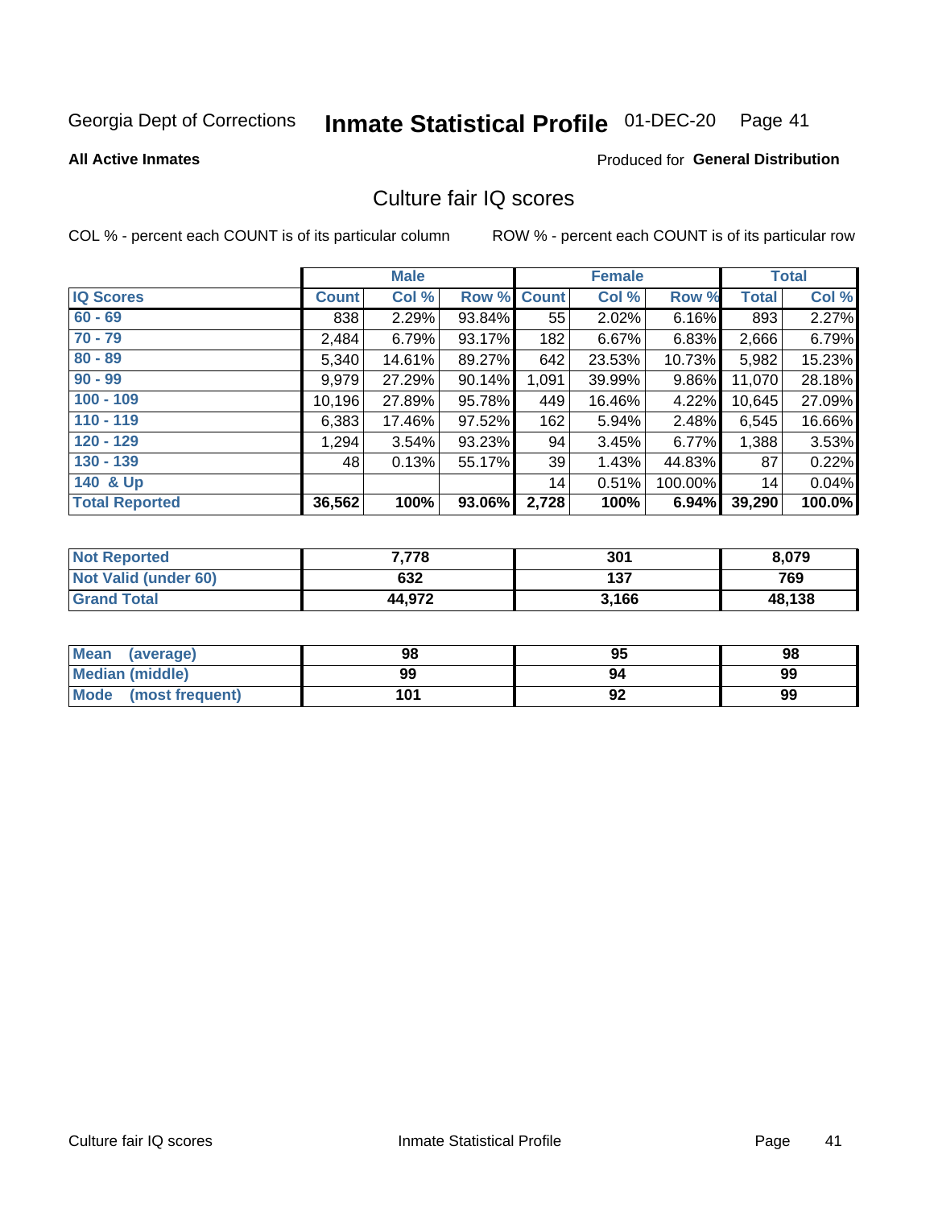Georgia Dept of Corrections **Inmate Statistical Profile** 01-DEC-20

**All Active Inmates**

Produced for **General Distribution**

# Culture fair IQ scores

COL % - percent each COUNT is of its particular column

ROW % - percent each COUNT is of its particular row

| | Male | | | Female | | | Total | |
|---|---|---|---|---|---|---|---|---|
| **IQ Scores** | **Count** | **Col %** | **Row %** | **Count** | **Col %** | **Row %** | **Total** | **Col %** |
| **60 - 69** | 838 | 2.29% | 93.84% | 55 | 2.02% | 6.16% | 893 | 2.27% |
| **70 - 79** | 2,484 | 6.79% | 93.17% | 182 | 6.67% | 6.83% | 2,666 | 6.79% |
| **80 - 89** | 5,340 | 14.61% | 89.27% | 642 | 23.53% | 10.73% | 5,982 | 15.23% |
| **90 - 99** | 9,979 | 27.29% | 90.14% | 1,091 | 39.99% | 9.86% | 11,070 | 28.18% |
| **100 - 109** | 10,196 | 27.89% | 95.78% | 449 | 16.46% | 4.22% | 10,645 | 27.09% |
| **110 - 119** | 6,383 | 17.46% | 97.52% | 162 | 5.94% | 2.48% | 6,545 | 16.66% |
| **120 - 129** | 1,294 | 3.54% | 93.23% | 94 | 3.45% | 6.77% | 1,388 | 3.53% |
| **130 - 139** | 48 | 0.13% | 55.17% | 39 | 1.43% | 44.83% | 87 | 0.22% |
| **140 & Up** | | | | 14 | 0.51% | 100.00% | 14 | 0.04% |
| **Total Reported** | **36,562** | **100%** | **93.06%** | **2,728** | **100%** | **6.94%** | **39,290** | **100.0%** |

| | Male | Female | Total |
|---|---|---|---|
| **Not Reported** | **7,778** | **301** | **8,079** |
| **Not Valid (under 60)** | **632** | **137** | **769** |
| **Grand Total** | **44,972** | **3,166** | **48,138** |

| | Male | Female | Total |
|---|---|---|---|
| **Mean (average)** | **98** | **95** | **98** |
| **Median (middle)** | **99** | **94** | **99** |
| **Mode (most frequent)** | **101** | **92** | **99** |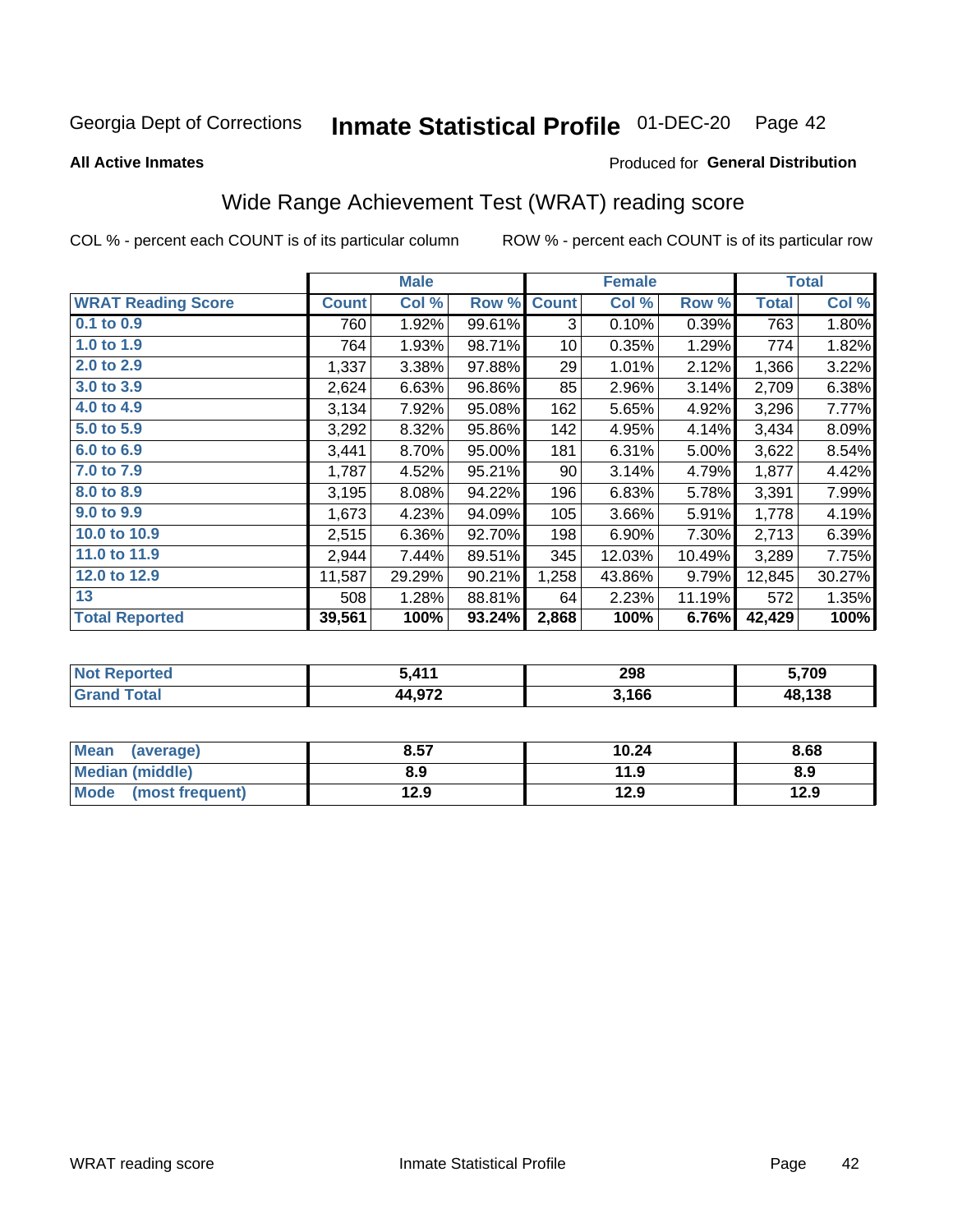Georgia Dept of Corrections **Inmate Statistical Profile** 01-DEC-20

**All Active Inmates**

Produced for **General Distribution**

## Wide Range Achievement Test (WRAT) reading score

COL % - percent each COUNT is of its particular column ROW % - percent each COUNT is of its particular row

| | Male | | | Female | | | Total | |
|---|---|---|---|---|---|---|---|---|
| **WRAT Reading Score** | **Count** | **Col %** | **Row %** | **Count** | **Col %** | **Row %** | **Total** | **Col %** |
| 0.1 to 0.9 | 760 | 1.92% | 99.61% | 3 | 0.10% | 0.39% | 763 | 1.80% |
| 1.0 to 1.9 | 764 | 1.93% | 98.71% | 10 | 0.35% | 1.29% | 774 | 1.82% |
| 2.0 to 2.9 | 1,337 | 3.38% | 97.88% | 29 | 1.01% | 2.12% | 1,366 | 3.22% |
| 3.0 to 3.9 | 2,624 | 6.63% | 96.86% | 85 | 2.96% | 3.14% | 2,709 | 6.38% |
| 4.0 to 4.9 | 3,134 | 7.92% | 95.08% | 162 | 5.65% | 4.92% | 3,296 | 7.77% |
| 5.0 to 5.9 | 3,292 | 8.32% | 95.86% | 142 | 4.95% | 4.14% | 3,434 | 8.09% |
| 6.0 to 6.9 | 3,441 | 8.70% | 95.00% | 181 | 6.31% | 5.00% | 3,622 | 8.54% |
| 7.0 to 7.9 | 1,787 | 4.52% | 95.21% | 90 | 3.14% | 4.79% | 1,877 | 4.42% |
| 8.0 to 8.9 | 3,195 | 8.08% | 94.22% | 196 | 6.83% | 5.78% | 3,391 | 7.99% |
| 9.0 to 9.9 | 1,673 | 4.23% | 94.09% | 105 | 3.66% | 5.91% | 1,778 | 4.19% |
| 10.0 to 10.9 | 2,515 | 6.36% | 92.70% | 198 | 6.90% | 7.30% | 2,713 | 6.39% |
| 11.0 to 11.9 | 2,944 | 7.44% | 89.51% | 345 | 12.03% | 10.49% | 3,289 | 7.75% |
| 12.0 to 12.9 | 11,587 | 29.29% | 90.21% | 1,258 | 43.86% | 9.79% | 12,845 | 30.27% |
| 13 | 508 | 1.28% | 88.81% | 64 | 2.23% | 11.19% | 572 | 1.35% |
| **Total Reported** | **39,561** | **100%** | **93.24%** | **2,868** | **100%** | **6.76%** | **42,429** | **100%** |

| | Male | Female | Total |
|---|---|---|---|
| Not Reported | 5,411 | 298 | 5,709 |
| Grand Total | 44,972 | 3,166 | 48,138 |

| | Male | Female | Total |
|---|---|---|---|
| Mean (average) | 8.57 | 10.24 | 8.68 |
| Median (middle) | 8.9 | 11.9 | 8.9 |
| Mode (most frequent) | 12.9 | 12.9 | 12.9 |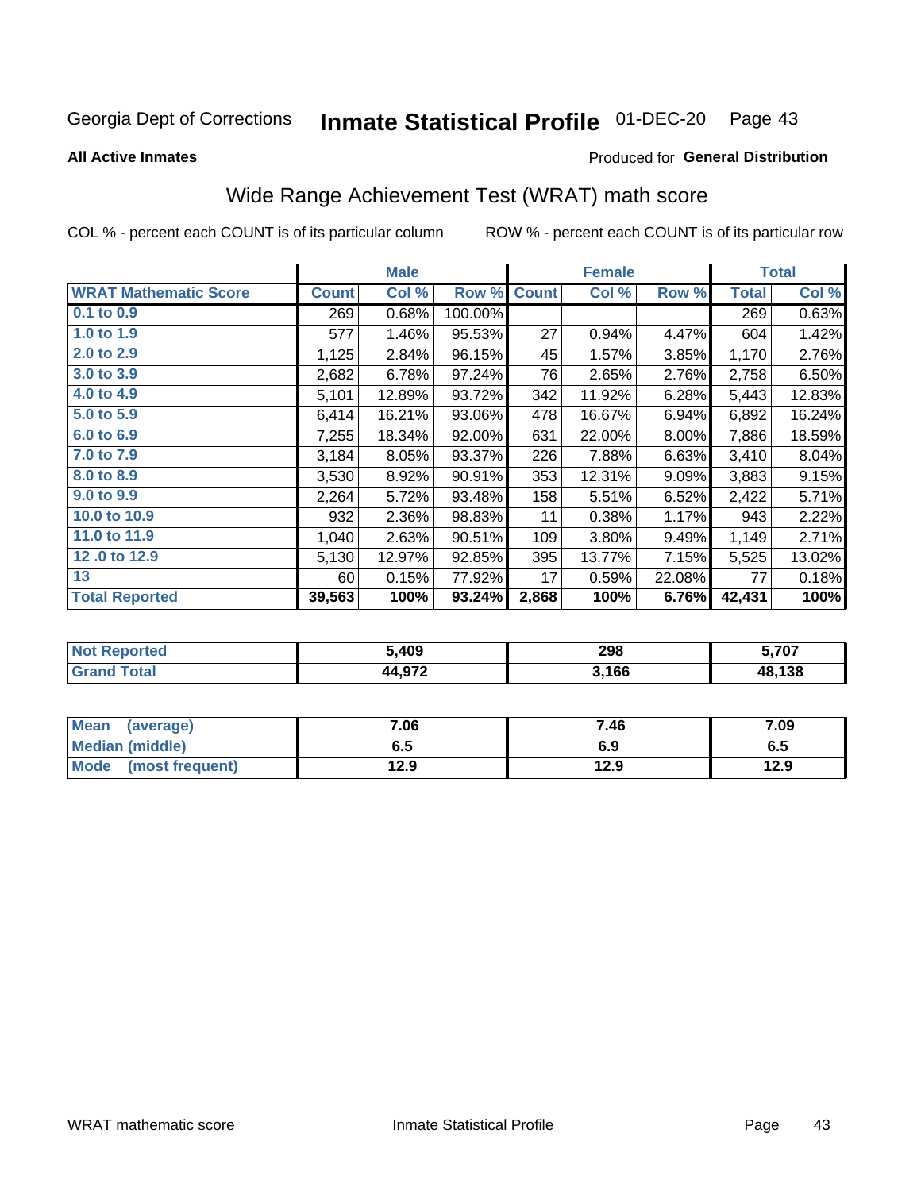Georgia Dept of Corrections **Inmate Statistical Profile** 01-DEC-20

**All Active Inmates**

Produced for **General Distribution**

## Wide Range Achievement Test (WRAT) math score

COL % - percent each COUNT is of its particular column

ROW % - percent each COUNT is of its particular row

| | Male | | | Female | | | Total | |
|---|---|---|---|---|---|---|---|---|
| **WRAT Mathematic Score** | **Count** | **Col %** | **Row %** | **Count** | **Col %** | **Row %** | **Total** | **Col %** |
| 0.1 to 0.9 | 269 | 0.68% | 100.00% | | | | 269 | 0.63% |
| 1.0 to 1.9 | 577 | 1.46% | 95.53% | 27 | 0.94% | 4.47% | 604 | 1.42% |
| 2.0 to 2.9 | 1,125 | 2.84% | 96.15% | 45 | 1.57% | 3.85% | 1,170 | 2.76% |
| 3.0 to 3.9 | 2,682 | 6.78% | 97.24% | 76 | 2.65% | 2.76% | 2,758 | 6.50% |
| 4.0 to 4.9 | 5,101 | 12.89% | 93.72% | 342 | 11.92% | 6.28% | 5,443 | 12.83% |
| 5.0 to 5.9 | 6,414 | 16.21% | 93.06% | 478 | 16.67% | 6.94% | 6,892 | 16.24% |
| 6.0 to 6.9 | 7,255 | 18.34% | 92.00% | 631 | 22.00% | 8.00% | 7,886 | 18.59% |
| 7.0 to 7.9 | 3,184 | 8.05% | 93.37% | 226 | 7.88% | 6.63% | 3,410 | 8.04% |
| 8.0 to 8.9 | 3,530 | 8.92% | 90.91% | 353 | 12.31% | 9.09% | 3,883 | 9.15% |
| 9.0 to 9.9 | 2,264 | 5.72% | 93.48% | 158 | 5.51% | 6.52% | 2,422 | 5.71% |
| 10.0 to 10.9 | 932 | 2.36% | 98.83% | 11 | 0.38% | 1.17% | 943 | 2.22% |
| 11.0 to 11.9 | 1,040 | 2.63% | 90.51% | 109 | 3.80% | 9.49% | 1,149 | 2.71% |
| 12 .0 to 12.9 | 5,130 | 12.97% | 92.85% | 395 | 13.77% | 7.15% | 5,525 | 13.02% |
| 13 | 60 | 0.15% | 77.92% | 17 | 0.59% | 22.08% | 77 | 0.18% |
| **Total Reported** | **39,563** | **100%** | **93.24%** | **2,868** | **100%** | **6.76%** | **42,431** | **100%** |

| | Male | Female | Total |
|---|---|---|---|
| Not Reported | 5,409 | 298 | 5,707 |
| Grand Total | 44,972 | 3,166 | 48,138 |

| | Male | Female | Total |
|---|---|---|---|
| Mean (average) | 7.06 | 7.46 | 7.09 |
| Median (middle) | 6.5 | 6.9 | 6.5 |
| Mode (most frequent) | 12.9 | 12.9 | 12.9 |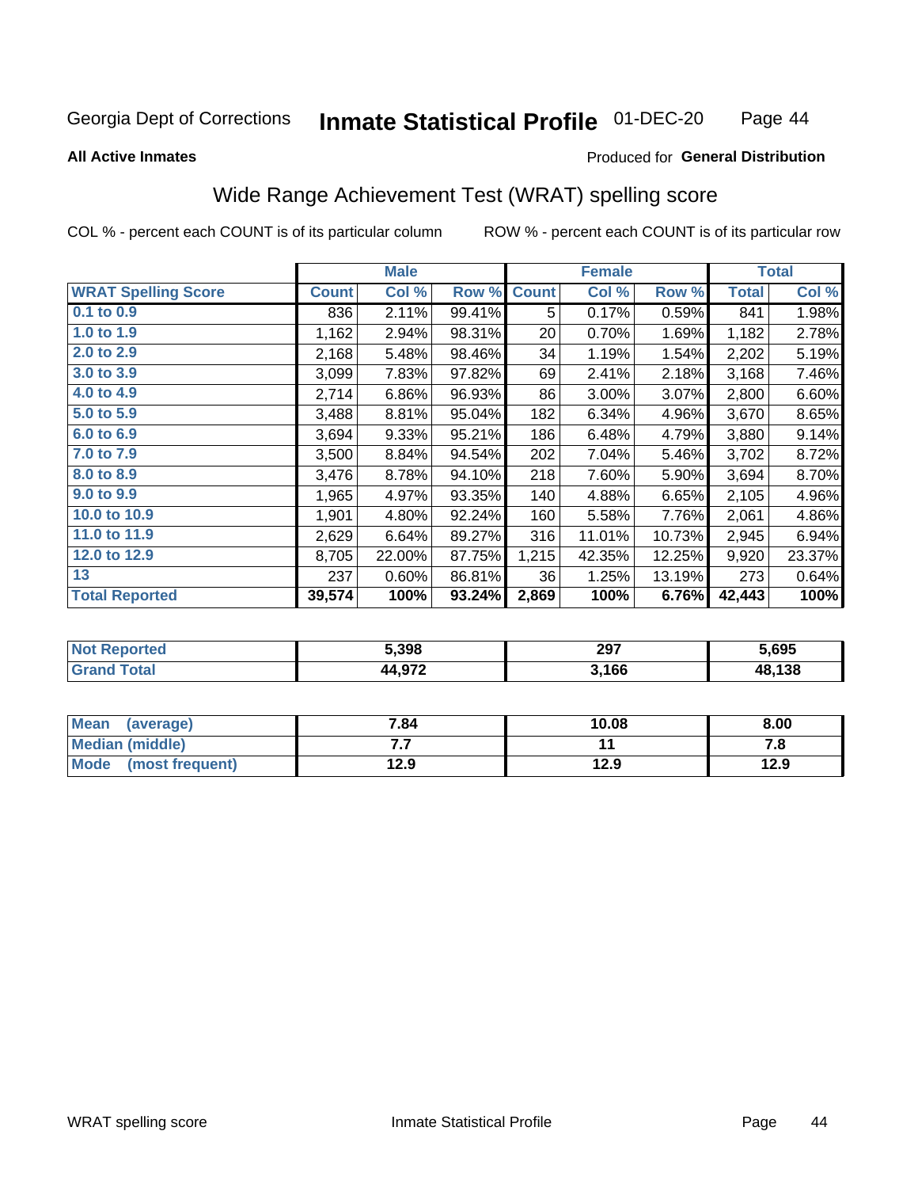Georgia Dept of Corrections **Inmate Statistical Profile** 01-DEC-20

**All Active Inmates**

Produced for **General Distribution**

## Wide Range Achievement Test (WRAT) spelling score

COL % - percent each COUNT is of its particular column ROW % - percent each COUNT is of its particular row

| | Male | | | Female | | | Total | |
|---|---|---|---|---|---|---|---|---|
| **WRAT Spelling Score** | **Count** | **Col %** | **Row %** | **Count** | **Col %** | **Row %** | **Total** | **Col %** |
| 0.1 to 0.9 | 836 | 2.11% | 99.41% | 5 | 0.17% | 0.59% | 841 | 1.98% |
| 1.0 to 1.9 | 1,162 | 2.94% | 98.31% | 20 | 0.70% | 1.69% | 1,182 | 2.78% |
| 2.0 to 2.9 | 2,168 | 5.48% | 98.46% | 34 | 1.19% | 1.54% | 2,202 | 5.19% |
| 3.0 to 3.9 | 3,099 | 7.83% | 97.82% | 69 | 2.41% | 2.18% | 3,168 | 7.46% |
| 4.0 to 4.9 | 2,714 | 6.86% | 96.93% | 86 | 3.00% | 3.07% | 2,800 | 6.60% |
| 5.0 to 5.9 | 3,488 | 8.81% | 95.04% | 182 | 6.34% | 4.96% | 3,670 | 8.65% |
| 6.0 to 6.9 | 3,694 | 9.33% | 95.21% | 186 | 6.48% | 4.79% | 3,880 | 9.14% |
| 7.0 to 7.9 | 3,500 | 8.84% | 94.54% | 202 | 7.04% | 5.46% | 3,702 | 8.72% |
| 8.0 to 8.9 | 3,476 | 8.78% | 94.10% | 218 | 7.60% | 5.90% | 3,694 | 8.70% |
| 9.0 to 9.9 | 1,965 | 4.97% | 93.35% | 140 | 4.88% | 6.65% | 2,105 | 4.96% |
| 10.0 to 10.9 | 1,901 | 4.80% | 92.24% | 160 | 5.58% | 7.76% | 2,061 | 4.86% |
| 11.0 to 11.9 | 2,629 | 6.64% | 89.27% | 316 | 11.01% | 10.73% | 2,945 | 6.94% |
| 12.0 to 12.9 | 8,705 | 22.00% | 87.75% | 1,215 | 42.35% | 12.25% | 9,920 | 23.37% |
| 13 | 237 | 0.60% | 86.81% | 36 | 1.25% | 13.19% | 273 | 0.64% |
| **Total Reported** | **39,574** | **100%** | **93.24%** | **2,869** | **100%** | **6.76%** | **42,443** | **100%** |

| | Male | Female | Total |
|---|---|---|---|
| Not Reported | 5,398 | 297 | 5,695 |
| Grand Total | 44,972 | 3,166 | 48,138 |

| | Male | Female | Total |
|---|---|---|---|
| Mean (average) | 7.84 | 10.08 | 8.00 |
| Median (middle) | 7.7 | 11 | 7.8 |
| Mode (most frequent) | 12.9 | 12.9 | 12.9 |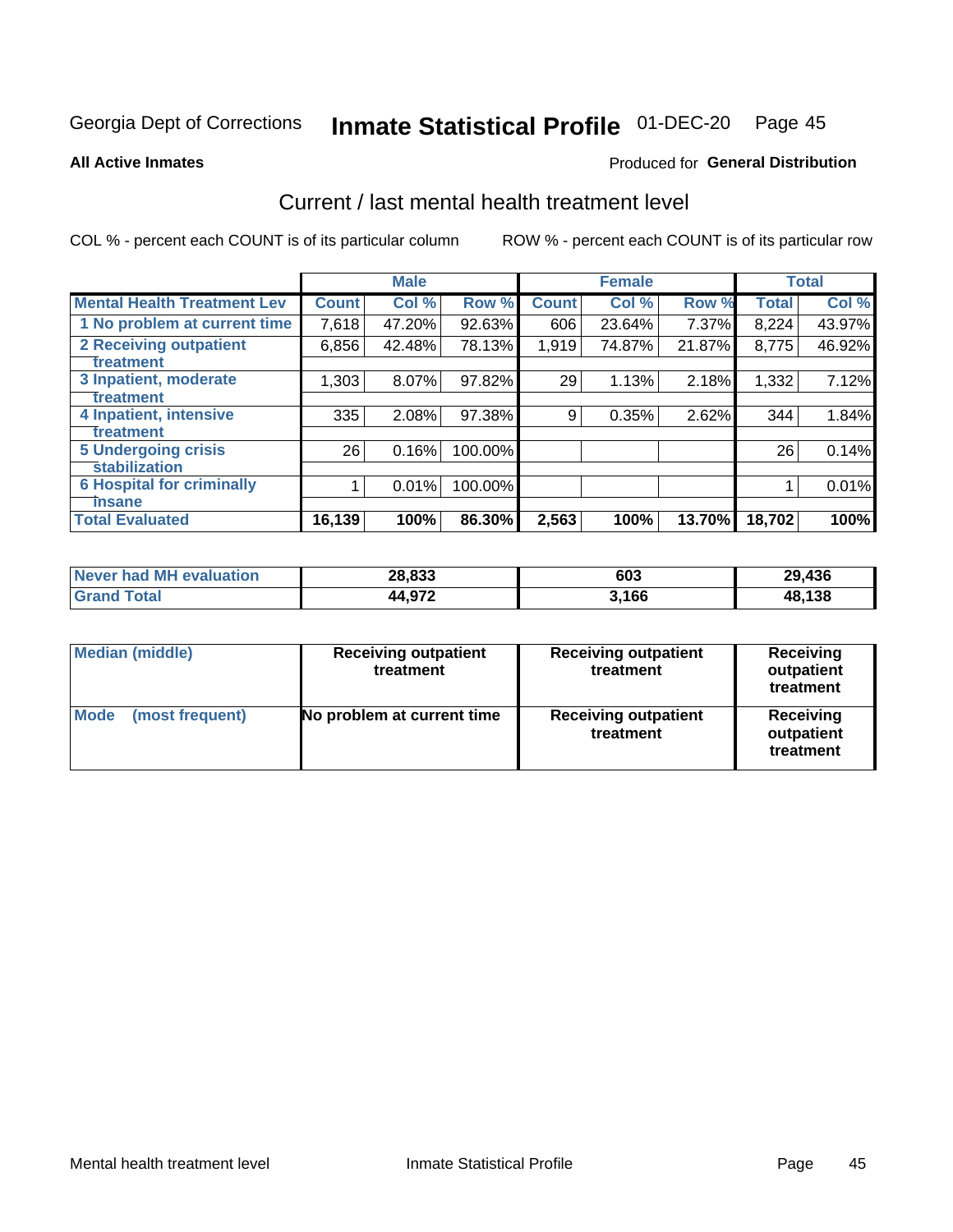Georgia Dept of Corrections **Inmate Statistical Profile** 01-DEC-20

**All Active Inmates**

Produced for **General Distribution**

## Current / last mental health treatment level

COL % - percent each COUNT is of its particular column

ROW % - percent each COUNT is of its particular row

| | Male | | | Female | | | Total | |
|---|---|---|---|---|---|---|---|---|
| **Mental Health Treatment Lev** | **Count** | **Col %** | **Row %** | **Count** | **Col %** | **Row %** | **Total** | **Col %** |
| 1 No problem at current time | 7,618 | 47.20% | 92.63% | 606 | 23.64% | 7.37% | 8,224 | 43.97% |
| 2 Receiving outpatient treatment | 6,856 | 42.48% | 78.13% | 1,919 | 74.87% | 21.87% | 8,775 | 46.92% |
| 3 Inpatient, moderate treatment | 1,303 | 8.07% | 97.82% | 29 | 1.13% | 2.18% | 1,332 | 7.12% |
| 4 Inpatient, intensive treatment | 335 | 2.08% | 97.38% | 9 | 0.35% | 2.62% | 344 | 1.84% |
| 5 Undergoing crisis stabilization | 26 | 0.16% | 100.00% | | | | 26 | 0.14% |
| 6 Hospital for criminally insane | 1 | 0.01% | 100.00% | | | | 1 | 0.01% |
| **Total Evaluated** | **16,139** | **100%** | **86.30%** | **2,563** | **100%** | **13.70%** | **18,702** | **100%** |

| | Male | Female | Total |
|---|---|---|---|
| **Never had MH evaluation** | **28,833** | **603** | **29,436** |
| **Grand Total** | **44,972** | **3,166** | **48,138** |

| | Male | Female | Total |
|---|---|---|---|
| **Median (middle)** | **Receiving outpatient treatment** | **Receiving outpatient treatment** | **Receiving outpatient treatment** |
| **Mode (most frequent)** | **No problem at current time** | **Receiving outpatient treatment** | **Receiving outpatient treatment** |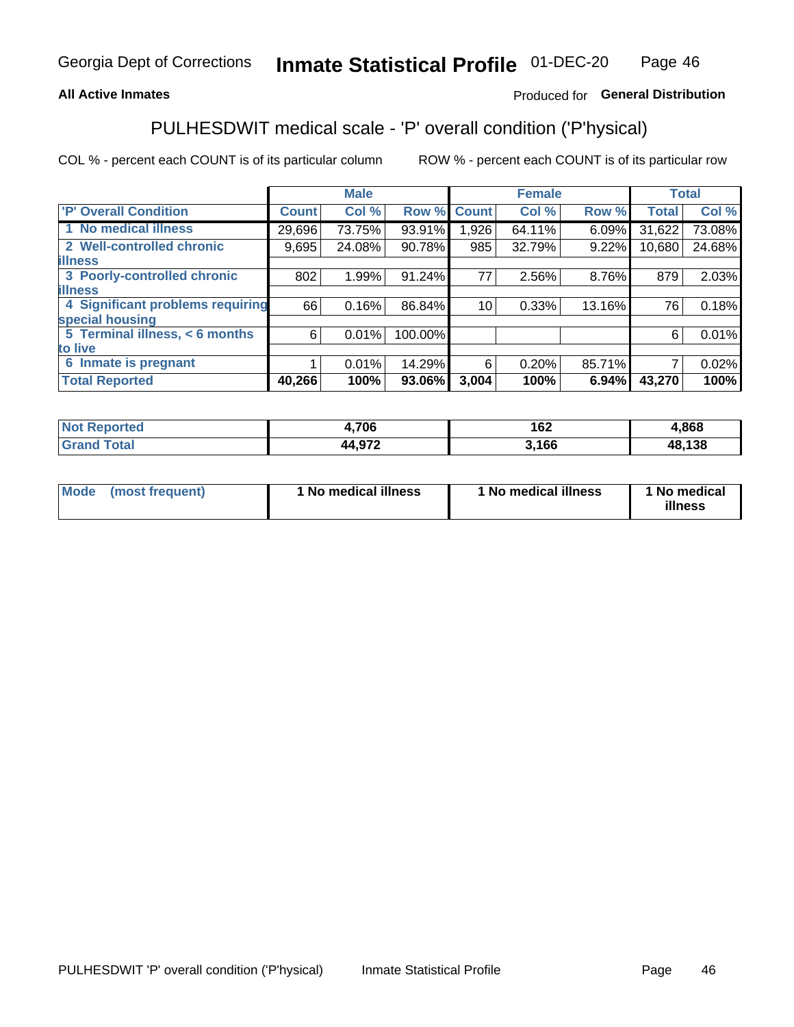Georgia Dept of Corrections **Inmate Statistical Profile** 01-DEC-20

**All Active Inmates**

Produced for **General Distribution**

## PULHESDWIT medical scale - 'P' overall condition ('P'hysical)

COL % - percent each COUNT is of its particular column

ROW % - percent each COUNT is of its particular row

| | Male | | | Female | | | Total | |
|---|---|---|---|---|---|---|---|---|
| 'P' Overall Condition | Count | Col % | Row % | Count | Col % | Row % | Total | Col % |
| 1 No medical illness | 29,696 | 73.75% | 93.91% | 1,926 | 64.11% | 6.09% | 31,622 | 73.08% |
| 2 Well-controlled chronic illness | 9,695 | 24.08% | 90.78% | 985 | 32.79% | 9.22% | 10,680 | 24.68% |
| 3 Poorly-controlled chronic illness | 802 | 1.99% | 91.24% | 77 | 2.56% | 8.76% | 879 | 2.03% |
| 4 Significant problems requiring special housing | 66 | 0.16% | 86.84% | 10 | 0.33% | 13.16% | 76 | 0.18% |
| 5 Terminal illness, < 6 months to live | 6 | 0.01% | 100.00% | | | | 6 | 0.01% |
| 6 Inmate is pregnant | 1 | 0.01% | 14.29% | 6 | 0.20% | 85.71% | 7 | 0.02% |
| **Total Reported** | **40,266** | **100%** | **93.06%** | **3,004** | **100%** | **6.94%** | **43,270** | **100%** |

| | Male | Female | Total |
|---|---|---|---|
| Not Reported | 4,706 | 162 | 4,868 |
| Grand Total | 44,972 | 3,166 | 48,138 |

| | Male | Female | Total |
|---|---|---|---|
| Mode (most frequent) | 1 No medical illness | 1 No medical illness | 1 No medical illness |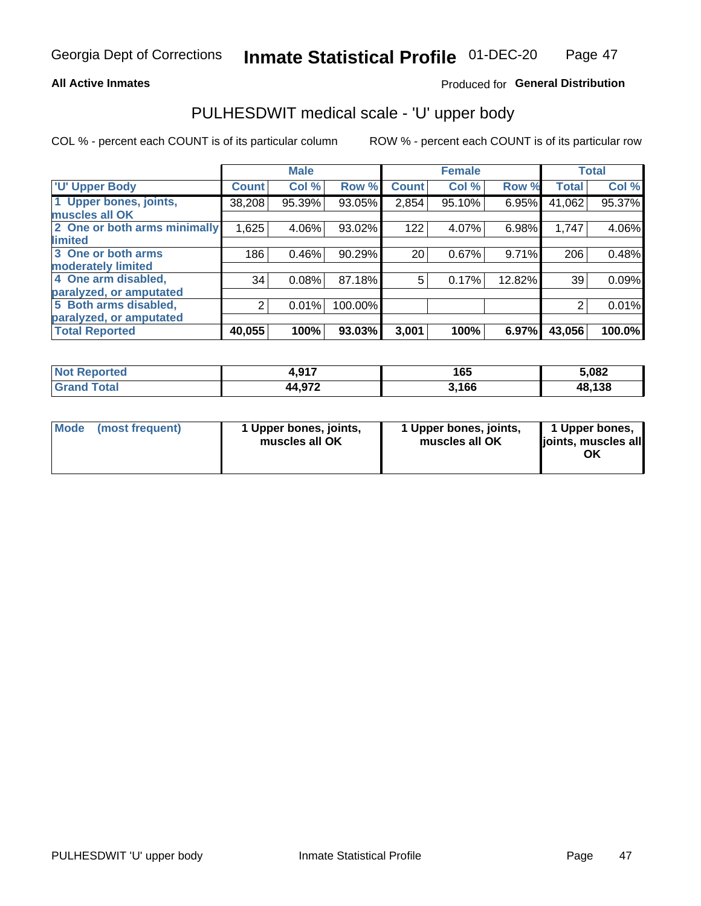**All Active Inmates**

Produced for **General Distribution**

# PULHESDWIT medical scale - 'U' upper body

COL % - percent each COUNT is of its particular column

ROW % - percent each COUNT is of its particular row

| | Male | | | Female | | | Total | |
|---|---|---|---|---|---|---|---|---|
| 'U' Upper Body | Count | Col % | Row % | Count | Col % | Row % | Total | Col % |
| 1 Upper bones, joints, muscles all OK | 38,208 | 95.39% | 93.05% | 2,854 | 95.10% | 6.95% | 41,062 | 95.37% |
| 2 One or both arms minimally limited | 1,625 | 4.06% | 93.02% | 122 | 4.07% | 6.98% | 1,747 | 4.06% |
| 3 One or both arms moderately limited | 186 | 0.46% | 90.29% | 20 | 0.67% | 9.71% | 206 | 0.48% |
| 4 One arm disabled, paralyzed, or amputated | 34 | 0.08% | 87.18% | 5 | 0.17% | 12.82% | 39 | 0.09% |
| 5 Both arms disabled, paralyzed, or amputated | 2 | 0.01% | 100.00% | | | | 2 | 0.01% |
| **Total Reported** | **40,055** | **100%** | **93.03%** | **3,001** | **100%** | **6.97%** | **43,056** | **100.0%** |

| | Male | Female | Total |
|---|---|---|---|
| Not Reported | 4,917 | 165 | 5,082 |
| Grand Total | 44,972 | 3,166 | 48,138 |

| | Male | Female | Total |
|---|---|---|---|
| Mode (most frequent) | 1 Upper bones, joints, muscles all OK | 1 Upper bones, joints, muscles all OK | 1 Upper bones, joints, muscles all OK |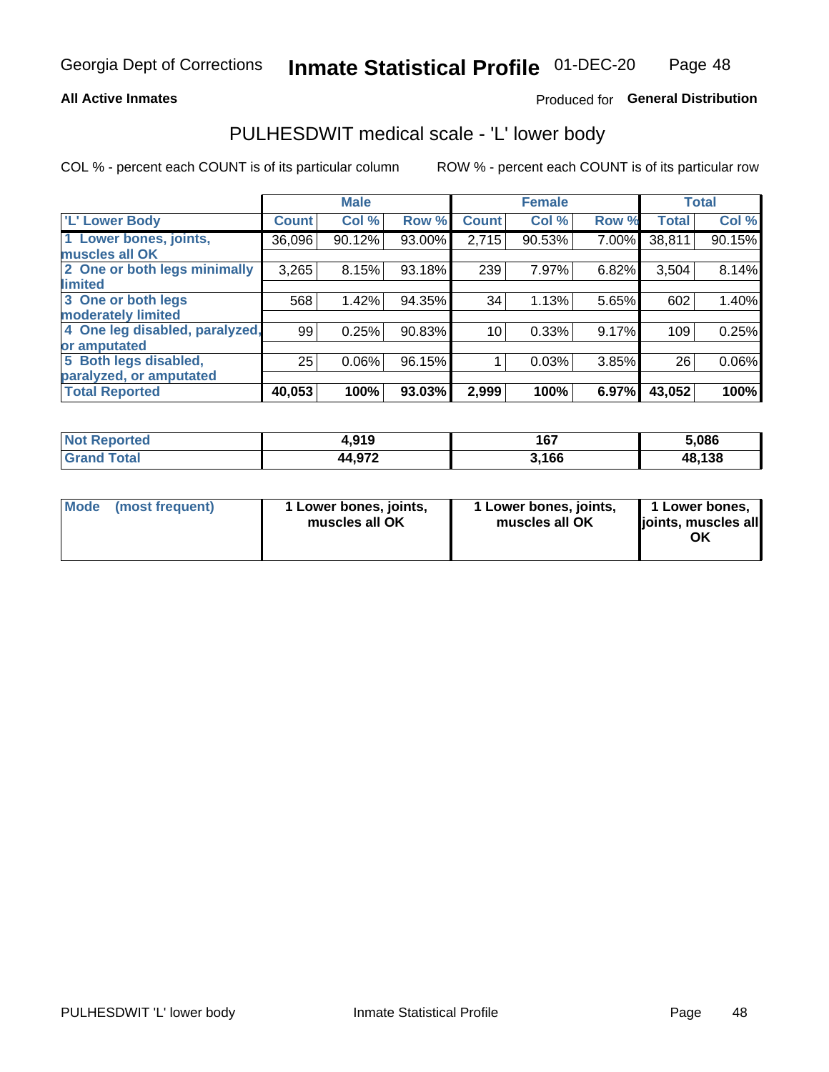Georgia Dept of Corrections **Inmate Statistical Profile** 01-DEC-20

**All Active Inmates**

Produced for **General Distribution**

## PULHESDWIT medical scale - 'L' lower body

COL % - percent each COUNT is of its particular column

ROW % - percent each COUNT is of its particular row

| | Male | | | Female | | | Total | |
|---|---|---|---|---|---|---|---|---|
| **'L' Lower Body** | **Count** | **Col %** | **Row %** | **Count** | **Col %** | **Row %** | **Total** | **Col %** |
| 1 Lower bones, joints, muscles all OK | 36,096 | 90.12% | 93.00% | 2,715 | 90.53% | 7.00% | 38,811 | 90.15% |
| 2 One or both legs minimally limited | 3,265 | 8.15% | 93.18% | 239 | 7.97% | 6.82% | 3,504 | 8.14% |
| 3 One or both legs moderately limited | 568 | 1.42% | 94.35% | 34 | 1.13% | 5.65% | 602 | 1.40% |
| 4 One leg disabled, paralyzed, or amputated | 99 | 0.25% | 90.83% | 10 | 0.33% | 9.17% | 109 | 0.25% |
| 5 Both legs disabled, paralyzed, or amputated | 25 | 0.06% | 96.15% | 1 | 0.03% | 3.85% | 26 | 0.06% |
| **Total Reported** | **40,053** | **100%** | **93.03%** | **2,999** | **100%** | **6.97%** | **43,052** | **100%** |

| | Male | Female | Total |
|---|---|---|---|
| **Not Reported** | **4,919** | **167** | **5,086** |
| **Grand Total** | **44,972** | **3,166** | **48,138** |

| | Male | Female | Total |
|---|---|---|---|
| **Mode (most frequent)** | **1 Lower bones, joints, muscles all OK** | **1 Lower bones, joints, muscles all OK** | **1 Lower bones, joints, muscles all OK** |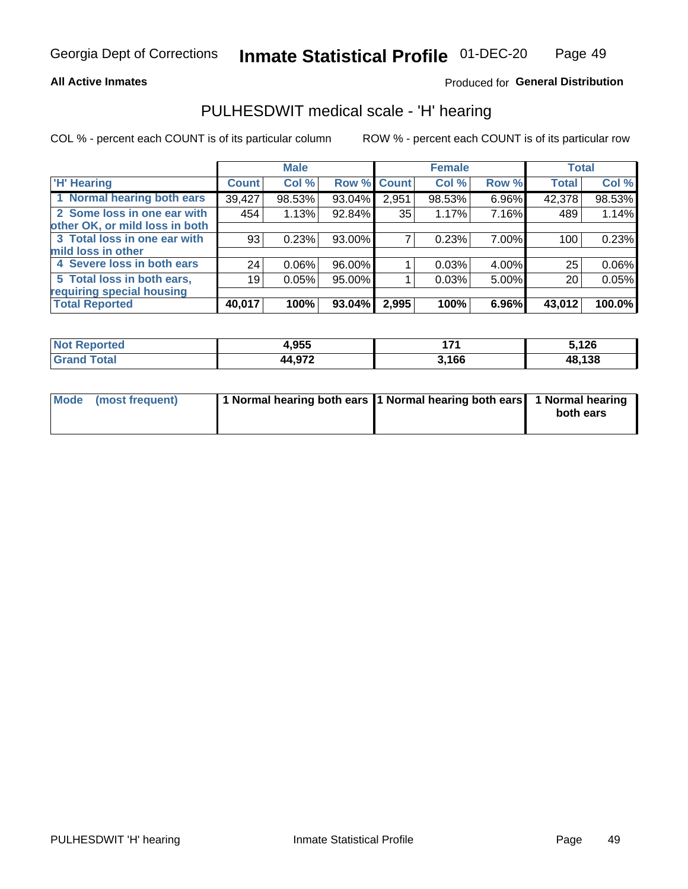**All Active Inmates**

Produced for **General Distribution**

## PULHESDWIT medical scale - 'H' hearing

COL % - percent each COUNT is of its particular column

ROW % - percent each COUNT is of its particular row

| | Male | | | Female | | | Total | |
|---|---|---|---|---|---|---|---|---|
| 'H' Hearing | Count | Col % | Row % | Count | Col % | Row % | Total | Col % |
| 1 Normal hearing both ears | 39,427 | 98.53% | 93.04% | 2,951 | 98.53% | 6.96% | 42,378 | 98.53% |
| 2 Some loss in one ear with other OK, or mild loss in both | 454 | 1.13% | 92.84% | 35 | 1.17% | 7.16% | 489 | 1.14% |
| 3 Total loss in one ear with mild loss in other | 93 | 0.23% | 93.00% | 7 | 0.23% | 7.00% | 100 | 0.23% |
| 4 Severe loss in both ears | 24 | 0.06% | 96.00% | 1 | 0.03% | 4.00% | 25 | 0.06% |
| 5 Total loss in both ears, requiring special housing | 19 | 0.05% | 95.00% | 1 | 0.03% | 5.00% | 20 | 0.05% |
| **Total Reported** | **40,017** | **100%** | **93.04%** | **2,995** | **100%** | **6.96%** | **43,012** | **100.0%** |

| | Male | Female | Total |
|---|---|---|---|
| Not Reported | 4,955 | 171 | 5,126 |
| Grand Total | 44,972 | 3,166 | 48,138 |

| | Male | Female | Total |
|---|---|---|---|
| Mode (most frequent) | 1 Normal hearing both ears | 1 Normal hearing both ears | 1 Normal hearing both ears |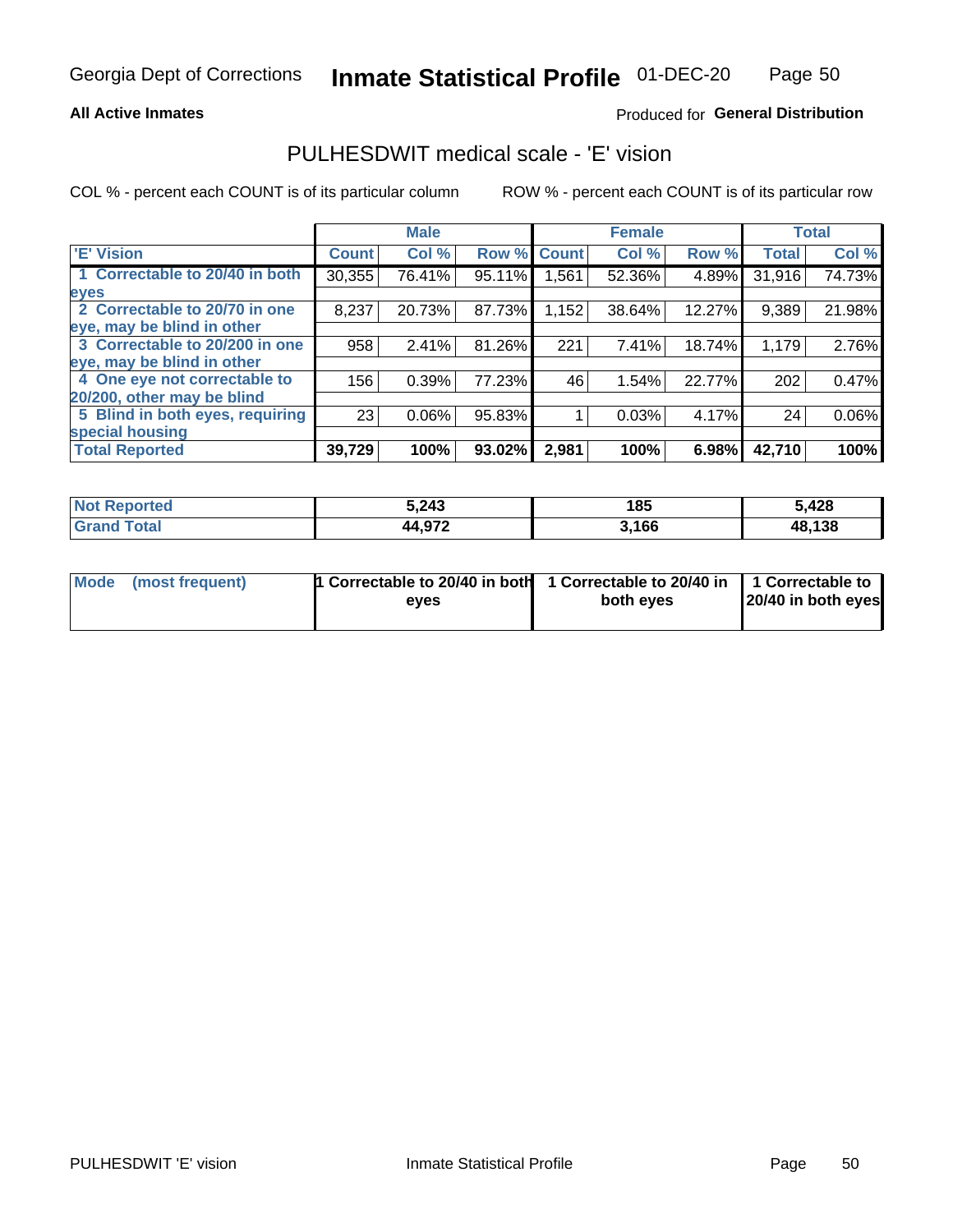Georgia Dept of Corrections **Inmate Statistical Profile** 01-DEC-20

**All Active Inmates**

Produced for **General Distribution**

## PULHESDWIT medical scale - 'E' vision

COL % - percent each COUNT is of its particular column

ROW % - percent each COUNT is of its particular row

| | Male | | | Female | | | Total | |
|---|---|---|---|---|---|---|---|---|
| 'E' Vision | Count | Col % | Row % | Count | Col % | Row % | Total | Col % |
| 1 Correctable to 20/40 in both eyes | 30,355 | 76.41% | 95.11% | 1,561 | 52.36% | 4.89% | 31,916 | 74.73% |
| 2 Correctable to 20/70 in one eye, may be blind in other | 8,237 | 20.73% | 87.73% | 1,152 | 38.64% | 12.27% | 9,389 | 21.98% |
| 3 Correctable to 20/200 in one eye, may be blind in other | 958 | 2.41% | 81.26% | 221 | 7.41% | 18.74% | 1,179 | 2.76% |
| 4 One eye not correctable to 20/200, other may be blind | 156 | 0.39% | 77.23% | 46 | 1.54% | 22.77% | 202 | 0.47% |
| 5 Blind in both eyes, requiring special housing | 23 | 0.06% | 95.83% | 1 | 0.03% | 4.17% | 24 | 0.06% |
| **Total Reported** | **39,729** | **100%** | **93.02%** | **2,981** | **100%** | **6.98%** | **42,710** | **100%** |

| | Male | Female | Total |
|---|---|---|---|
| **Not Reported** | **5,243** | **185** | **5,428** |
| **Grand Total** | **44,972** | **3,166** | **48,138** |

| | Male | Female | Total |
|---|---|---|---|
| **Mode (most frequent)** | **1 Correctable to 20/40 in both eyes** | **1 Correctable to 20/40 in both eyes** | **1 Correctable to 20/40 in both eyes** |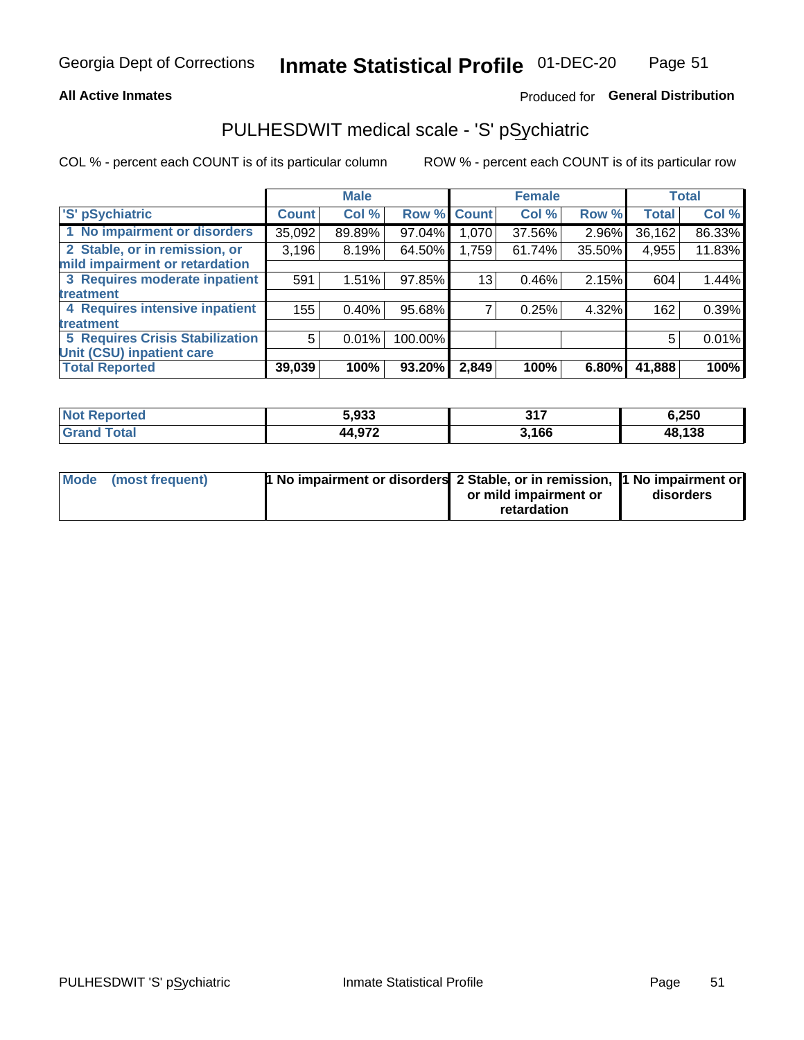**All Active Inmates** Produced for **General Distribution**

## PULHESDWIT medical scale - 'S' pSychiatric

COL % - percent each COUNT is of its particular column ROW % - percent each COUNT is of its particular row

| | Male | | | Female | | | Total | |
|---|---|---|---|---|---|---|---|---|
| 'S' pSychiatric | Count | Col % | Row % | Count | Col % | Row % | Total | Col % |
| 1 No impairment or disorders | 35,092 | 89.89% | 97.04% | 1,070 | 37.56% | 2.96% | 36,162 | 86.33% |
| 2 Stable, or in remission, or mild impairment or retardation | 3,196 | 8.19% | 64.50% | 1,759 | 61.74% | 35.50% | 4,955 | 11.83% |
| 3 Requires moderate inpatient treatment | 591 | 1.51% | 97.85% | 13 | 0.46% | 2.15% | 604 | 1.44% |
| 4 Requires intensive inpatient treatment | 155 | 0.40% | 95.68% | 7 | 0.25% | 4.32% | 162 | 0.39% |
| 5 Requires Crisis Stabilization Unit (CSU) inpatient care | 5 | 0.01% | 100.00% | | | | 5 | 0.01% |
| **Total Reported** | **39,039** | **100%** | **93.20%** | **2,849** | **100%** | **6.80%** | **41,888** | **100%** |

| | Male | Female | Total |
|---|---|---|---|
| Not Reported | 5,933 | 317 | 6,250 |
| Grand Total | 44,972 | 3,166 | 48,138 |

| | Male | Female | Total |
|---|---|---|---|
| Mode (most frequent) | 1 No impairment or disorders | 2 Stable, or in remission, or mild impairment or retardation | 1 No impairment or disorders |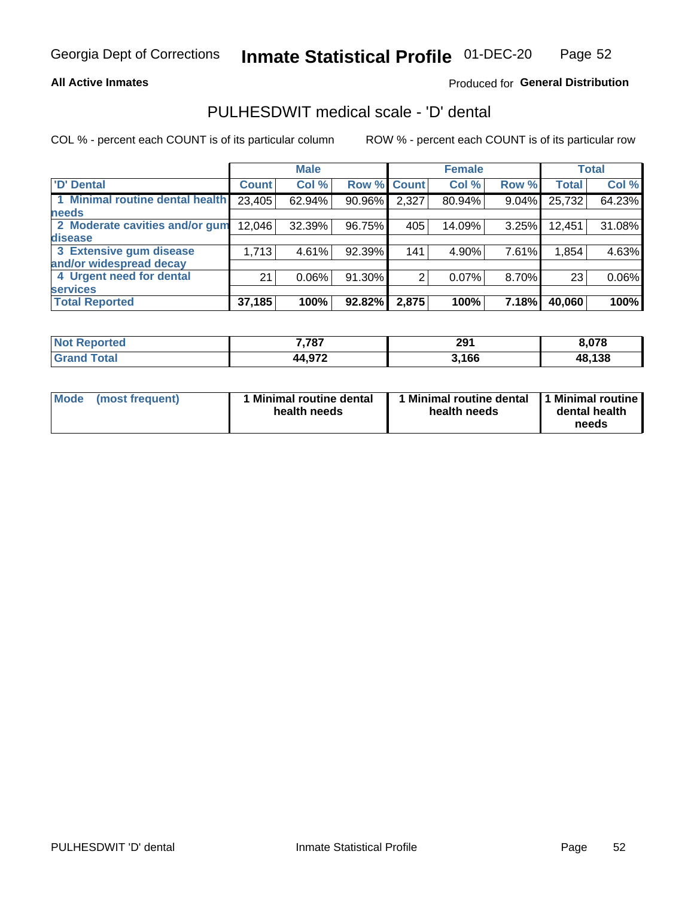Georgia Dept of Corrections **Inmate Statistical Profile** 01-DEC-20

**All Active Inmates**

Produced for **General Distribution**

## PULHESDWIT medical scale - 'D' dental

COL % - percent each COUNT is of its particular column ROW % - percent each COUNT is of its particular row

| | Male | | | Female | | | Total | |
|---|---|---|---|---|---|---|---|---|
| 'D' Dental | Count | Col % | Row % | Count | Col % | Row % | Total | Col % |
| 1 Minimal routine dental health needs | 23,405 | 62.94% | 90.96% | 2,327 | 80.94% | 9.04% | 25,732 | 64.23% |
| 2 Moderate cavities and/or gum disease | 12,046 | 32.39% | 96.75% | 405 | 14.09% | 3.25% | 12,451 | 31.08% |
| 3 Extensive gum disease and/or widespread decay | 1,713 | 4.61% | 92.39% | 141 | 4.90% | 7.61% | 1,854 | 4.63% |
| 4 Urgent need for dental services | 21 | 0.06% | 91.30% | 2 | 0.07% | 8.70% | 23 | 0.06% |
| **Total Reported** | **37,185** | **100%** | **92.82%** | **2,875** | **100%** | **7.18%** | **40,060** | **100%** |

| | Male | Female | Total |
|---|---|---|---|
| Not Reported | 7,787 | 291 | 8,078 |
| Grand Total | 44,972 | 3,166 | 48,138 |

| | Male | Female | Total |
|---|---|---|---|
| Mode (most frequent) | 1 Minimal routine dental health needs | 1 Minimal routine dental health needs | 1 Minimal routine dental health needs |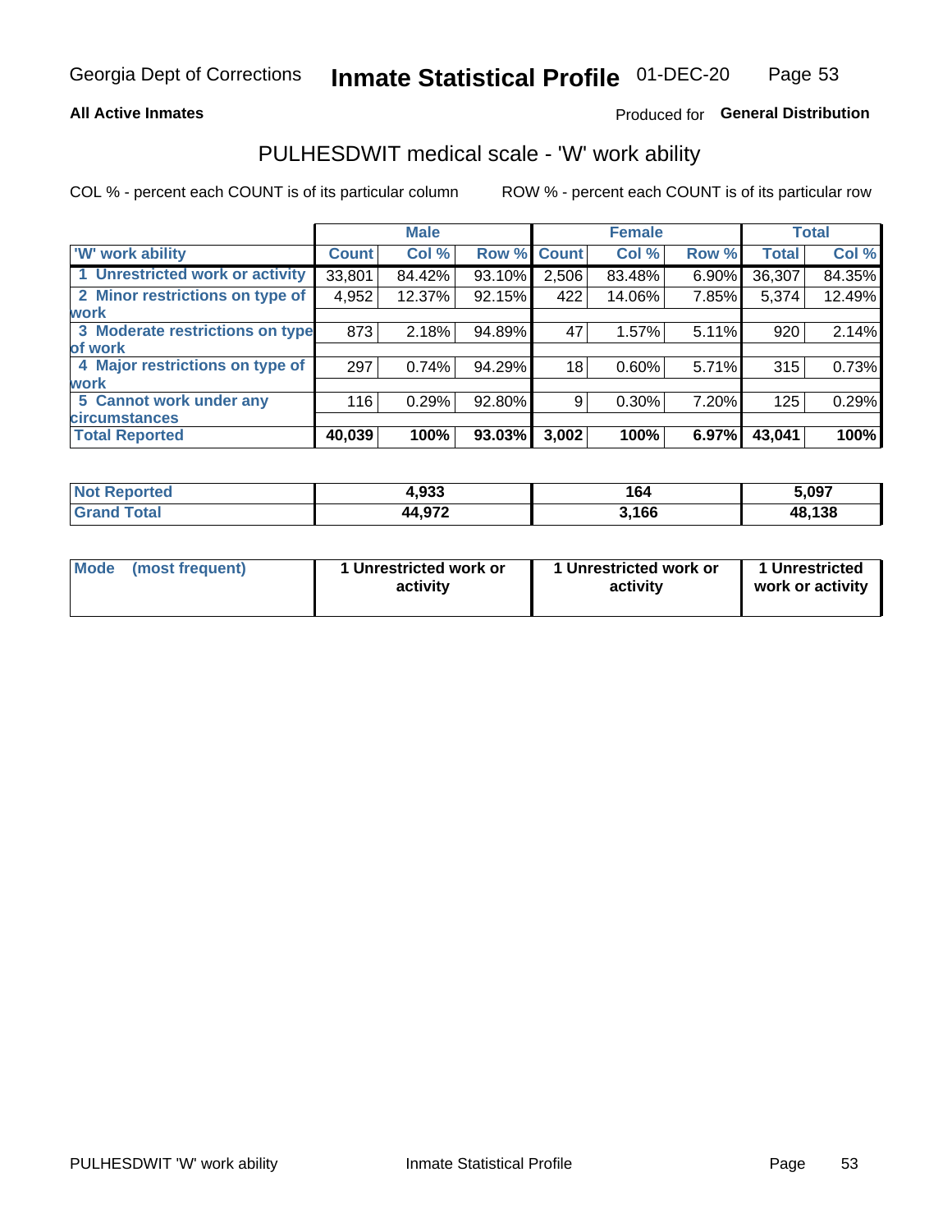Georgia Dept of Corrections **Inmate Statistical Profile** 01-DEC-20

**All Active Inmates**

Produced for **General Distribution**

## PULHESDWIT medical scale - 'W' work ability

COL % - percent each COUNT is of its particular column

ROW % - percent each COUNT is of its particular row

| | Male | | | Female | | | Total | |
|---|---|---|---|---|---|---|---|---|
| 'W' work ability | Count | Col % | Row % | Count | Col % | Row % | Total | Col % |
| 1 Unrestricted work or activity | 33,801 | 84.42% | 93.10% | 2,506 | 83.48% | 6.90% | 36,307 | 84.35% |
| 2 Minor restrictions on type of work | 4,952 | 12.37% | 92.15% | 422 | 14.06% | 7.85% | 5,374 | 12.49% |
| 3 Moderate restrictions on type of work | 873 | 2.18% | 94.89% | 47 | 1.57% | 5.11% | 920 | 2.14% |
| 4 Major restrictions on type of work | 297 | 0.74% | 94.29% | 18 | 0.60% | 5.71% | 315 | 0.73% |
| 5 Cannot work under any circumstances | 116 | 0.29% | 92.80% | 9 | 0.30% | 7.20% | 125 | 0.29% |
| **Total Reported** | **40,039** | **100%** | **93.03%** | **3,002** | **100%** | **6.97%** | **43,041** | **100%** |

| | Male | Female | Total |
|---|---|---|---|
| Not Reported | 4,933 | 164 | 5,097 |
| Grand Total | 44,972 | 3,166 | 48,138 |

| | Male | Female | Total |
|---|---|---|---|
| Mode (most frequent) | 1 Unrestricted work or activity | 1 Unrestricted work or activity | 1 Unrestricted work or activity |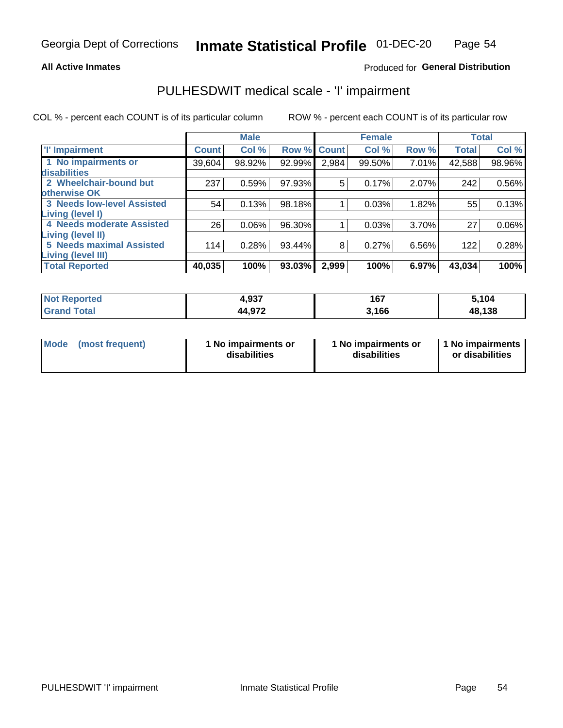Georgia Dept of Corrections **Inmate Statistical Profile** 01-DEC-20

**All Active Inmates**

Produced for **General Distribution**

## PULHESDWIT medical scale - 'I' impairment

COL % - percent each COUNT is of its particular column    ROW % - percent each COUNT is of its particular row

| | Male | | | Female | | | Total | |
|---|---|---|---|---|---|---|---|---|
| **'I' Impairment** | **Count** | **Col %** | **Row %** | **Count** | **Col %** | **Row %** | **Total** | **Col %** |
| **1 No impairments or disabilities** | 39,604 | 98.92% | 92.99% | 2,984 | 99.50% | 7.01% | 42,588 | 98.96% |
| **2 Wheelchair-bound but otherwise OK** | 237 | 0.59% | 97.93% | 5 | 0.17% | 2.07% | 242 | 0.56% |
| **3 Needs low-level Assisted Living (level I)** | 54 | 0.13% | 98.18% | 1 | 0.03% | 1.82% | 55 | 0.13% |
| **4 Needs moderate Assisted Living (level II)** | 26 | 0.06% | 96.30% | 1 | 0.03% | 3.70% | 27 | 0.06% |
| **5 Needs maximal Assisted Living (level III)** | 114 | 0.28% | 93.44% | 8 | 0.27% | 6.56% | 122 | 0.28% |
| **Total Reported** | **40,035** | **100%** | **93.03%** | **2,999** | **100%** | **6.97%** | **43,034** | **100%** |

| | Male | Female | Total |
|---|---|---|---|
| **Not Reported** | **4,937** | **167** | **5,104** |
| **Grand Total** | **44,972** | **3,166** | **48,138** |

| | Male | Female | Total |
|---|---|---|---|
| **Mode (most frequent)** | **1 No impairments or disabilities** | **1 No impairments or disabilities** | **1 No impairments or disabilities** |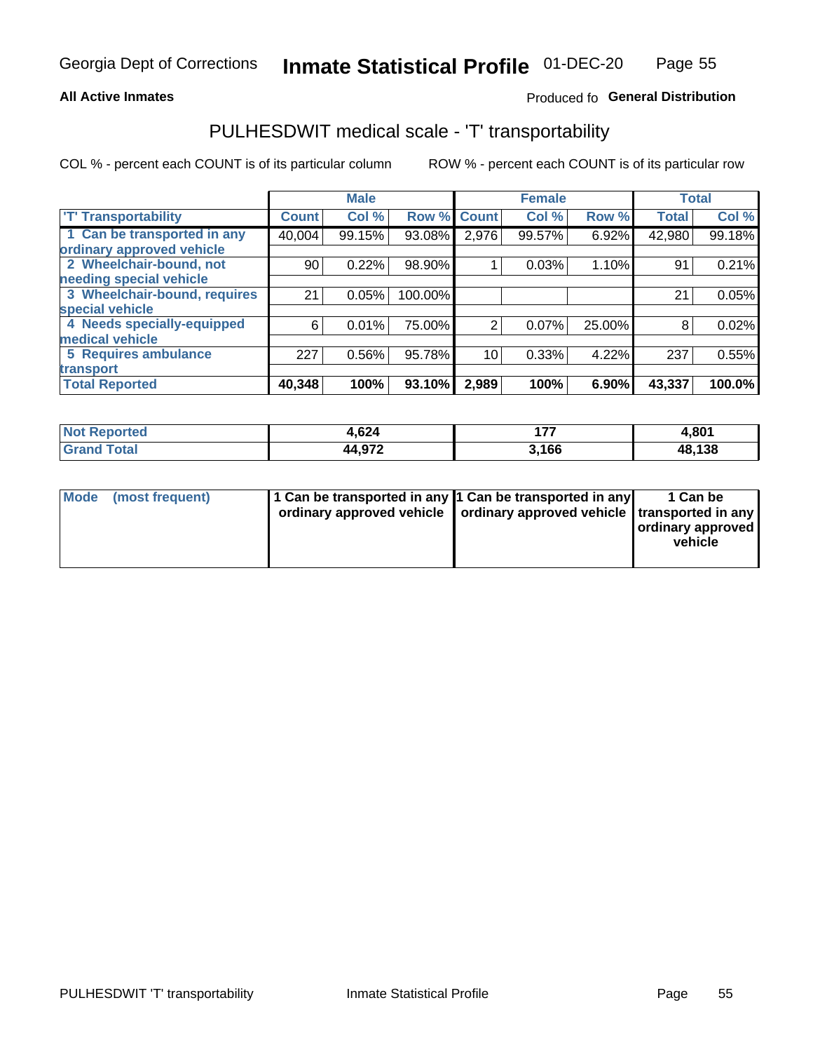**All Active Inmates**

Produced fo **General Distribution**

## PULHESDWIT medical scale - 'T' transportability

COL % - percent each COUNT is of its particular column

ROW % - percent each COUNT is of its particular row

| | Male | | | Female | | | Total | |
|---|---|---|---|---|---|---|---|---|
| 'T' Transportability | Count | Col % | Row % | Count | Col % | Row % | Total | Col % |
| 1 Can be transported in any ordinary approved vehicle | 40,004 | 99.15% | 93.08% | 2,976 | 99.57% | 6.92% | 42,980 | 99.18% |
| 2 Wheelchair-bound, not needing special vehicle | 90 | 0.22% | 98.90% | 1 | 0.03% | 1.10% | 91 | 0.21% |
| 3 Wheelchair-bound, requires special vehicle | 21 | 0.05% | 100.00% | | | | 21 | 0.05% |
| 4 Needs specially-equipped medical vehicle | 6 | 0.01% | 75.00% | 2 | 0.07% | 25.00% | 8 | 0.02% |
| 5 Requires ambulance transport | 227 | 0.56% | 95.78% | 10 | 0.33% | 4.22% | 237 | 0.55% |
| **Total Reported** | **40,348** | **100%** | **93.10%** | **2,989** | **100%** | **6.90%** | **43,337** | **100.0%** |

| | Male | Female | Total |
|---|---|---|---|
| Not Reported | 4,624 | 177 | 4,801 |
| Grand Total | 44,972 | 3,166 | 48,138 |

| | Male | Female | Total |
|---|---|---|---|
| Mode (most frequent) | 1 Can be transported in any ordinary approved vehicle | 1 Can be transported in any ordinary approved vehicle | 1 Can be transported in any ordinary approved vehicle |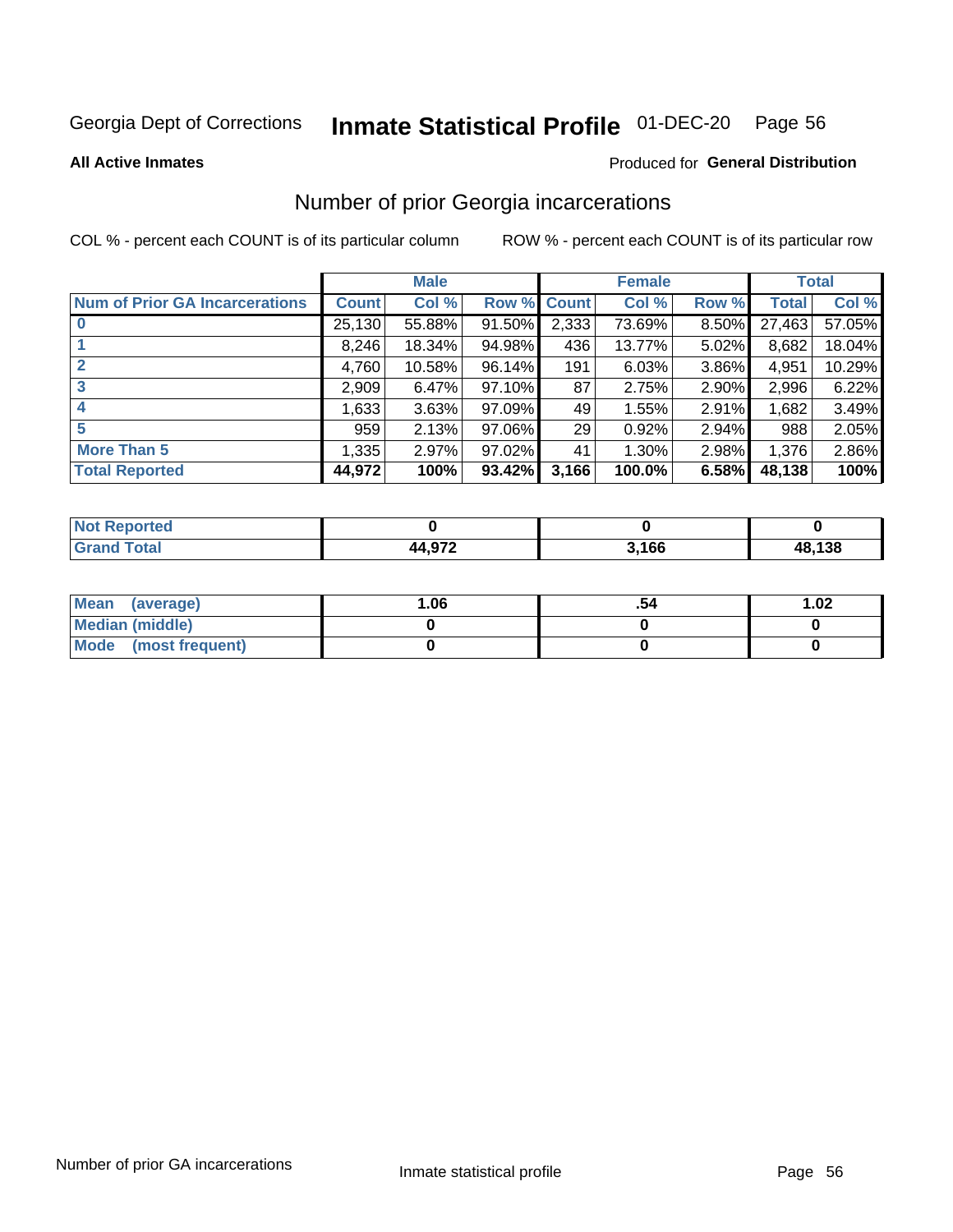Georgia Dept of Corrections **Inmate Statistical Profile** 01-DEC-20

**All Active Inmates**

Produced for **General Distribution**

## Number of prior Georgia incarcerations

COL % - percent each COUNT is of its particular column

ROW % - percent each COUNT is of its particular row

| | Male | | | Female | | | Total | |
|---|---|---|---|---|---|---|---|---|
| **Num of Prior GA Incarcerations** | **Count** | **Col %** | **Row %** | **Count** | **Col %** | **Row %** | **Total** | **Col %** |
| **0** | 25,130 | 55.88% | 91.50% | 2,333 | 73.69% | 8.50% | 27,463 | 57.05% |
| **1** | 8,246 | 18.34% | 94.98% | 436 | 13.77% | 5.02% | 8,682 | 18.04% |
| **2** | 4,760 | 10.58% | 96.14% | 191 | 6.03% | 3.86% | 4,951 | 10.29% |
| **3** | 2,909 | 6.47% | 97.10% | 87 | 2.75% | 2.90% | 2,996 | 6.22% |
| **4** | 1,633 | 3.63% | 97.09% | 49 | 1.55% | 2.91% | 1,682 | 3.49% |
| **5** | 959 | 2.13% | 97.06% | 29 | 0.92% | 2.94% | 988 | 2.05% |
| **More Than 5** | 1,335 | 2.97% | 97.02% | 41 | 1.30% | 2.98% | 1,376 | 2.86% |
| **Total Reported** | **44,972** | **100%** | **93.42%** | **3,166** | **100.0%** | **6.58%** | **48,138** | **100%** |

| | Male | Female | Total |
|---|---|---|---|
| **Not Reported** | **0** | **0** | **0** |
| **Grand Total** | **44,972** | **3,166** | **48,138** |

| | Male | Female | Total |
|---|---|---|---|
| **Mean (average)** | **1.06** | **.54** | **1.02** |
| **Median (middle)** | **0** | **0** | **0** |
| **Mode (most frequent)** | **0** | **0** | **0** |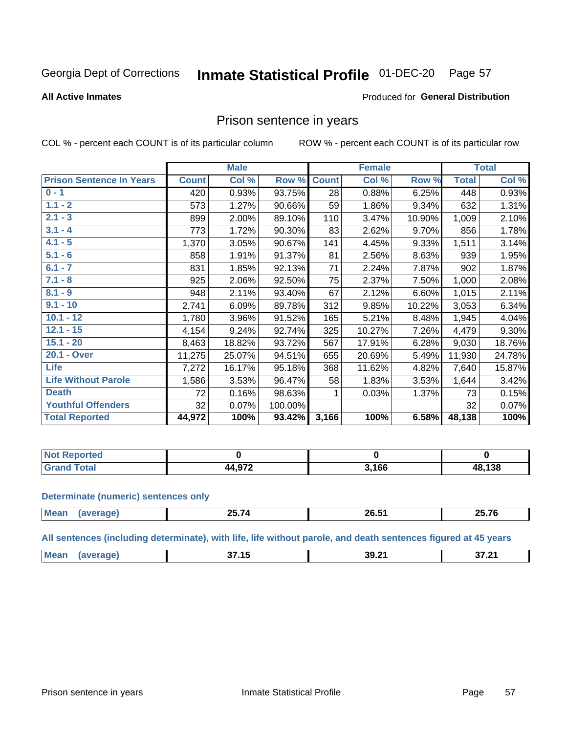Georgia Dept of Corrections **Inmate Statistical Profile** 01-DEC-20

**All Active Inmates**

Produced for **General Distribution**

## Prison sentence in years

COL % - percent each COUNT is of its particular column ROW % - percent each COUNT is of its particular row

| | Male | | | Female | | | Total | |
|---|---|---|---|---|---|---|---|---|
| **Prison Sentence In Years** | **Count** | **Col %** | **Row %** | **Count** | **Col %** | **Row %** | **Total** | **Col %** |
| 0 - 1 | 420 | 0.93% | 93.75% | 28 | 0.88% | 6.25% | 448 | 0.93% |
| 1.1 - 2 | 573 | 1.27% | 90.66% | 59 | 1.86% | 9.34% | 632 | 1.31% |
| 2.1 - 3 | 899 | 2.00% | 89.10% | 110 | 3.47% | 10.90% | 1,009 | 2.10% |
| 3.1 - 4 | 773 | 1.72% | 90.30% | 83 | 2.62% | 9.70% | 856 | 1.78% |
| 4.1 - 5 | 1,370 | 3.05% | 90.67% | 141 | 4.45% | 9.33% | 1,511 | 3.14% |
| 5.1 - 6 | 858 | 1.91% | 91.37% | 81 | 2.56% | 8.63% | 939 | 1.95% |
| 6.1 - 7 | 831 | 1.85% | 92.13% | 71 | 2.24% | 7.87% | 902 | 1.87% |
| 7.1 - 8 | 925 | 2.06% | 92.50% | 75 | 2.37% | 7.50% | 1,000 | 2.08% |
| 8.1 - 9 | 948 | 2.11% | 93.40% | 67 | 2.12% | 6.60% | 1,015 | 2.11% |
| 9.1 - 10 | 2,741 | 6.09% | 89.78% | 312 | 9.85% | 10.22% | 3,053 | 6.34% |
| 10.1 - 12 | 1,780 | 3.96% | 91.52% | 165 | 5.21% | 8.48% | 1,945 | 4.04% |
| 12.1 - 15 | 4,154 | 9.24% | 92.74% | 325 | 10.27% | 7.26% | 4,479 | 9.30% |
| 15.1 - 20 | 8,463 | 18.82% | 93.72% | 567 | 17.91% | 6.28% | 9,030 | 18.76% |
| 20.1 - Over | 11,275 | 25.07% | 94.51% | 655 | 20.69% | 5.49% | 11,930 | 24.78% |
| Life | 7,272 | 16.17% | 95.18% | 368 | 11.62% | 4.82% | 7,640 | 15.87% |
| Life Without Parole | 1,586 | 3.53% | 96.47% | 58 | 1.83% | 3.53% | 1,644 | 3.42% |
| Death | 72 | 0.16% | 98.63% | 1 | 0.03% | 1.37% | 73 | 0.15% |
| Youthful Offenders | 32 | 0.07% | 100.00% | | | | 32 | 0.07% |
| **Total Reported** | **44,972** | **100%** | **93.42%** | **3,166** | **100%** | **6.58%** | **48,138** | **100%** |

| | Male | Female | Total |
|---|---|---|---|
| Not Reported | 0 | 0 | 0 |
| Grand Total | 44,972 | 3,166 | 48,138 |

**Determinate (numeric) sentences only**

| | Male | Female | Total |
|---|---|---|---|
| Mean (average) | 25.74 | 26.51 | 25.76 |

**All sentences (including determinate), with life, life without parole, and death sentences figured at 45 years**

| | Male | Female | Total |
|---|---|---|---|
| Mean (average) | 37.15 | 39.21 | 37.21 |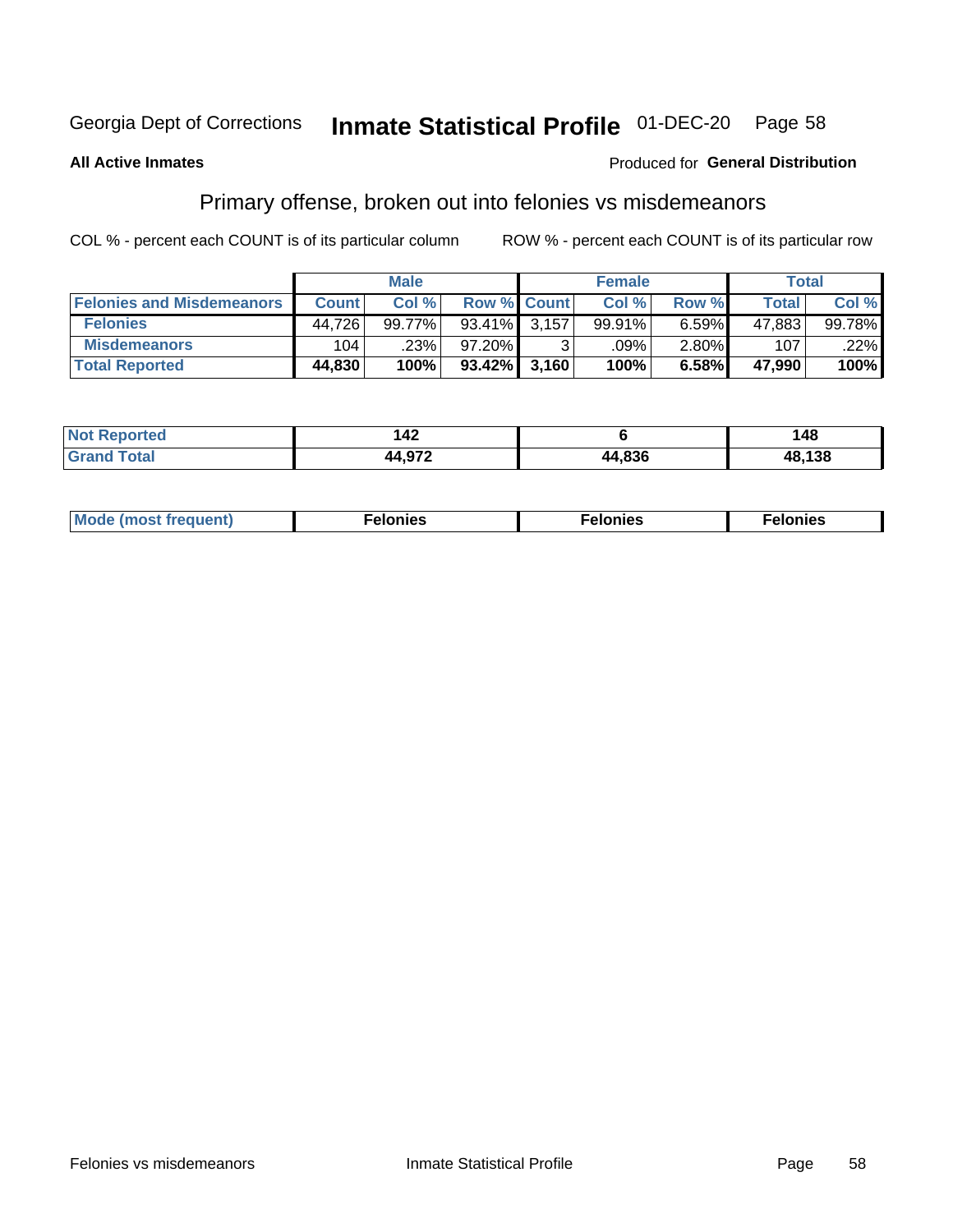Georgia Dept of Corrections **Inmate Statistical Profile** 01-DEC-20

**All Active Inmates**

Produced for **General Distribution**

## Primary offense, broken out into felonies vs misdemeanors

COL % - percent each COUNT is of its particular column

ROW % - percent each COUNT is of its particular row

| | Male | | | Female | | | Total | |
|---|---|---|---|---|---|---|---|---|
| **Felonies and Misdemeanors** | **Count** | **Col %** | **Row %** | **Count** | **Col %** | **Row %** | **Total** | **Col %** |
| **Felonies** | 44,726 | 99.77% | 93.41% | 3,157 | 99.91% | 6.59% | 47,883 | 99.78% |
| **Misdemeanors** | 104 | .23% | 97.20% | 3 | .09% | 2.80% | 107 | .22% |
| **Total Reported** | **44,830** | **100%** | **93.42%** | **3,160** | **100%** | **6.58%** | **47,990** | **100%** |
| **Not Reported** | **142** | | | **6** | | | **148** | |
| **Grand Total** | **44,972** | | | **44,836** | | | **48,138** | |

| | Male | Female | Total |
|---|---|---|---|
| **Mode (most frequent)** | **Felonies** | **Felonies** | **Felonies** |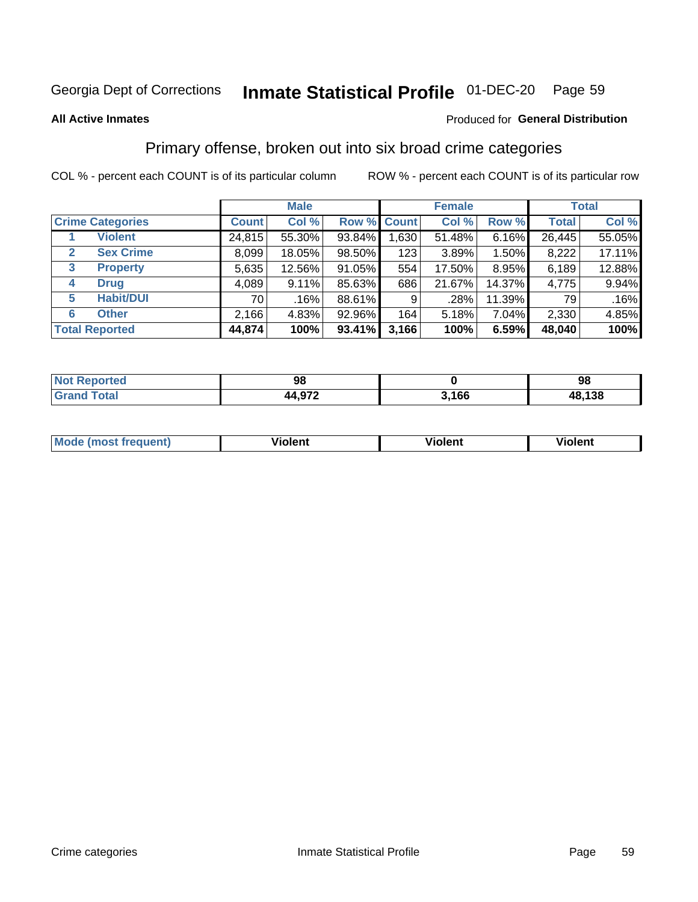Georgia Dept of Corrections **Inmate Statistical Profile** 01-DEC-20

**All Active Inmates** Produced for **General Distribution**

## Primary offense, broken out into six broad crime categories

COL % - percent each COUNT is of its particular column ROW % - percent each COUNT is of its particular row

| | | Male | | | Female | | | Total | |
|---|---|---|---|---|---|---|---|---|---|
| **Crime Categories** | | **Count** | **Col %** | **Row %** | **Count** | **Col %** | **Row %** | **Total** | **Col %** |
| 1 | **Violent** | 24,815 | 55.30% | 93.84% | 1,630 | 51.48% | 6.16% | 26,445 | 55.05% |
| 2 | **Sex Crime** | 8,099 | 18.05% | 98.50% | 123 | 3.89% | 1.50% | 8,222 | 17.11% |
| 3 | **Property** | 5,635 | 12.56% | 91.05% | 554 | 17.50% | 8.95% | 6,189 | 12.88% |
| 4 | **Drug** | 4,089 | 9.11% | 85.63% | 686 | 21.67% | 14.37% | 4,775 | 9.94% |
| 5 | **Habit/DUI** | 70 | .16% | 88.61% | 9 | .28% | 11.39% | 79 | .16% |
| 6 | **Other** | 2,166 | 4.83% | 92.96% | 164 | 5.18% | 7.04% | 2,330 | 4.85% |
| **Total Reported** | | **44,874** | **100%** | **93.41%** | **3,166** | **100%** | **6.59%** | **48,040** | **100%** |

| | Male | Female | Total |
|---|---|---|---|
| **Not Reported** | **98** | **0** | **98** |
| **Grand Total** | **44,972** | **3,166** | **48,138** |

| | Male | Female | Total |
|---|---|---|---|
| **Mode (most frequent)** | **Violent** | **Violent** | **Violent** |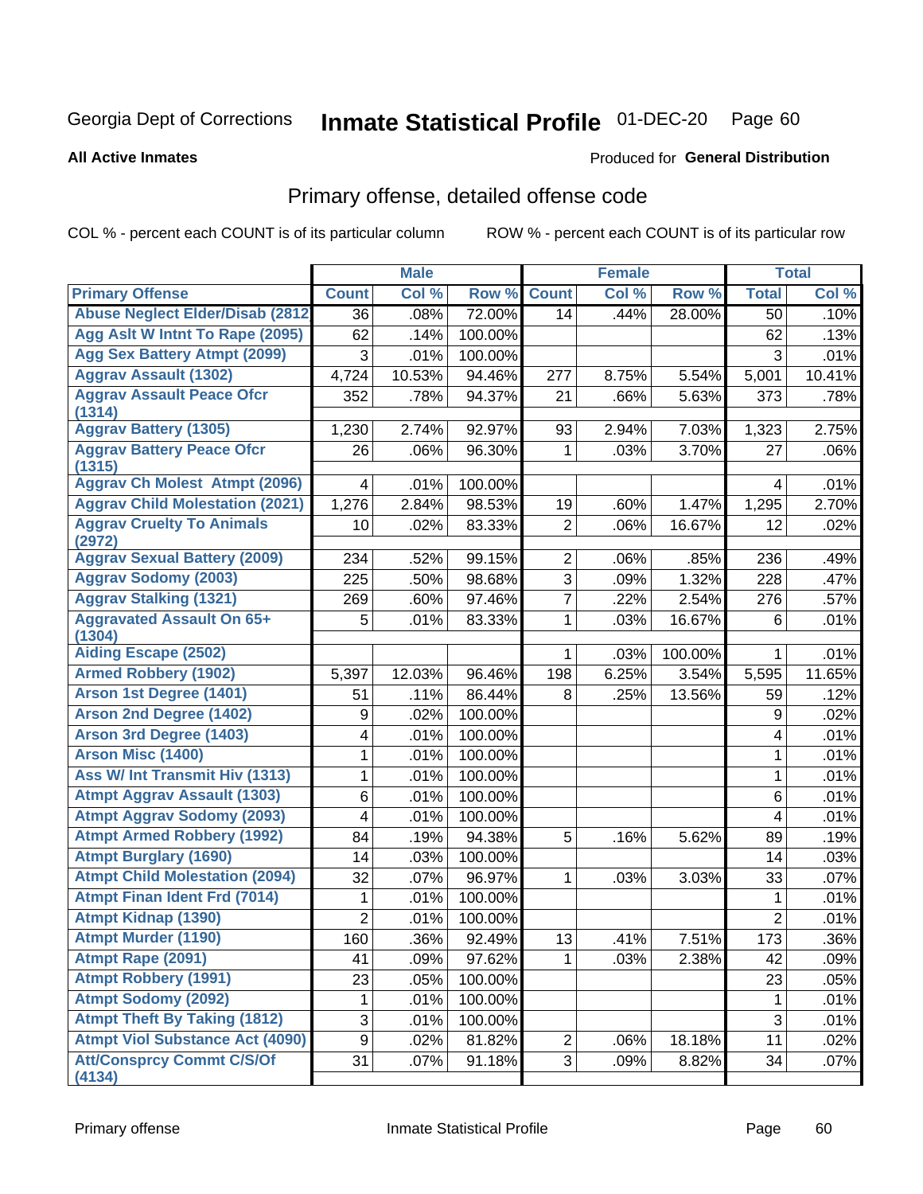Georgia Dept of Corrections **Inmate Statistical Profile** 01-DEC-20

**All Active Inmates**

Produced for **General Distribution**

## Primary offense, detailed offense code

COL % - percent each COUNT is of its particular column    ROW % - percent each COUNT is of its particular row

| | Male | | | Female | | | Total | |
|---|---|---|---|---|---|---|---|---|
| **Primary Offense** | **Count** | **Col %** | **Row %** | **Count** | **Col %** | **Row %** | **Total** | **Col %** |
| Abuse Neglect Elder/Disab (2812 | 36 | .08% | 72.00% | 14 | .44% | 28.00% | 50 | .10% |
| Agg Aslt W Intnt To Rape (2095) | 62 | .14% | 100.00% | | | | 62 | .13% |
| Agg Sex Battery Atmpt (2099) | 3 | .01% | 100.00% | | | | 3 | .01% |
| Aggrav Assault (1302) | 4,724 | 10.53% | 94.46% | 277 | 8.75% | 5.54% | 5,001 | 10.41% |
| Aggrav Assault Peace Ofcr (1314) | 352 | .78% | 94.37% | 21 | .66% | 5.63% | 373 | .78% |
| Aggrav Battery (1305) | 1,230 | 2.74% | 92.97% | 93 | 2.94% | 7.03% | 1,323 | 2.75% |
| Aggrav Battery Peace Ofcr (1315) | 26 | .06% | 96.30% | 1 | .03% | 3.70% | 27 | .06% |
| Aggrav Ch Molest Atmpt (2096) | 4 | .01% | 100.00% | | | | 4 | .01% |
| Aggrav Child Molestation (2021) | 1,276 | 2.84% | 98.53% | 19 | .60% | 1.47% | 1,295 | 2.70% |
| Aggrav Cruelty To Animals (2972) | 10 | .02% | 83.33% | 2 | .06% | 16.67% | 12 | .02% |
| Aggrav Sexual Battery (2009) | 234 | .52% | 99.15% | 2 | .06% | .85% | 236 | .49% |
| Aggrav Sodomy (2003) | 225 | .50% | 98.68% | 3 | .09% | 1.32% | 228 | .47% |
| Aggrav Stalking (1321) | 269 | .60% | 97.46% | 7 | .22% | 2.54% | 276 | .57% |
| Aggravated Assault On 65+ (1304) | 5 | .01% | 83.33% | 1 | .03% | 16.67% | 6 | .01% |
| Aiding Escape (2502) | | | | 1 | .03% | 100.00% | 1 | .01% |
| Armed Robbery (1902) | 5,397 | 12.03% | 96.46% | 198 | 6.25% | 3.54% | 5,595 | 11.65% |
| Arson 1st Degree (1401) | 51 | .11% | 86.44% | 8 | .25% | 13.56% | 59 | .12% |
| Arson 2nd Degree (1402) | 9 | .02% | 100.00% | | | | 9 | .02% |
| Arson 3rd Degree (1403) | 4 | .01% | 100.00% | | | | 4 | .01% |
| Arson Misc (1400) | 1 | .01% | 100.00% | | | | 1 | .01% |
| Ass W/ Int Transmit Hiv (1313) | 1 | .01% | 100.00% | | | | 1 | .01% |
| Atmpt Aggrav Assault (1303) | 6 | .01% | 100.00% | | | | 6 | .01% |
| Atmpt Aggrav Sodomy (2093) | 4 | .01% | 100.00% | | | | 4 | .01% |
| Atmpt Armed Robbery (1992) | 84 | .19% | 94.38% | 5 | .16% | 5.62% | 89 | .19% |
| Atmpt Burglary (1690) | 14 | .03% | 100.00% | | | | 14 | .03% |
| Atmpt Child Molestation (2094) | 32 | .07% | 96.97% | 1 | .03% | 3.03% | 33 | .07% |
| Atmpt Finan Ident Frd (7014) | 1 | .01% | 100.00% | | | | 1 | .01% |
| Atmpt Kidnap (1390) | 2 | .01% | 100.00% | | | | 2 | .01% |
| Atmpt Murder (1190) | 160 | .36% | 92.49% | 13 | .41% | 7.51% | 173 | .36% |
| Atmpt Rape (2091) | 41 | .09% | 97.62% | 1 | .03% | 2.38% | 42 | .09% |
| Atmpt Robbery (1991) | 23 | .05% | 100.00% | | | | 23 | .05% |
| Atmpt Sodomy (2092) | 1 | .01% | 100.00% | | | | 1 | .01% |
| Atmpt Theft By Taking (1812) | 3 | .01% | 100.00% | | | | 3 | .01% |
| Atmpt Viol Substance Act (4090) | 9 | .02% | 81.82% | 2 | .06% | 18.18% | 11 | .02% |
| Att/Consprcy Commt C/S/Of (4134) | 31 | .07% | 91.18% | 3 | .09% | 8.82% | 34 | .07% |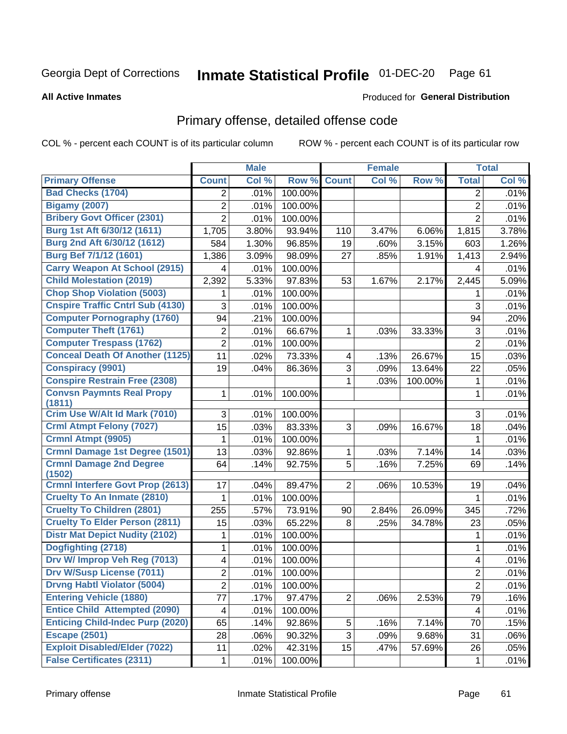Georgia Dept of Corrections **Inmate Statistical Profile** 01-DEC-20

**All Active Inmates**

Produced for **General Distribution**

## Primary offense, detailed offense code

COL % - percent each COUNT is of its particular column ROW % - percent each COUNT is of its particular row

| | Male | | | Female | | | Total | |
|---|---|---|---|---|---|---|---|---|
| **Primary Offense** | **Count** | **Col %** | **Row %** | **Count** | **Col %** | **Row %** | **Total** | **Col %** |
| Bad Checks (1704) | 2 | .01% | 100.00% | | | | 2 | .01% |
| Bigamy (2007) | 2 | .01% | 100.00% | | | | 2 | .01% |
| Bribery Govt Officer (2301) | 2 | .01% | 100.00% | | | | 2 | .01% |
| Burg 1st Aft 6/30/12 (1611) | 1,705 | 3.80% | 93.94% | 110 | 3.47% | 6.06% | 1,815 | 3.78% |
| Burg 2nd Aft 6/30/12 (1612) | 584 | 1.30% | 96.85% | 19 | .60% | 3.15% | 603 | 1.26% |
| Burg Bef 7/1/12 (1601) | 1,386 | 3.09% | 98.09% | 27 | .85% | 1.91% | 1,413 | 2.94% |
| Carry Weapon At School (2915) | 4 | .01% | 100.00% | | | | 4 | .01% |
| Child Molestation (2019) | 2,392 | 5.33% | 97.83% | 53 | 1.67% | 2.17% | 2,445 | 5.09% |
| Chop Shop Violation (5003) | 1 | .01% | 100.00% | | | | 1 | .01% |
| Cnspire Traffic Cntrl Sub (4130) | 3 | .01% | 100.00% | | | | 3 | .01% |
| Computer Pornography (1760) | 94 | .21% | 100.00% | | | | 94 | .20% |
| Computer Theft (1761) | 2 | .01% | 66.67% | 1 | .03% | 33.33% | 3 | .01% |
| Computer Trespass (1762) | 2 | .01% | 100.00% | | | | 2 | .01% |
| Conceal Death Of Another (1125) | 11 | .02% | 73.33% | 4 | .13% | 26.67% | 15 | .03% |
| Conspiracy (9901) | 19 | .04% | 86.36% | 3 | .09% | 13.64% | 22 | .05% |
| Conspire Restrain Free (2308) | | | | 1 | .03% | 100.00% | 1 | .01% |
| Convsn Paymnts Real Propy (1811) | 1 | .01% | 100.00% | | | | 1 | .01% |
| Crim Use W/Alt Id Mark (7010) | 3 | .01% | 100.00% | | | | 3 | .01% |
| Crml Atmpt Felony (7027) | 15 | .03% | 83.33% | 3 | .09% | 16.67% | 18 | .04% |
| Crmnl Atmpt (9905) | 1 | .01% | 100.00% | | | | 1 | .01% |
| Crmnl Damage 1st Degree (1501) | 13 | .03% | 92.86% | 1 | .03% | 7.14% | 14 | .03% |
| Crmnl Damage 2nd Degree (1502) | 64 | .14% | 92.75% | 5 | .16% | 7.25% | 69 | .14% |
| Crmnl Interfere Govt Prop (2613) | 17 | .04% | 89.47% | 2 | .06% | 10.53% | 19 | .04% |
| Cruelty To An Inmate (2810) | 1 | .01% | 100.00% | | | | 1 | .01% |
| Cruelty To Children (2801) | 255 | .57% | 73.91% | 90 | 2.84% | 26.09% | 345 | .72% |
| Cruelty To Elder Person (2811) | 15 | .03% | 65.22% | 8 | .25% | 34.78% | 23 | .05% |
| Distr Mat Depict Nudity (2102) | 1 | .01% | 100.00% | | | | 1 | .01% |
| Dogfighting (2718) | 1 | .01% | 100.00% | | | | 1 | .01% |
| Drv W/ Improp Veh Reg (7013) | 4 | .01% | 100.00% | | | | 4 | .01% |
| Drv W/Susp License (7011) | 2 | .01% | 100.00% | | | | 2 | .01% |
| Drvng Habtl Violator (5004) | 2 | .01% | 100.00% | | | | 2 | .01% |
| Entering Vehicle (1880) | 77 | .17% | 97.47% | 2 | .06% | 2.53% | 79 | .16% |
| Entice Child Attempted (2090) | 4 | .01% | 100.00% | | | | 4 | .01% |
| Enticing Child-Indec Purp (2020) | 65 | .14% | 92.86% | 5 | .16% | 7.14% | 70 | .15% |
| Escape (2501) | 28 | .06% | 90.32% | 3 | .09% | 9.68% | 31 | .06% |
| Exploit Disabled/Elder (7022) | 11 | .02% | 42.31% | 15 | .47% | 57.69% | 26 | .05% |
| False Certificates (2311) | 1 | .01% | 100.00% | | | | 1 | .01% |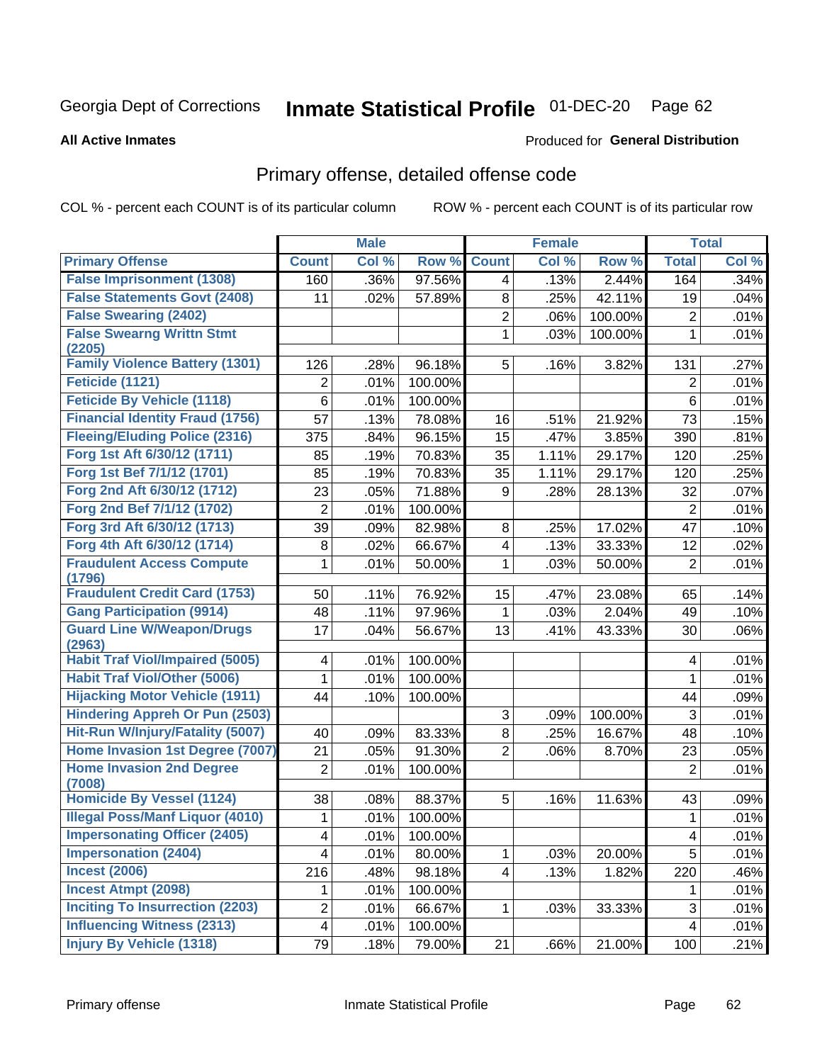Georgia Dept of Corrections **Inmate Statistical Profile** 01-DEC-20

**All Active Inmates**

Produced for **General Distribution**

## Primary offense, detailed offense code

COL % - percent each COUNT is of its particular column ROW % - percent each COUNT is of its particular row

| | Male | | | Female | | | Total | |
|---|---|---|---|---|---|---|---|---|
| **Primary Offense** | **Count** | **Col %** | **Row %** | **Count** | **Col %** | **Row %** | **Total** | **Col %** |
| False Imprisonment (1308) | 160 | .36% | 97.56% | 4 | .13% | 2.44% | 164 | .34% |
| False Statements Govt (2408) | 11 | .02% | 57.89% | 8 | .25% | 42.11% | 19 | .04% |
| False Swearing (2402) | | | | 2 | .06% | 100.00% | 2 | .01% |
| False Swearng Writtn Stmt (2205) | | | | 1 | .03% | 100.00% | 1 | .01% |
| Family Violence Battery (1301) | 126 | .28% | 96.18% | 5 | .16% | 3.82% | 131 | .27% |
| Feticide (1121) | 2 | .01% | 100.00% | | | | 2 | .01% |
| Feticide By Vehicle (1118) | 6 | .01% | 100.00% | | | | 6 | .01% |
| Financial Identity Fraud (1756) | 57 | .13% | 78.08% | 16 | .51% | 21.92% | 73 | .15% |
| Fleeing/Eluding Police (2316) | 375 | .84% | 96.15% | 15 | .47% | 3.85% | 390 | .81% |
| Forg 1st Aft 6/30/12 (1711) | 85 | .19% | 70.83% | 35 | 1.11% | 29.17% | 120 | .25% |
| Forg 1st Bef 7/1/12 (1701) | 85 | .19% | 70.83% | 35 | 1.11% | 29.17% | 120 | .25% |
| Forg 2nd Aft 6/30/12 (1712) | 23 | .05% | 71.88% | 9 | .28% | 28.13% | 32 | .07% |
| Forg 2nd Bef 7/1/12 (1702) | 2 | .01% | 100.00% | | | | 2 | .01% |
| Forg 3rd Aft 6/30/12 (1713) | 39 | .09% | 82.98% | 8 | .25% | 17.02% | 47 | .10% |
| Forg 4th Aft 6/30/12 (1714) | 8 | .02% | 66.67% | 4 | .13% | 33.33% | 12 | .02% |
| Fraudulent Access Compute (1796) | 1 | .01% | 50.00% | 1 | .03% | 50.00% | 2 | .01% |
| Fraudulent Credit Card (1753) | 50 | .11% | 76.92% | 15 | .47% | 23.08% | 65 | .14% |
| Gang Participation (9914) | 48 | .11% | 97.96% | 1 | .03% | 2.04% | 49 | .10% |
| Guard Line W/Weapon/Drugs (2963) | 17 | .04% | 56.67% | 13 | .41% | 43.33% | 30 | .06% |
| Habit Traf Viol/Impaired (5005) | 4 | .01% | 100.00% | | | | 4 | .01% |
| Habit Traf Viol/Other (5006) | 1 | .01% | 100.00% | | | | 1 | .01% |
| Hijacking Motor Vehicle (1911) | 44 | .10% | 100.00% | | | | 44 | .09% |
| Hindering Appreh Or Pun (2503) | | | | 3 | .09% | 100.00% | 3 | .01% |
| Hit-Run W/Injury/Fatality (5007) | 40 | .09% | 83.33% | 8 | .25% | 16.67% | 48 | .10% |
| Home Invasion 1st Degree (7007) | 21 | .05% | 91.30% | 2 | .06% | 8.70% | 23 | .05% |
| Home Invasion 2nd Degree (7008) | 2 | .01% | 100.00% | | | | 2 | .01% |
| Homicide By Vessel (1124) | 38 | .08% | 88.37% | 5 | .16% | 11.63% | 43 | .09% |
| Illegal Poss/Manf Liquor (4010) | 1 | .01% | 100.00% | | | | 1 | .01% |
| Impersonating Officer (2405) | 4 | .01% | 100.00% | | | | 4 | .01% |
| Impersonation (2404) | 4 | .01% | 80.00% | 1 | .03% | 20.00% | 5 | .01% |
| Incest (2006) | 216 | .48% | 98.18% | 4 | .13% | 1.82% | 220 | .46% |
| Incest Atmpt (2098) | 1 | .01% | 100.00% | | | | 1 | .01% |
| Inciting To Insurrection (2203) | 2 | .01% | 66.67% | 1 | .03% | 33.33% | 3 | .01% |
| Influencing Witness (2313) | 4 | .01% | 100.00% | | | | 4 | .01% |
| Injury By Vehicle (1318) | 79 | .18% | 79.00% | 21 | .66% | 21.00% | 100 | .21% |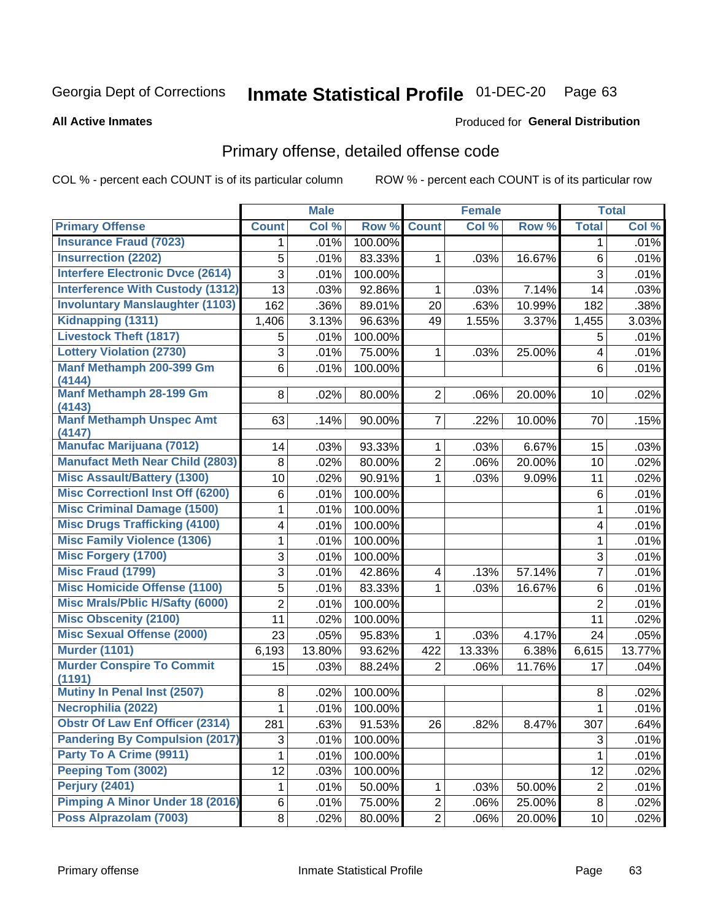Georgia Dept of Corrections **Inmate Statistical Profile** 01-DEC-20

**All Active Inmates** Produced for **General Distribution**

## Primary offense, detailed offense code

COL % - percent each COUNT is of its particular column ROW % - percent each COUNT is of its particular row

| | Male | | | Female | | | Total | |
|---|---|---|---|---|---|---|---|---|
| **Primary Offense** | **Count** | **Col %** | **Row %** | **Count** | **Col %** | **Row %** | **Total** | **Col %** |
| **Insurance Fraud (7023)** | 1 | .01% | 100.00% | | | | 1 | .01% |
| **Insurrection (2202)** | 5 | .01% | 83.33% | 1 | .03% | 16.67% | 6 | .01% |
| **Interfere Electronic Dvce (2614)** | 3 | .01% | 100.00% | | | | 3 | .01% |
| **Interference With Custody (1312)** | 13 | .03% | 92.86% | 1 | .03% | 7.14% | 14 | .03% |
| **Involuntary Manslaughter (1103)** | 162 | .36% | 89.01% | 20 | .63% | 10.99% | 182 | .38% |
| **Kidnapping (1311)** | 1,406 | 3.13% | 96.63% | 49 | 1.55% | 3.37% | 1,455 | 3.03% |
| **Livestock Theft (1817)** | 5 | .01% | 100.00% | | | | 5 | .01% |
| **Lottery Violation (2730)** | 3 | .01% | 75.00% | 1 | .03% | 25.00% | 4 | .01% |
| **Manf Methamph 200-399 Gm (4144)** | 6 | .01% | 100.00% | | | | 6 | .01% |
| **Manf Methamph 28-199 Gm (4143)** | 8 | .02% | 80.00% | 2 | .06% | 20.00% | 10 | .02% |
| **Manf Methamph Unspec Amt (4147)** | 63 | .14% | 90.00% | 7 | .22% | 10.00% | 70 | .15% |
| **Manufac Marijuana (7012)** | 14 | .03% | 93.33% | 1 | .03% | 6.67% | 15 | .03% |
| **Manufact Meth Near Child (2803)** | 8 | .02% | 80.00% | 2 | .06% | 20.00% | 10 | .02% |
| **Misc Assault/Battery (1300)** | 10 | .02% | 90.91% | 1 | .03% | 9.09% | 11 | .02% |
| **Misc Correctionl Inst Off (6200)** | 6 | .01% | 100.00% | | | | 6 | .01% |
| **Misc Criminal Damage (1500)** | 1 | .01% | 100.00% | | | | 1 | .01% |
| **Misc Drugs Trafficking (4100)** | 4 | .01% | 100.00% | | | | 4 | .01% |
| **Misc Family Violence (1306)** | 1 | .01% | 100.00% | | | | 1 | .01% |
| **Misc Forgery (1700)** | 3 | .01% | 100.00% | | | | 3 | .01% |
| **Misc Fraud (1799)** | 3 | .01% | 42.86% | 4 | .13% | 57.14% | 7 | .01% |
| **Misc Homicide Offense (1100)** | 5 | .01% | 83.33% | 1 | .03% | 16.67% | 6 | .01% |
| **Misc Mrals/Pblic H/Safty (6000)** | 2 | .01% | 100.00% | | | | 2 | .01% |
| **Misc Obscenity (2100)** | 11 | .02% | 100.00% | | | | 11 | .02% |
| **Misc Sexual Offense (2000)** | 23 | .05% | 95.83% | 1 | .03% | 4.17% | 24 | .05% |
| **Murder (1101)** | 6,193 | 13.80% | 93.62% | 422 | 13.33% | 6.38% | 6,615 | 13.77% |
| **Murder Conspire To Commit (1191)** | 15 | .03% | 88.24% | 2 | .06% | 11.76% | 17 | .04% |
| **Mutiny In Penal Inst (2507)** | 8 | .02% | 100.00% | | | | 8 | .02% |
| **Necrophilia (2022)** | 1 | .01% | 100.00% | | | | 1 | .01% |
| **Obstr Of Law Enf Officer (2314)** | 281 | .63% | 91.53% | 26 | .82% | 8.47% | 307 | .64% |
| **Pandering By Compulsion (2017)** | 3 | .01% | 100.00% | | | | 3 | .01% |
| **Party To A Crime (9911)** | 1 | .01% | 100.00% | | | | 1 | .01% |
| **Peeping Tom (3002)** | 12 | .03% | 100.00% | | | | 12 | .02% |
| **Perjury (2401)** | 1 | .01% | 50.00% | 1 | .03% | 50.00% | 2 | .01% |
| **Pimping A Minor Under 18 (2016)** | 6 | .01% | 75.00% | 2 | .06% | 25.00% | 8 | .02% |
| **Poss Alprazolam (7003)** | 8 | .02% | 80.00% | 2 | .06% | 20.00% | 10 | .02% |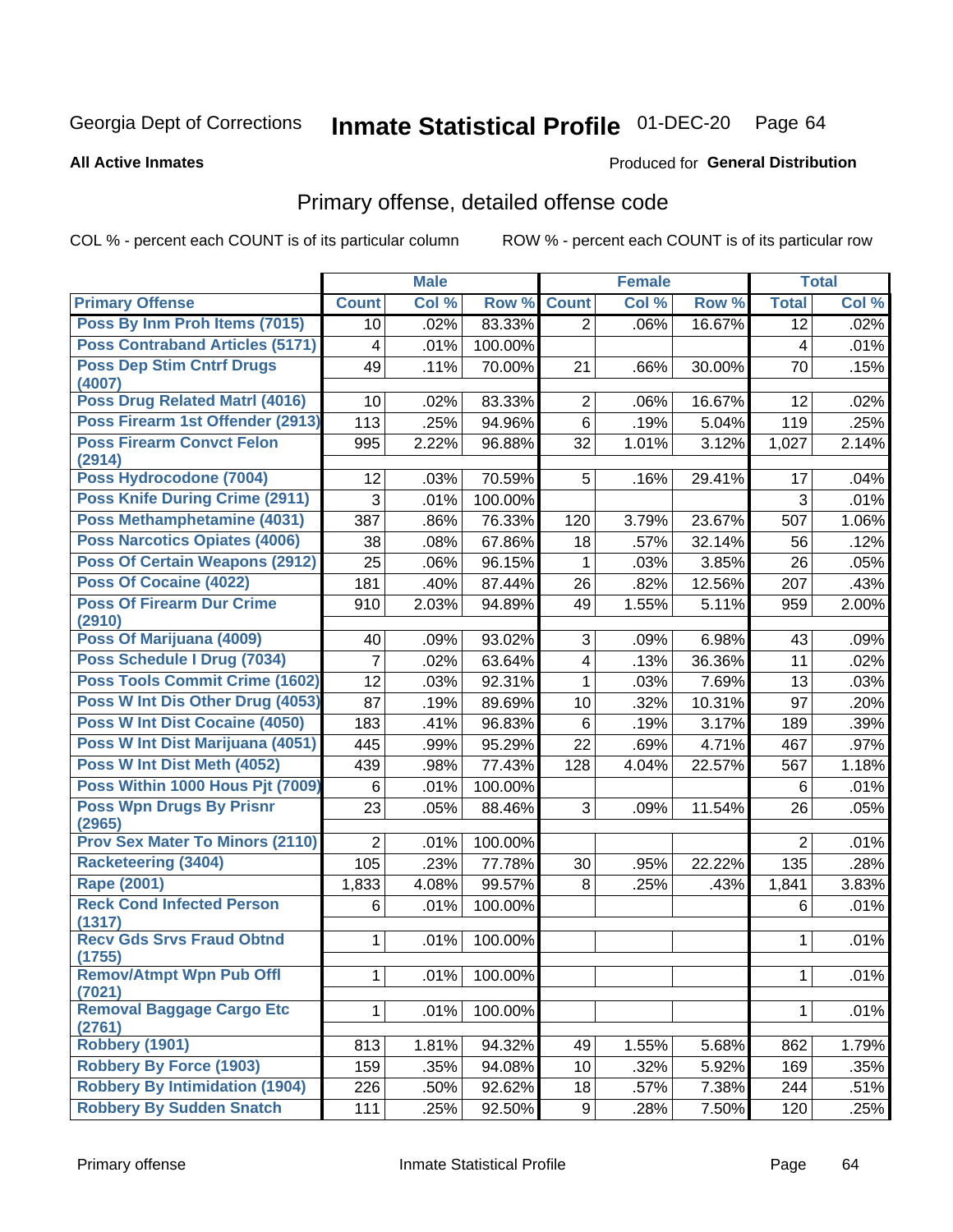Georgia Dept of Corrections **Inmate Statistical Profile** 01-DEC-20

**All Active Inmates**

Produced for **General Distribution**

## Primary offense, detailed offense code

COL % - percent each COUNT is of its particular column ROW % - percent each COUNT is of its particular row

| | Male | | | Female | | | Total | |
|---|---|---|---|---|---|---|---|---|
| **Primary Offense** | **Count** | **Col %** | **Row %** | **Count** | **Col %** | **Row %** | **Total** | **Col %** |
| Poss By Inm Proh Items (7015) | 10 | .02% | 83.33% | 2 | .06% | 16.67% | 12 | .02% |
| Poss Contraband Articles (5171) | 4 | .01% | 100.00% | | | | 4 | .01% |
| Poss Dep Stim Cntrf Drugs (4007) | 49 | .11% | 70.00% | 21 | .66% | 30.00% | 70 | .15% |
| Poss Drug Related Matrl (4016) | 10 | .02% | 83.33% | 2 | .06% | 16.67% | 12 | .02% |
| Poss Firearm 1st Offender (2913) | 113 | .25% | 94.96% | 6 | .19% | 5.04% | 119 | .25% |
| Poss Firearm Convct Felon (2914) | 995 | 2.22% | 96.88% | 32 | 1.01% | 3.12% | 1,027 | 2.14% |
| Poss Hydrocodone (7004) | 12 | .03% | 70.59% | 5 | .16% | 29.41% | 17 | .04% |
| Poss Knife During Crime (2911) | 3 | .01% | 100.00% | | | | 3 | .01% |
| Poss Methamphetamine (4031) | 387 | .86% | 76.33% | 120 | 3.79% | 23.67% | 507 | 1.06% |
| Poss Narcotics Opiates (4006) | 38 | .08% | 67.86% | 18 | .57% | 32.14% | 56 | .12% |
| Poss Of Certain Weapons (2912) | 25 | .06% | 96.15% | 1 | .03% | 3.85% | 26 | .05% |
| Poss Of Cocaine (4022) | 181 | .40% | 87.44% | 26 | .82% | 12.56% | 207 | .43% |
| Poss Of Firearm Dur Crime (2910) | 910 | 2.03% | 94.89% | 49 | 1.55% | 5.11% | 959 | 2.00% |
| Poss Of Marijuana (4009) | 40 | .09% | 93.02% | 3 | .09% | 6.98% | 43 | .09% |
| Poss Schedule I Drug (7034) | 7 | .02% | 63.64% | 4 | .13% | 36.36% | 11 | .02% |
| Poss Tools Commit Crime (1602) | 12 | .03% | 92.31% | 1 | .03% | 7.69% | 13 | .03% |
| Poss W Int Dis Other Drug (4053) | 87 | .19% | 89.69% | 10 | .32% | 10.31% | 97 | .20% |
| Poss W Int Dist Cocaine (4050) | 183 | .41% | 96.83% | 6 | .19% | 3.17% | 189 | .39% |
| Poss W Int Dist Marijuana (4051) | 445 | .99% | 95.29% | 22 | .69% | 4.71% | 467 | .97% |
| Poss W Int Dist Meth (4052) | 439 | .98% | 77.43% | 128 | 4.04% | 22.57% | 567 | 1.18% |
| Poss Within 1000 Hous Pjt (7009) | 6 | .01% | 100.00% | | | | 6 | .01% |
| Poss Wpn Drugs By Prisnr (2965) | 23 | .05% | 88.46% | 3 | .09% | 11.54% | 26 | .05% |
| Prov Sex Mater To Minors (2110) | 2 | .01% | 100.00% | | | | 2 | .01% |
| Racketeering (3404) | 105 | .23% | 77.78% | 30 | .95% | 22.22% | 135 | .28% |
| Rape (2001) | 1,833 | 4.08% | 99.57% | 8 | .25% | .43% | 1,841 | 3.83% |
| Reck Cond Infected Person (1317) | 6 | .01% | 100.00% | | | | 6 | .01% |
| Recv Gds Srvs Fraud Obtnd (1755) | 1 | .01% | 100.00% | | | | 1 | .01% |
| Remov/Atmpt Wpn Pub Offl (7021) | 1 | .01% | 100.00% | | | | 1 | .01% |
| Removal Baggage Cargo Etc (2761) | 1 | .01% | 100.00% | | | | 1 | .01% |
| Robbery (1901) | 813 | 1.81% | 94.32% | 49 | 1.55% | 5.68% | 862 | 1.79% |
| Robbery By Force (1903) | 159 | .35% | 94.08% | 10 | .32% | 5.92% | 169 | .35% |
| Robbery By Intimidation (1904) | 226 | .50% | 92.62% | 18 | .57% | 7.38% | 244 | .51% |
| Robbery By Sudden Snatch | 111 | .25% | 92.50% | 9 | .28% | 7.50% | 120 | .25% |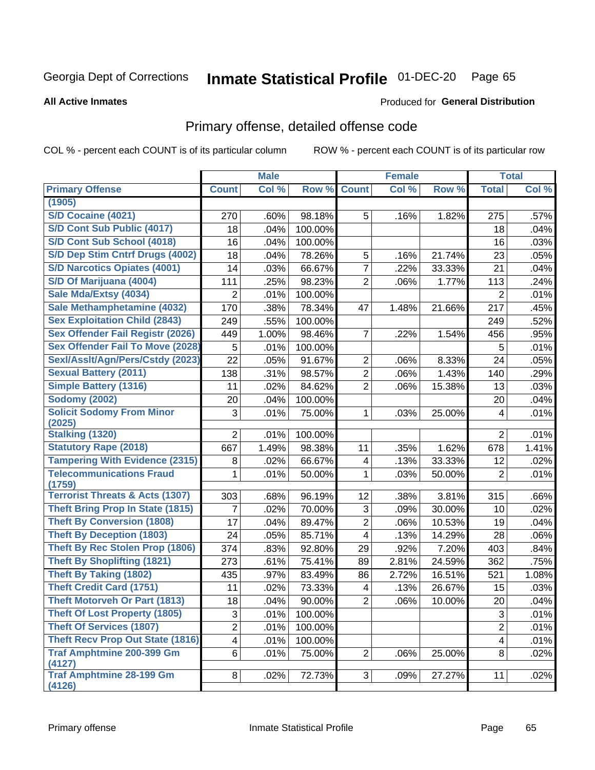Georgia Dept of Corrections **Inmate Statistical Profile** 01-DEC-20

**All Active Inmates**

Produced for **General Distribution**

## Primary offense, detailed offense code

COL % - percent each COUNT is of its particular column ROW % - percent each COUNT is of its particular row

| | Male | | | Female | | | Total | |
|---|---|---|---|---|---|---|---|---|
| Primary Offense | Count | Col % | Row % | Count | Col % | Row % | Total | Col % |
| (1905) | | | | | | | | |
| S/D Cocaine (4021) | 270 | .60% | 98.18% | 5 | .16% | 1.82% | 275 | .57% |
| S/D Cont Sub Public (4017) | 18 | .04% | 100.00% | | | | 18 | .04% |
| S/D Cont Sub School (4018) | 16 | .04% | 100.00% | | | | 16 | .03% |
| S/D Dep Stim Cntrf Drugs (4002) | 18 | .04% | 78.26% | 5 | .16% | 21.74% | 23 | .05% |
| S/D Narcotics Opiates (4001) | 14 | .03% | 66.67% | 7 | .22% | 33.33% | 21 | .04% |
| S/D Of Marijuana (4004) | 111 | .25% | 98.23% | 2 | .06% | 1.77% | 113 | .24% |
| Sale Mda/Extsy (4034) | 2 | .01% | 100.00% | | | | 2 | .01% |
| Sale Methamphetamine (4032) | 170 | .38% | 78.34% | 47 | 1.48% | 21.66% | 217 | .45% |
| Sex Exploitation Child (2843) | 249 | .55% | 100.00% | | | | 249 | .52% |
| Sex Offender Fail Registr (2026) | 449 | 1.00% | 98.46% | 7 | .22% | 1.54% | 456 | .95% |
| Sex Offender Fail To Move (2028) | 5 | .01% | 100.00% | | | | 5 | .01% |
| Sexl/Asslt/Agn/Pers/Cstdy (2023) | 22 | .05% | 91.67% | 2 | .06% | 8.33% | 24 | .05% |
| Sexual Battery (2011) | 138 | .31% | 98.57% | 2 | .06% | 1.43% | 140 | .29% |
| Simple Battery (1316) | 11 | .02% | 84.62% | 2 | .06% | 15.38% | 13 | .03% |
| Sodomy (2002) | 20 | .04% | 100.00% | | | | 20 | .04% |
| Solicit Sodomy From Minor (2025) | 3 | .01% | 75.00% | 1 | .03% | 25.00% | 4 | .01% |
| Stalking (1320) | 2 | .01% | 100.00% | | | | 2 | .01% |
| Statutory Rape (2018) | 667 | 1.49% | 98.38% | 11 | .35% | 1.62% | 678 | 1.41% |
| Tampering With Evidence (2315) | 8 | .02% | 66.67% | 4 | .13% | 33.33% | 12 | .02% |
| Telecommunications Fraud (1759) | 1 | .01% | 50.00% | 1 | .03% | 50.00% | 2 | .01% |
| Terrorist Threats & Acts (1307) | 303 | .68% | 96.19% | 12 | .38% | 3.81% | 315 | .66% |
| Theft Bring Prop In State (1815) | 7 | .02% | 70.00% | 3 | .09% | 30.00% | 10 | .02% |
| Theft By Conversion (1808) | 17 | .04% | 89.47% | 2 | .06% | 10.53% | 19 | .04% |
| Theft By Deception (1803) | 24 | .05% | 85.71% | 4 | .13% | 14.29% | 28 | .06% |
| Theft By Rec Stolen Prop (1806) | 374 | .83% | 92.80% | 29 | .92% | 7.20% | 403 | .84% |
| Theft By Shoplifting (1821) | 273 | .61% | 75.41% | 89 | 2.81% | 24.59% | 362 | .75% |
| Theft By Taking (1802) | 435 | .97% | 83.49% | 86 | 2.72% | 16.51% | 521 | 1.08% |
| Theft Credit Card (1751) | 11 | .02% | 73.33% | 4 | .13% | 26.67% | 15 | .03% |
| Theft Motorveh Or Part (1813) | 18 | .04% | 90.00% | 2 | .06% | 10.00% | 20 | .04% |
| Theft Of Lost Property (1805) | 3 | .01% | 100.00% | | | | 3 | .01% |
| Theft Of Services (1807) | 2 | .01% | 100.00% | | | | 2 | .01% |
| Theft Recv Prop Out State (1816) | 4 | .01% | 100.00% | | | | 4 | .01% |
| Traf Amphtmine 200-399 Gm (4127) | 6 | .01% | 75.00% | 2 | .06% | 25.00% | 8 | .02% |
| Traf Amphtmine 28-199 Gm (4126) | 8 | .02% | 72.73% | 3 | .09% | 27.27% | 11 | .02% |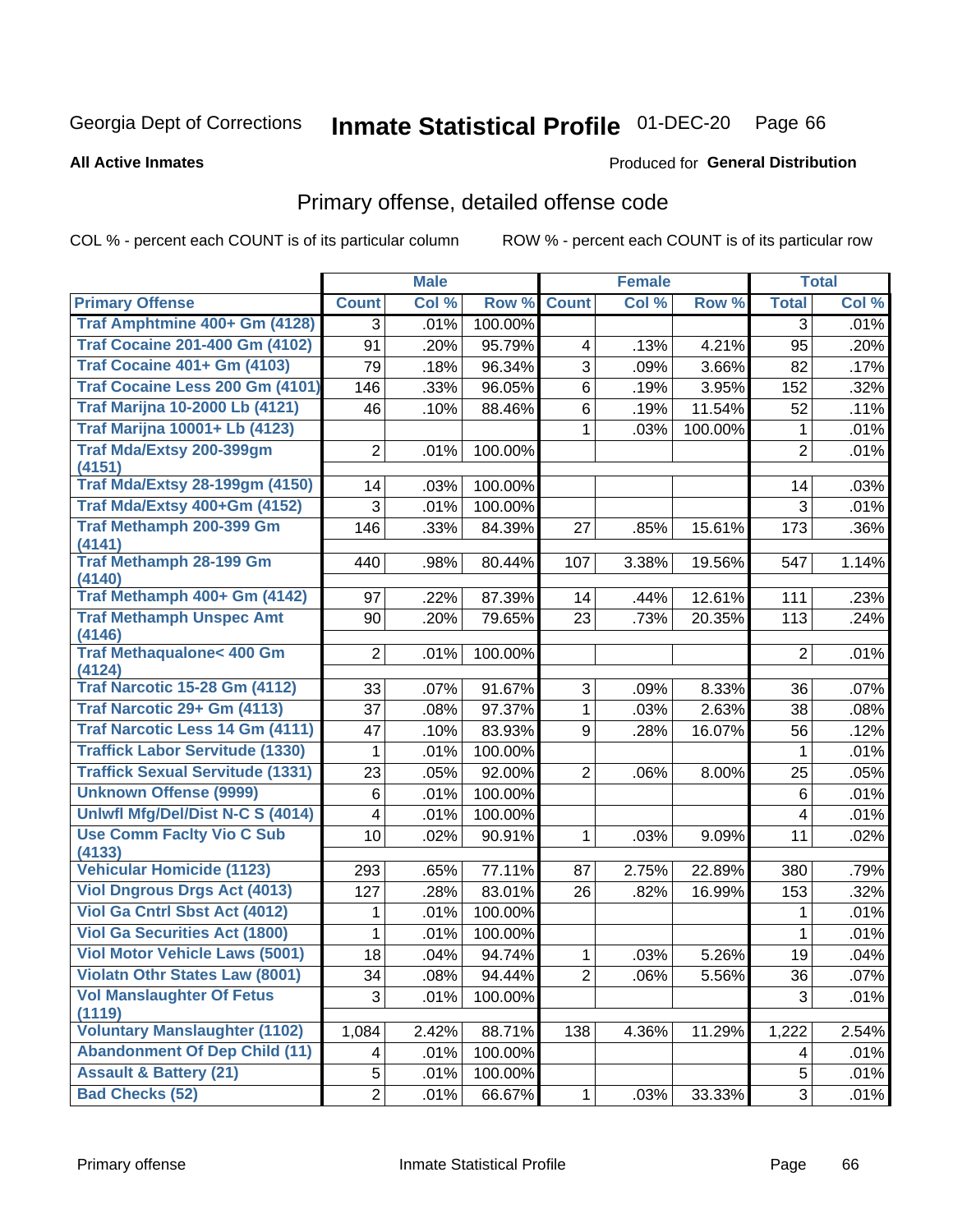Georgia Dept of Corrections **Inmate Statistical Profile** 01-DEC-20

**All Active Inmates**

Produced for **General Distribution**

## Primary offense, detailed offense code

COL % - percent each COUNT is of its particular column

ROW % - percent each COUNT is of its particular row

| | Male | | | Female | | | Total | |
|---|---|---|---|---|---|---|---|---|
| Primary Offense | Count | Col % | Row % | Count | Col % | Row % | Total | Col % |
| Traf Amphtmine 400+ Gm (4128) | 3 | .01% | 100.00% | | | | 3 | .01% |
| Traf Cocaine 201-400 Gm (4102) | 91 | .20% | 95.79% | 4 | .13% | 4.21% | 95 | .20% |
| Traf Cocaine 401+ Gm (4103) | 79 | .18% | 96.34% | 3 | .09% | 3.66% | 82 | .17% |
| Traf Cocaine Less 200 Gm (4101) | 146 | .33% | 96.05% | 6 | .19% | 3.95% | 152 | .32% |
| Traf Marijna 10-2000 Lb (4121) | 46 | .10% | 88.46% | 6 | .19% | 11.54% | 52 | .11% |
| Traf Marijna 10001+ Lb (4123) | | | | 1 | .03% | 100.00% | 1 | .01% |
| Traf Mda/Extsy 200-399gm (4151) | 2 | .01% | 100.00% | | | | 2 | .01% |
| Traf Mda/Extsy 28-199gm (4150) | 14 | .03% | 100.00% | | | | 14 | .03% |
| Traf Mda/Extsy 400+Gm (4152) | 3 | .01% | 100.00% | | | | 3 | .01% |
| Traf Methamph 200-399 Gm (4141) | 146 | .33% | 84.39% | 27 | .85% | 15.61% | 173 | .36% |
| Traf Methamph 28-199 Gm (4140) | 440 | .98% | 80.44% | 107 | 3.38% | 19.56% | 547 | 1.14% |
| Traf Methamph 400+ Gm (4142) | 97 | .22% | 87.39% | 14 | .44% | 12.61% | 111 | .23% |
| Traf Methamph Unspec Amt (4146) | 90 | .20% | 79.65% | 23 | .73% | 20.35% | 113 | .24% |
| Traf Methaqualone< 400 Gm (4124) | 2 | .01% | 100.00% | | | | 2 | .01% |
| Traf Narcotic 15-28 Gm (4112) | 33 | .07% | 91.67% | 3 | .09% | 8.33% | 36 | .07% |
| Traf Narcotic 29+ Gm (4113) | 37 | .08% | 97.37% | 1 | .03% | 2.63% | 38 | .08% |
| Traf Narcotic Less 14 Gm (4111) | 47 | .10% | 83.93% | 9 | .28% | 16.07% | 56 | .12% |
| Traffick Labor Servitude (1330) | 1 | .01% | 100.00% | | | | 1 | .01% |
| Traffick Sexual Servitude (1331) | 23 | .05% | 92.00% | 2 | .06% | 8.00% | 25 | .05% |
| Unknown Offense (9999) | 6 | .01% | 100.00% | | | | 6 | .01% |
| Unlwfl Mfg/Del/Dist N-C S (4014) | 4 | .01% | 100.00% | | | | 4 | .01% |
| Use Comm Faclty Vio C Sub (4133) | 10 | .02% | 90.91% | 1 | .03% | 9.09% | 11 | .02% |
| Vehicular Homicide (1123) | 293 | .65% | 77.11% | 87 | 2.75% | 22.89% | 380 | .79% |
| Viol Dngrous Drgs Act (4013) | 127 | .28% | 83.01% | 26 | .82% | 16.99% | 153 | .32% |
| Viol Ga Cntrl Sbst Act (4012) | 1 | .01% | 100.00% | | | | 1 | .01% |
| Viol Ga Securities Act (1800) | 1 | .01% | 100.00% | | | | 1 | .01% |
| Viol Motor Vehicle Laws (5001) | 18 | .04% | 94.74% | 1 | .03% | 5.26% | 19 | .04% |
| Violatn Othr States Law (8001) | 34 | .08% | 94.44% | 2 | .06% | 5.56% | 36 | .07% |
| Vol Manslaughter Of Fetus (1119) | 3 | .01% | 100.00% | | | | 3 | .01% |
| Voluntary Manslaughter (1102) | 1,084 | 2.42% | 88.71% | 138 | 4.36% | 11.29% | 1,222 | 2.54% |
| Abandonment Of Dep Child (11) | 4 | .01% | 100.00% | | | | 4 | .01% |
| Assault & Battery (21) | 5 | .01% | 100.00% | | | | 5 | .01% |
| Bad Checks (52) | 2 | .01% | 66.67% | 1 | .03% | 33.33% | 3 | .01% |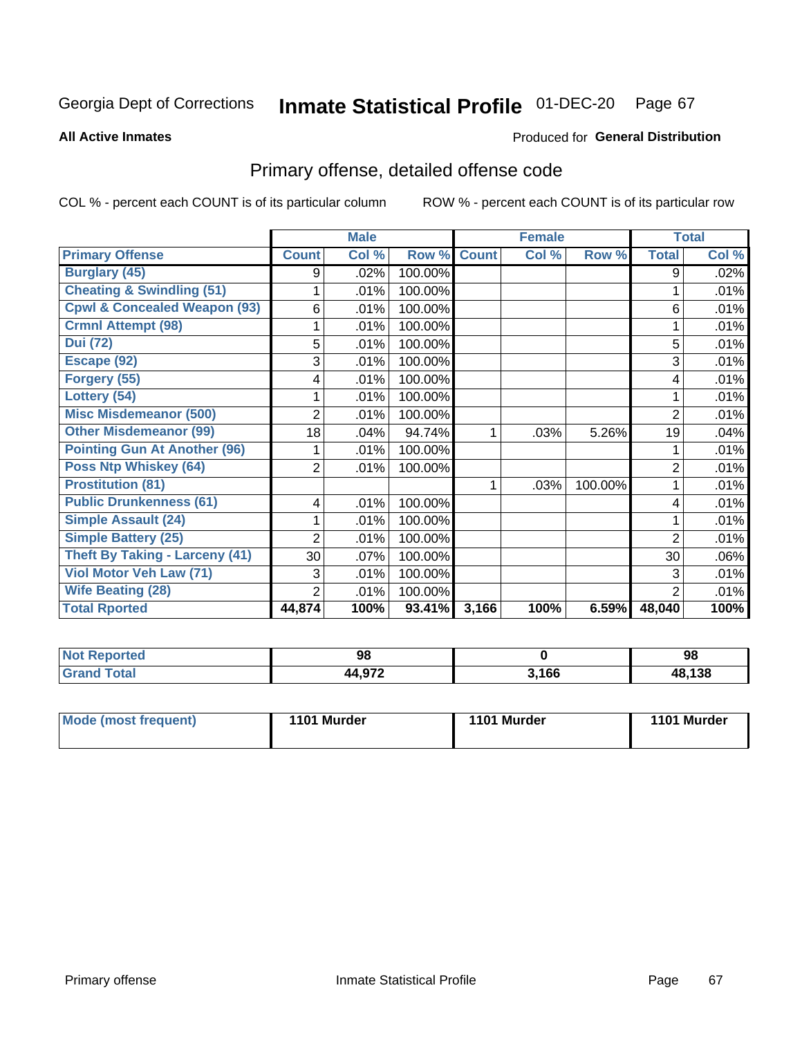Georgia Dept of Corrections **Inmate Statistical Profile** 01-DEC-20 Page 67

**All Active Inmates**

Produced for **General Distribution**

## Primary offense, detailed offense code

COL % - percent each COUNT is of its particular column

ROW % - percent each COUNT is of its particular row

| | Male | | | Female | | | Total | |
|---|---|---|---|---|---|---|---|---|
| **Primary Offense** | **Count** | **Col %** | **Row %** | **Count** | **Col %** | **Row %** | **Total** | **Col %** |
| **Burglary (45)** | 9 | .02% | 100.00% | | | | 9 | .02% |
| **Cheating & Swindling (51)** | 1 | .01% | 100.00% | | | | 1 | .01% |
| **Cpwl & Concealed Weapon (93)** | 6 | .01% | 100.00% | | | | 6 | .01% |
| **Crmnl Attempt (98)** | 1 | .01% | 100.00% | | | | 1 | .01% |
| **Dui (72)** | 5 | .01% | 100.00% | | | | 5 | .01% |
| **Escape (92)** | 3 | .01% | 100.00% | | | | 3 | .01% |
| **Forgery (55)** | 4 | .01% | 100.00% | | | | 4 | .01% |
| **Lottery (54)** | 1 | .01% | 100.00% | | | | 1 | .01% |
| **Misc Misdemeanor (500)** | 2 | .01% | 100.00% | | | | 2 | .01% |
| **Other Misdemeanor (99)** | 18 | .04% | 94.74% | 1 | .03% | 5.26% | 19 | .04% |
| **Pointing Gun At Another (96)** | 1 | .01% | 100.00% | | | | 1 | .01% |
| **Poss Ntp Whiskey (64)** | 2 | .01% | 100.00% | | | | 2 | .01% |
| **Prostitution (81)** | | | | 1 | .03% | 100.00% | 1 | .01% |
| **Public Drunkenness (61)** | 4 | .01% | 100.00% | | | | 4 | .01% |
| **Simple Assault (24)** | 1 | .01% | 100.00% | | | | 1 | .01% |
| **Simple Battery (25)** | 2 | .01% | 100.00% | | | | 2 | .01% |
| **Theft By Taking - Larceny (41)** | 30 | .07% | 100.00% | | | | 30 | .06% |
| **Viol Motor Veh Law (71)** | 3 | .01% | 100.00% | | | | 3 | .01% |
| **Wife Beating (28)** | 2 | .01% | 100.00% | | | | 2 | .01% |
| **Total Rported** | **44,874** | **100%** | **93.41%** | **3,166** | **100%** | **6.59%** | **48,040** | **100%** |

| | Male | Female | Total |
|---|---|---|---|
| **Not Reported** | **98** | **0** | **98** |
| **Grand Total** | **44,972** | **3,166** | **48,138** |

| | Male | Female | Total |
|---|---|---|---|
| **Mode (most frequent)** | **1101 Murder** | **1101 Murder** | **1101 Murder** |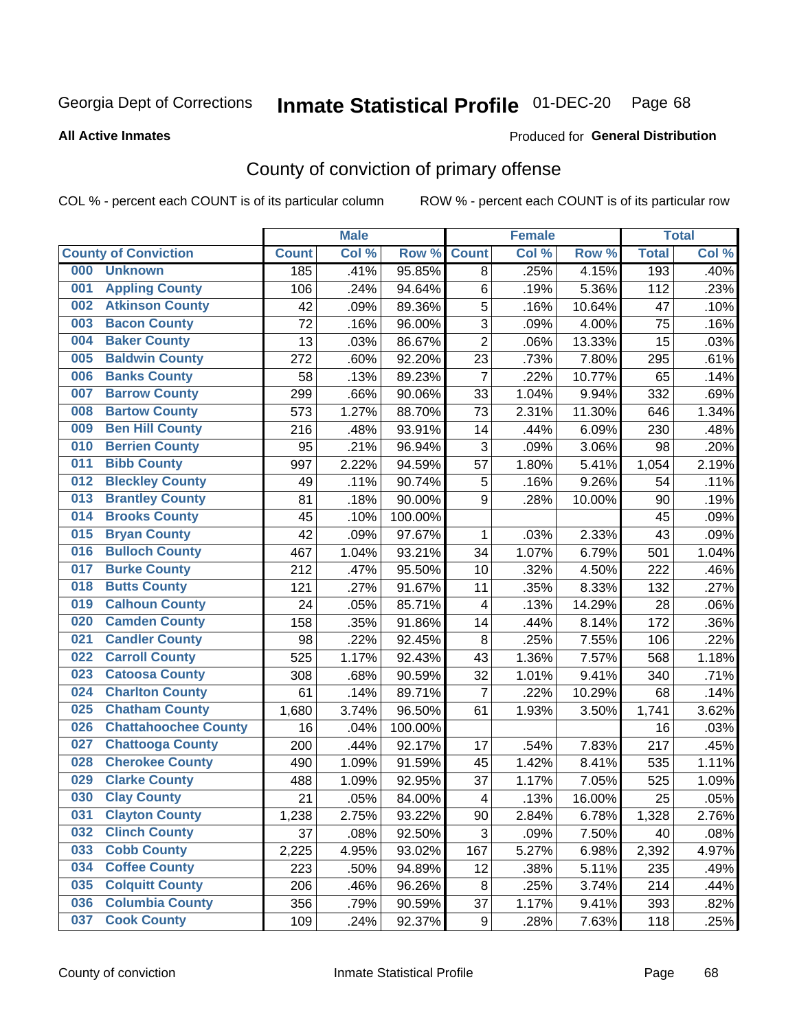Georgia Dept of Corrections **Inmate Statistical Profile** 01-DEC-20 Page 68

**All Active Inmates**

Produced for **General Distribution**

## County of conviction of primary offense

COL % - percent each COUNT is of its particular column ROW % - percent each COUNT is of its particular row

| County of Conviction | Male | | | Female | | | Total | |
|---|---|---|---|---|---|---|---|---|
| | Count | Col % | Row % | Count | Col % | Row % | Total | Col % |
| 000 Unknown | 185 | .41% | 95.85% | 8 | .25% | 4.15% | 193 | .40% |
| 001 Appling County | 106 | .24% | 94.64% | 6 | .19% | 5.36% | 112 | .23% |
| 002 Atkinson County | 42 | .09% | 89.36% | 5 | .16% | 10.64% | 47 | .10% |
| 003 Bacon County | 72 | .16% | 96.00% | 3 | .09% | 4.00% | 75 | .16% |
| 004 Baker County | 13 | .03% | 86.67% | 2 | .06% | 13.33% | 15 | .03% |
| 005 Baldwin County | 272 | .60% | 92.20% | 23 | .73% | 7.80% | 295 | .61% |
| 006 Banks County | 58 | .13% | 89.23% | 7 | .22% | 10.77% | 65 | .14% |
| 007 Barrow County | 299 | .66% | 90.06% | 33 | 1.04% | 9.94% | 332 | .69% |
| 008 Bartow County | 573 | 1.27% | 88.70% | 73 | 2.31% | 11.30% | 646 | 1.34% |
| 009 Ben Hill County | 216 | .48% | 93.91% | 14 | .44% | 6.09% | 230 | .48% |
| 010 Berrien County | 95 | .21% | 96.94% | 3 | .09% | 3.06% | 98 | .20% |
| 011 Bibb County | 997 | 2.22% | 94.59% | 57 | 1.80% | 5.41% | 1,054 | 2.19% |
| 012 Bleckley County | 49 | .11% | 90.74% | 5 | .16% | 9.26% | 54 | .11% |
| 013 Brantley County | 81 | .18% | 90.00% | 9 | .28% | 10.00% | 90 | .19% |
| 014 Brooks County | 45 | .10% | 100.00% | | | | 45 | .09% |
| 015 Bryan County | 42 | .09% | 97.67% | 1 | .03% | 2.33% | 43 | .09% |
| 016 Bulloch County | 467 | 1.04% | 93.21% | 34 | 1.07% | 6.79% | 501 | 1.04% |
| 017 Burke County | 212 | .47% | 95.50% | 10 | .32% | 4.50% | 222 | .46% |
| 018 Butts County | 121 | .27% | 91.67% | 11 | .35% | 8.33% | 132 | .27% |
| 019 Calhoun County | 24 | .05% | 85.71% | 4 | .13% | 14.29% | 28 | .06% |
| 020 Camden County | 158 | .35% | 91.86% | 14 | .44% | 8.14% | 172 | .36% |
| 021 Candler County | 98 | .22% | 92.45% | 8 | .25% | 7.55% | 106 | .22% |
| 022 Carroll County | 525 | 1.17% | 92.43% | 43 | 1.36% | 7.57% | 568 | 1.18% |
| 023 Catoosa County | 308 | .68% | 90.59% | 32 | 1.01% | 9.41% | 340 | .71% |
| 024 Charlton County | 61 | .14% | 89.71% | 7 | .22% | 10.29% | 68 | .14% |
| 025 Chatham County | 1,680 | 3.74% | 96.50% | 61 | 1.93% | 3.50% | 1,741 | 3.62% |
| 026 Chattahoochee County | 16 | .04% | 100.00% | | | | 16 | .03% |
| 027 Chattooga County | 200 | .44% | 92.17% | 17 | .54% | 7.83% | 217 | .45% |
| 028 Cherokee County | 490 | 1.09% | 91.59% | 45 | 1.42% | 8.41% | 535 | 1.11% |
| 029 Clarke County | 488 | 1.09% | 92.95% | 37 | 1.17% | 7.05% | 525 | 1.09% |
| 030 Clay County | 21 | .05% | 84.00% | 4 | .13% | 16.00% | 25 | .05% |
| 031 Clayton County | 1,238 | 2.75% | 93.22% | 90 | 2.84% | 6.78% | 1,328 | 2.76% |
| 032 Clinch County | 37 | .08% | 92.50% | 3 | .09% | 7.50% | 40 | .08% |
| 033 Cobb County | 2,225 | 4.95% | 93.02% | 167 | 5.27% | 6.98% | 2,392 | 4.97% |
| 034 Coffee County | 223 | .50% | 94.89% | 12 | .38% | 5.11% | 235 | .49% |
| 035 Colquitt County | 206 | .46% | 96.26% | 8 | .25% | 3.74% | 214 | .44% |
| 036 Columbia County | 356 | .79% | 90.59% | 37 | 1.17% | 9.41% | 393 | .82% |
| 037 Cook County | 109 | .24% | 92.37% | 9 | .28% | 7.63% | 118 | .25% |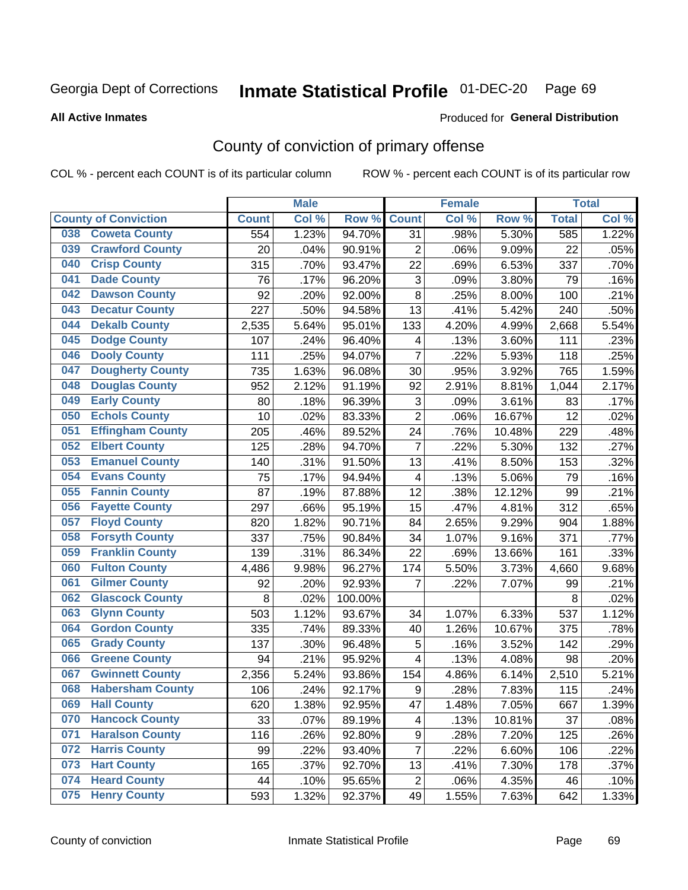Georgia Dept of Corrections **Inmate Statistical Profile** 01-DEC-20

**All Active Inmates**

Produced for **General Distribution**

## County of conviction of primary offense

COL % - percent each COUNT is of its particular column    ROW % - percent each COUNT is of its particular row

| County of Conviction | Male | | | Female | | | Total | |
|---|---|---|---|---|---|---|---|---|
| | Count | Col % | Row % | Count | Col % | Row % | Total | Col % |
| 038 Coweta County | 554 | 1.23% | 94.70% | 31 | .98% | 5.30% | 585 | 1.22% |
| 039 Crawford County | 20 | .04% | 90.91% | 2 | .06% | 9.09% | 22 | .05% |
| 040 Crisp County | 315 | .70% | 93.47% | 22 | .69% | 6.53% | 337 | .70% |
| 041 Dade County | 76 | .17% | 96.20% | 3 | .09% | 3.80% | 79 | .16% |
| 042 Dawson County | 92 | .20% | 92.00% | 8 | .25% | 8.00% | 100 | .21% |
| 043 Decatur County | 227 | .50% | 94.58% | 13 | .41% | 5.42% | 240 | .50% |
| 044 Dekalb County | 2,535 | 5.64% | 95.01% | 133 | 4.20% | 4.99% | 2,668 | 5.54% |
| 045 Dodge County | 107 | .24% | 96.40% | 4 | .13% | 3.60% | 111 | .23% |
| 046 Dooly County | 111 | .25% | 94.07% | 7 | .22% | 5.93% | 118 | .25% |
| 047 Dougherty County | 735 | 1.63% | 96.08% | 30 | .95% | 3.92% | 765 | 1.59% |
| 048 Douglas County | 952 | 2.12% | 91.19% | 92 | 2.91% | 8.81% | 1,044 | 2.17% |
| 049 Early County | 80 | .18% | 96.39% | 3 | .09% | 3.61% | 83 | .17% |
| 050 Echols County | 10 | .02% | 83.33% | 2 | .06% | 16.67% | 12 | .02% |
| 051 Effingham County | 205 | .46% | 89.52% | 24 | .76% | 10.48% | 229 | .48% |
| 052 Elbert County | 125 | .28% | 94.70% | 7 | .22% | 5.30% | 132 | .27% |
| 053 Emanuel County | 140 | .31% | 91.50% | 13 | .41% | 8.50% | 153 | .32% |
| 054 Evans County | 75 | .17% | 94.94% | 4 | .13% | 5.06% | 79 | .16% |
| 055 Fannin County | 87 | .19% | 87.88% | 12 | .38% | 12.12% | 99 | .21% |
| 056 Fayette County | 297 | .66% | 95.19% | 15 | .47% | 4.81% | 312 | .65% |
| 057 Floyd County | 820 | 1.82% | 90.71% | 84 | 2.65% | 9.29% | 904 | 1.88% |
| 058 Forsyth County | 337 | .75% | 90.84% | 34 | 1.07% | 9.16% | 371 | .77% |
| 059 Franklin County | 139 | .31% | 86.34% | 22 | .69% | 13.66% | 161 | .33% |
| 060 Fulton County | 4,486 | 9.98% | 96.27% | 174 | 5.50% | 3.73% | 4,660 | 9.68% |
| 061 Gilmer County | 92 | .20% | 92.93% | 7 | .22% | 7.07% | 99 | .21% |
| 062 Glascock County | 8 | .02% | 100.00% | | | | 8 | .02% |
| 063 Glynn County | 503 | 1.12% | 93.67% | 34 | 1.07% | 6.33% | 537 | 1.12% |
| 064 Gordon County | 335 | .74% | 89.33% | 40 | 1.26% | 10.67% | 375 | .78% |
| 065 Grady County | 137 | .30% | 96.48% | 5 | .16% | 3.52% | 142 | .29% |
| 066 Greene County | 94 | .21% | 95.92% | 4 | .13% | 4.08% | 98 | .20% |
| 067 Gwinnett County | 2,356 | 5.24% | 93.86% | 154 | 4.86% | 6.14% | 2,510 | 5.21% |
| 068 Habersham County | 106 | .24% | 92.17% | 9 | .28% | 7.83% | 115 | .24% |
| 069 Hall County | 620 | 1.38% | 92.95% | 47 | 1.48% | 7.05% | 667 | 1.39% |
| 070 Hancock County | 33 | .07% | 89.19% | 4 | .13% | 10.81% | 37 | .08% |
| 071 Haralson County | 116 | .26% | 92.80% | 9 | .28% | 7.20% | 125 | .26% |
| 072 Harris County | 99 | .22% | 93.40% | 7 | .22% | 6.60% | 106 | .22% |
| 073 Hart County | 165 | .37% | 92.70% | 13 | .41% | 7.30% | 178 | .37% |
| 074 Heard County | 44 | .10% | 95.65% | 2 | .06% | 4.35% | 46 | .10% |
| 075 Henry County | 593 | 1.32% | 92.37% | 49 | 1.55% | 7.63% | 642 | 1.33% |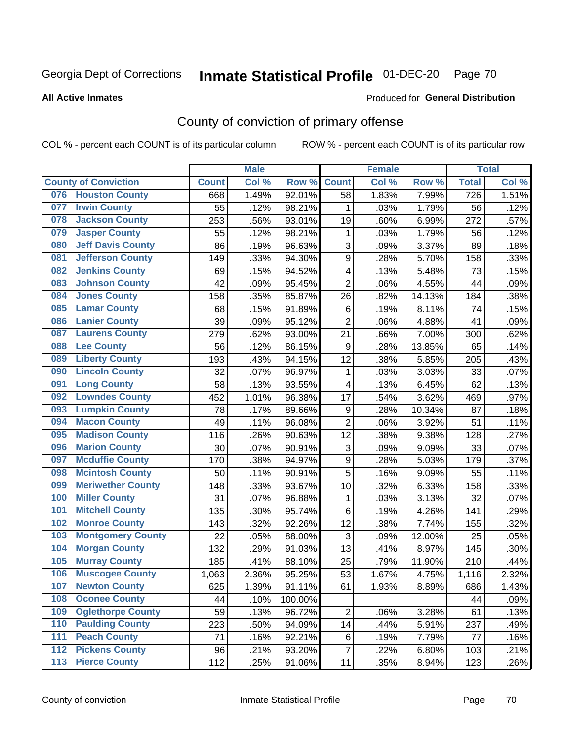Georgia Dept of Corrections **Inmate Statistical Profile** 01-DEC-20

**All Active Inmates**

Produced for **General Distribution**

## County of conviction of primary offense

COL % - percent each COUNT is of its particular column ROW % - percent each COUNT is of its particular row

| County of Conviction | | Male | | | Female | | | Total | |
|---|---|---|---|---|---|---|---|---|---|
| | | Count | Col % | Row % | Count | Col % | Row % | Total | Col % |
| 076 | Houston County | 668 | 1.49% | 92.01% | 58 | 1.83% | 7.99% | 726 | 1.51% |
| 077 | Irwin County | 55 | .12% | 98.21% | 1 | .03% | 1.79% | 56 | .12% |
| 078 | Jackson County | 253 | .56% | 93.01% | 19 | .60% | 6.99% | 272 | .57% |
| 079 | Jasper County | 55 | .12% | 98.21% | 1 | .03% | 1.79% | 56 | .12% |
| 080 | Jeff Davis County | 86 | .19% | 96.63% | 3 | .09% | 3.37% | 89 | .18% |
| 081 | Jefferson County | 149 | .33% | 94.30% | 9 | .28% | 5.70% | 158 | .33% |
| 082 | Jenkins County | 69 | .15% | 94.52% | 4 | .13% | 5.48% | 73 | .15% |
| 083 | Johnson County | 42 | .09% | 95.45% | 2 | .06% | 4.55% | 44 | .09% |
| 084 | Jones County | 158 | .35% | 85.87% | 26 | .82% | 14.13% | 184 | .38% |
| 085 | Lamar County | 68 | .15% | 91.89% | 6 | .19% | 8.11% | 74 | .15% |
| 086 | Lanier County | 39 | .09% | 95.12% | 2 | .06% | 4.88% | 41 | .09% |
| 087 | Laurens County | 279 | .62% | 93.00% | 21 | .66% | 7.00% | 300 | .62% |
| 088 | Lee County | 56 | .12% | 86.15% | 9 | .28% | 13.85% | 65 | .14% |
| 089 | Liberty County | 193 | .43% | 94.15% | 12 | .38% | 5.85% | 205 | .43% |
| 090 | Lincoln County | 32 | .07% | 96.97% | 1 | .03% | 3.03% | 33 | .07% |
| 091 | Long County | 58 | .13% | 93.55% | 4 | .13% | 6.45% | 62 | .13% |
| 092 | Lowndes County | 452 | 1.01% | 96.38% | 17 | .54% | 3.62% | 469 | .97% |
| 093 | Lumpkin County | 78 | .17% | 89.66% | 9 | .28% | 10.34% | 87 | .18% |
| 094 | Macon County | 49 | .11% | 96.08% | 2 | .06% | 3.92% | 51 | .11% |
| 095 | Madison County | 116 | .26% | 90.63% | 12 | .38% | 9.38% | 128 | .27% |
| 096 | Marion County | 30 | .07% | 90.91% | 3 | .09% | 9.09% | 33 | .07% |
| 097 | Mcduffie County | 170 | .38% | 94.97% | 9 | .28% | 5.03% | 179 | .37% |
| 098 | Mcintosh County | 50 | .11% | 90.91% | 5 | .16% | 9.09% | 55 | .11% |
| 099 | Meriwether County | 148 | .33% | 93.67% | 10 | .32% | 6.33% | 158 | .33% |
| 100 | Miller County | 31 | .07% | 96.88% | 1 | .03% | 3.13% | 32 | .07% |
| 101 | Mitchell County | 135 | .30% | 95.74% | 6 | .19% | 4.26% | 141 | .29% |
| 102 | Monroe County | 143 | .32% | 92.26% | 12 | .38% | 7.74% | 155 | .32% |
| 103 | Montgomery County | 22 | .05% | 88.00% | 3 | .09% | 12.00% | 25 | .05% |
| 104 | Morgan County | 132 | .29% | 91.03% | 13 | .41% | 8.97% | 145 | .30% |
| 105 | Murray County | 185 | .41% | 88.10% | 25 | .79% | 11.90% | 210 | .44% |
| 106 | Muscogee County | 1,063 | 2.36% | 95.25% | 53 | 1.67% | 4.75% | 1,116 | 2.32% |
| 107 | Newton County | 625 | 1.39% | 91.11% | 61 | 1.93% | 8.89% | 686 | 1.43% |
| 108 | Oconee County | 44 | .10% | 100.00% | | | | 44 | .09% |
| 109 | Oglethorpe County | 59 | .13% | 96.72% | 2 | .06% | 3.28% | 61 | .13% |
| 110 | Paulding County | 223 | .50% | 94.09% | 14 | .44% | 5.91% | 237 | .49% |
| 111 | Peach County | 71 | .16% | 92.21% | 6 | .19% | 7.79% | 77 | .16% |
| 112 | Pickens County | 96 | .21% | 93.20% | 7 | .22% | 6.80% | 103 | .21% |
| 113 | Pierce County | 112 | .25% | 91.06% | 11 | .35% | 8.94% | 123 | .26% |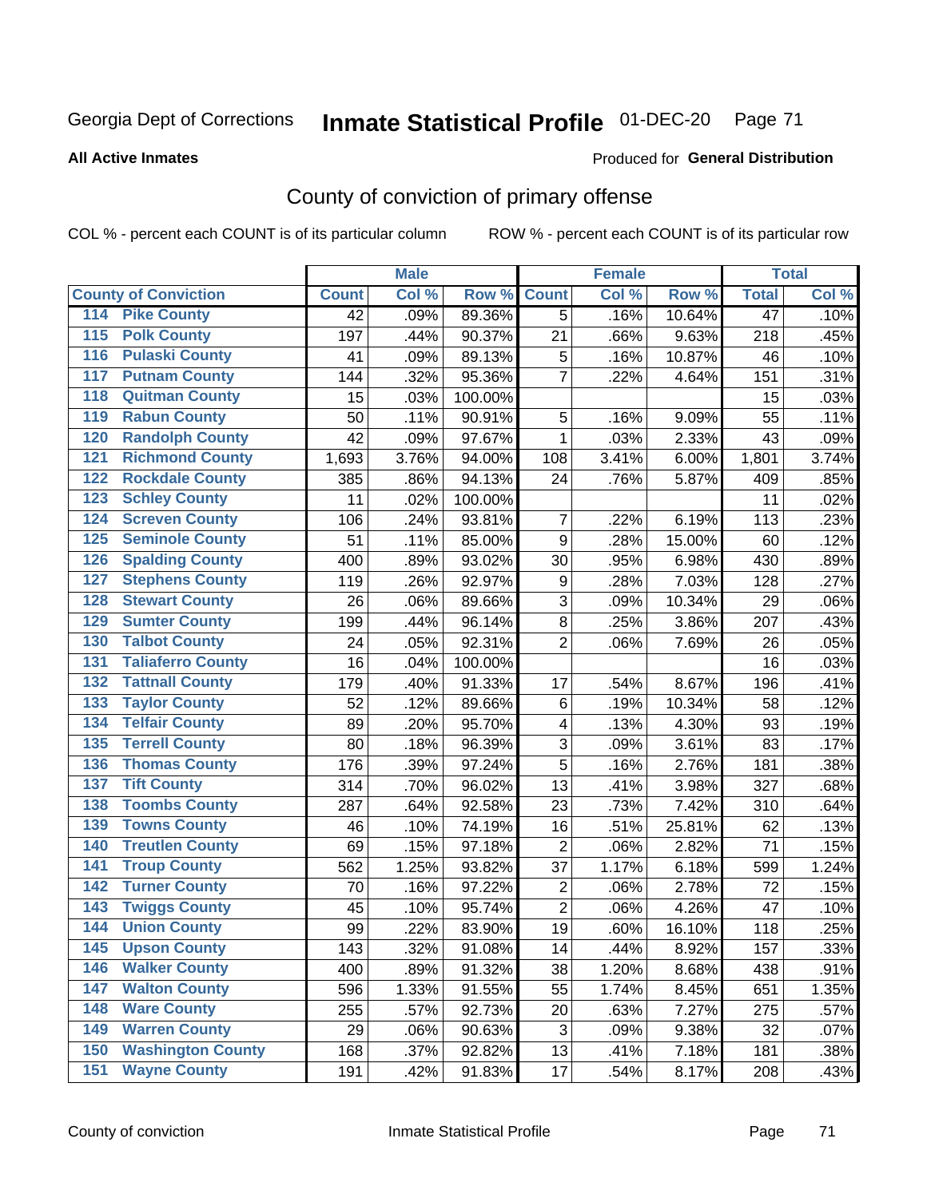Georgia Dept of Corrections **Inmate Statistical Profile** 01-DEC-20

**All Active Inmates**

Produced for **General Distribution**

## County of conviction of primary offense

COL % - percent each COUNT is of its particular column ROW % - percent each COUNT is of its particular row

| | Male | | | Female | | | Total | |
|---|---|---|---|---|---|---|---|---|
| County of Conviction | Count | Col % | Row % | Count | Col % | Row % | Total | Col % |
| 114 Pike County | 42 | .09% | 89.36% | 5 | .16% | 10.64% | 47 | .10% |
| 115 Polk County | 197 | .44% | 90.37% | 21 | .66% | 9.63% | 218 | .45% |
| 116 Pulaski County | 41 | .09% | 89.13% | 5 | .16% | 10.87% | 46 | .10% |
| 117 Putnam County | 144 | .32% | 95.36% | 7 | .22% | 4.64% | 151 | .31% |
| 118 Quitman County | 15 | .03% | 100.00% | | | | 15 | .03% |
| 119 Rabun County | 50 | .11% | 90.91% | 5 | .16% | 9.09% | 55 | .11% |
| 120 Randolph County | 42 | .09% | 97.67% | 1 | .03% | 2.33% | 43 | .09% |
| 121 Richmond County | 1,693 | 3.76% | 94.00% | 108 | 3.41% | 6.00% | 1,801 | 3.74% |
| 122 Rockdale County | 385 | .86% | 94.13% | 24 | .76% | 5.87% | 409 | .85% |
| 123 Schley County | 11 | .02% | 100.00% | | | | 11 | .02% |
| 124 Screven County | 106 | .24% | 93.81% | 7 | .22% | 6.19% | 113 | .23% |
| 125 Seminole County | 51 | .11% | 85.00% | 9 | .28% | 15.00% | 60 | .12% |
| 126 Spalding County | 400 | .89% | 93.02% | 30 | .95% | 6.98% | 430 | .89% |
| 127 Stephens County | 119 | .26% | 92.97% | 9 | .28% | 7.03% | 128 | .27% |
| 128 Stewart County | 26 | .06% | 89.66% | 3 | .09% | 10.34% | 29 | .06% |
| 129 Sumter County | 199 | .44% | 96.14% | 8 | .25% | 3.86% | 207 | .43% |
| 130 Talbot County | 24 | .05% | 92.31% | 2 | .06% | 7.69% | 26 | .05% |
| 131 Taliaferro County | 16 | .04% | 100.00% | | | | 16 | .03% |
| 132 Tattnall County | 179 | .40% | 91.33% | 17 | .54% | 8.67% | 196 | .41% |
| 133 Taylor County | 52 | .12% | 89.66% | 6 | .19% | 10.34% | 58 | .12% |
| 134 Telfair County | 89 | .20% | 95.70% | 4 | .13% | 4.30% | 93 | .19% |
| 135 Terrell County | 80 | .18% | 96.39% | 3 | .09% | 3.61% | 83 | .17% |
| 136 Thomas County | 176 | .39% | 97.24% | 5 | .16% | 2.76% | 181 | .38% |
| 137 Tift County | 314 | .70% | 96.02% | 13 | .41% | 3.98% | 327 | .68% |
| 138 Toombs County | 287 | .64% | 92.58% | 23 | .73% | 7.42% | 310 | .64% |
| 139 Towns County | 46 | .10% | 74.19% | 16 | .51% | 25.81% | 62 | .13% |
| 140 Treutlen County | 69 | .15% | 97.18% | 2 | .06% | 2.82% | 71 | .15% |
| 141 Troup County | 562 | 1.25% | 93.82% | 37 | 1.17% | 6.18% | 599 | 1.24% |
| 142 Turner County | 70 | .16% | 97.22% | 2 | .06% | 2.78% | 72 | .15% |
| 143 Twiggs County | 45 | .10% | 95.74% | 2 | .06% | 4.26% | 47 | .10% |
| 144 Union County | 99 | .22% | 83.90% | 19 | .60% | 16.10% | 118 | .25% |
| 145 Upson County | 143 | .32% | 91.08% | 14 | .44% | 8.92% | 157 | .33% |
| 146 Walker County | 400 | .89% | 91.32% | 38 | 1.20% | 8.68% | 438 | .91% |
| 147 Walton County | 596 | 1.33% | 91.55% | 55 | 1.74% | 8.45% | 651 | 1.35% |
| 148 Ware County | 255 | .57% | 92.73% | 20 | .63% | 7.27% | 275 | .57% |
| 149 Warren County | 29 | .06% | 90.63% | 3 | .09% | 9.38% | 32 | .07% |
| 150 Washington County | 168 | .37% | 92.82% | 13 | .41% | 7.18% | 181 | .38% |
| 151 Wayne County | 191 | .42% | 91.83% | 17 | .54% | 8.17% | 208 | .43% |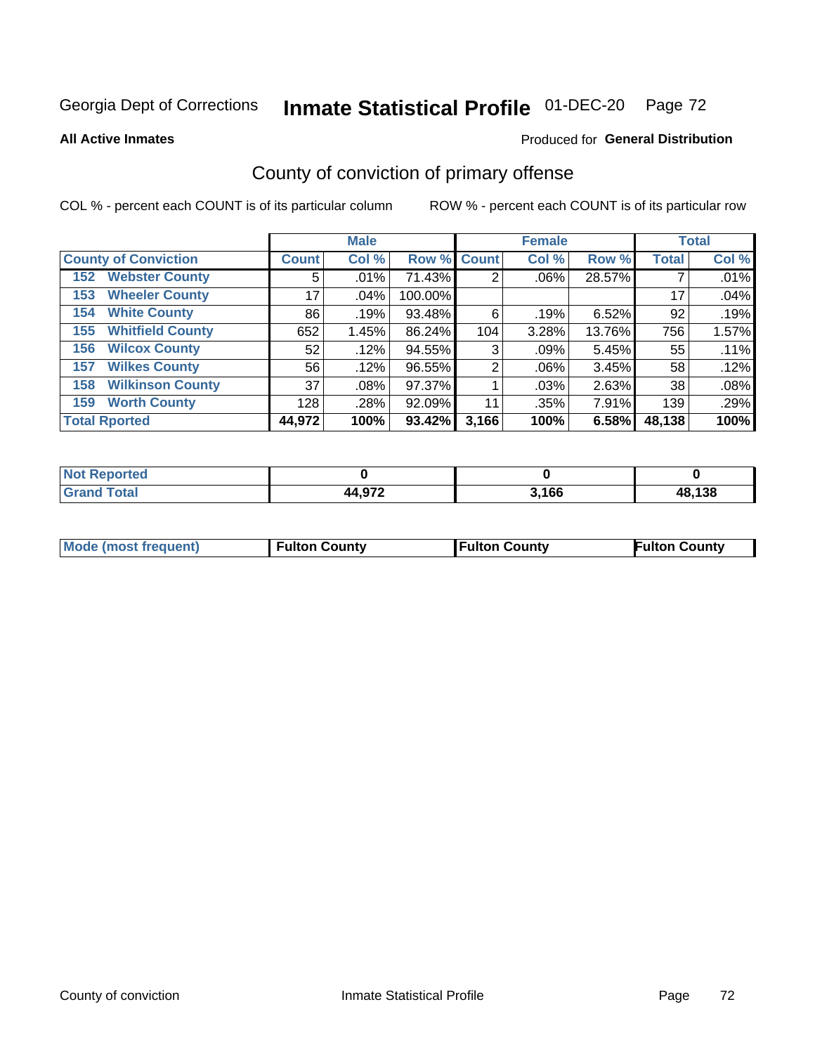Georgia Dept of Corrections **Inmate Statistical Profile** 01-DEC-20

**All Active Inmates**

Produced for **General Distribution**

## County of conviction of primary offense

COL % - percent each COUNT is of its particular column    ROW % - percent each COUNT is of its particular row

| | Male | | | Female | | | Total | |
|---|---|---|---|---|---|---|---|---|
| **County of Conviction** | **Count** | **Col %** | **Row %** | **Count** | **Col %** | **Row %** | **Total** | **Col %** |
| 152 Webster County | 5 | .01% | 71.43% | 2 | .06% | 28.57% | 7 | .01% |
| 153 Wheeler County | 17 | .04% | 100.00% | | | | 17 | .04% |
| 154 White County | 86 | .19% | 93.48% | 6 | .19% | 6.52% | 92 | .19% |
| 155 Whitfield County | 652 | 1.45% | 86.24% | 104 | 3.28% | 13.76% | 756 | 1.57% |
| 156 Wilcox County | 52 | .12% | 94.55% | 3 | .09% | 5.45% | 55 | .11% |
| 157 Wilkes County | 56 | .12% | 96.55% | 2 | .06% | 3.45% | 58 | .12% |
| 158 Wilkinson County | 37 | .08% | 97.37% | 1 | .03% | 2.63% | 38 | .08% |
| 159 Worth County | 128 | .28% | 92.09% | 11 | .35% | 7.91% | 139 | .29% |
| **Total Rported** | **44,972** | **100%** | **93.42%** | **3,166** | **100%** | **6.58%** | **48,138** | **100%** |

| | Male | Female | Total |
|---|---|---|---|
| **Not Reported** | **0** | **0** | **0** |
| **Grand Total** | **44,972** | **3,166** | **48,138** |

| | | | |
|---|---|---|---|
| **Mode (most frequent)** | **Fulton County** | **Fulton County** | **Fulton County** |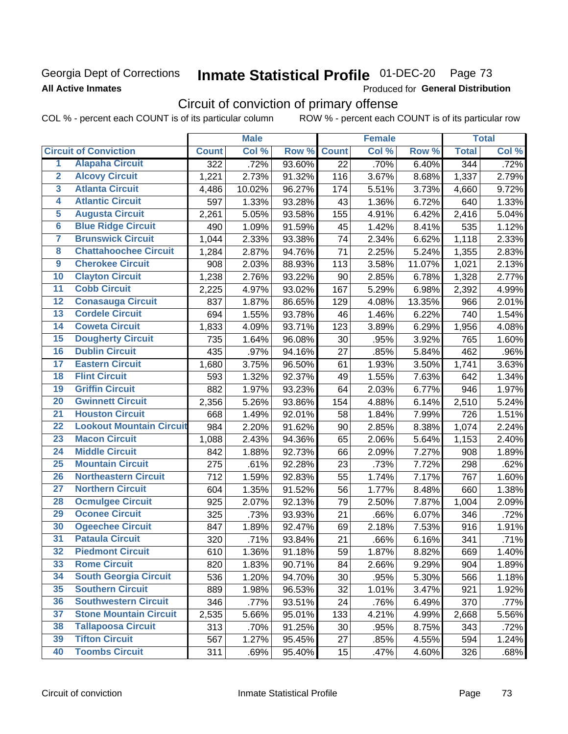Georgia Dept of Corrections

**All Active Inmates**

# Inmate Statistical Profile 01-DEC-20 Page 73

Produced for **General Distribution**

## Circuit of conviction of primary offense

COL % - percent each COUNT is of its particular column ROW % - percent each COUNT is of its particular row

| | Circuit of Conviction | Male | | | Female | | | Total | |
|---|---|---|---|---|---|---|---|---|---|
| | | Count | Col % | Row % | Count | Col % | Row % | Total | Col % |
| 1 | Alapaha Circuit | 322 | .72% | 93.60% | 22 | .70% | 6.40% | 344 | .72% |
| 2 | Alcovy Circuit | 1,221 | 2.73% | 91.32% | 116 | 3.67% | 8.68% | 1,337 | 2.79% |
| 3 | Atlanta Circuit | 4,486 | 10.02% | 96.27% | 174 | 5.51% | 3.73% | 4,660 | 9.72% |
| 4 | Atlantic Circuit | 597 | 1.33% | 93.28% | 43 | 1.36% | 6.72% | 640 | 1.33% |
| 5 | Augusta Circuit | 2,261 | 5.05% | 93.58% | 155 | 4.91% | 6.42% | 2,416 | 5.04% |
| 6 | Blue Ridge Circuit | 490 | 1.09% | 91.59% | 45 | 1.42% | 8.41% | 535 | 1.12% |
| 7 | Brunswick Circuit | 1,044 | 2.33% | 93.38% | 74 | 2.34% | 6.62% | 1,118 | 2.33% |
| 8 | Chattahoochee Circuit | 1,284 | 2.87% | 94.76% | 71 | 2.25% | 5.24% | 1,355 | 2.83% |
| 9 | Cherokee Circuit | 908 | 2.03% | 88.93% | 113 | 3.58% | 11.07% | 1,021 | 2.13% |
| 10 | Clayton Circuit | 1,238 | 2.76% | 93.22% | 90 | 2.85% | 6.78% | 1,328 | 2.77% |
| 11 | Cobb Circuit | 2,225 | 4.97% | 93.02% | 167 | 5.29% | 6.98% | 2,392 | 4.99% |
| 12 | Conasauga Circuit | 837 | 1.87% | 86.65% | 129 | 4.08% | 13.35% | 966 | 2.01% |
| 13 | Cordele Circuit | 694 | 1.55% | 93.78% | 46 | 1.46% | 6.22% | 740 | 1.54% |
| 14 | Coweta Circuit | 1,833 | 4.09% | 93.71% | 123 | 3.89% | 6.29% | 1,956 | 4.08% |
| 15 | Dougherty Circuit | 735 | 1.64% | 96.08% | 30 | .95% | 3.92% | 765 | 1.60% |
| 16 | Dublin Circuit | 435 | .97% | 94.16% | 27 | .85% | 5.84% | 462 | .96% |
| 17 | Eastern Circuit | 1,680 | 3.75% | 96.50% | 61 | 1.93% | 3.50% | 1,741 | 3.63% |
| 18 | Flint Circuit | 593 | 1.32% | 92.37% | 49 | 1.55% | 7.63% | 642 | 1.34% |
| 19 | Griffin Circuit | 882 | 1.97% | 93.23% | 64 | 2.03% | 6.77% | 946 | 1.97% |
| 20 | Gwinnett Circuit | 2,356 | 5.26% | 93.86% | 154 | 4.88% | 6.14% | 2,510 | 5.24% |
| 21 | Houston Circuit | 668 | 1.49% | 92.01% | 58 | 1.84% | 7.99% | 726 | 1.51% |
| 22 | Lookout Mountain Circuit | 984 | 2.20% | 91.62% | 90 | 2.85% | 8.38% | 1,074 | 2.24% |
| 23 | Macon Circuit | 1,088 | 2.43% | 94.36% | 65 | 2.06% | 5.64% | 1,153 | 2.40% |
| 24 | Middle Circuit | 842 | 1.88% | 92.73% | 66 | 2.09% | 7.27% | 908 | 1.89% |
| 25 | Mountain Circuit | 275 | .61% | 92.28% | 23 | .73% | 7.72% | 298 | .62% |
| 26 | Northeastern Circuit | 712 | 1.59% | 92.83% | 55 | 1.74% | 7.17% | 767 | 1.60% |
| 27 | Northern Circuit | 604 | 1.35% | 91.52% | 56 | 1.77% | 8.48% | 660 | 1.38% |
| 28 | Ocmulgee Circuit | 925 | 2.07% | 92.13% | 79 | 2.50% | 7.87% | 1,004 | 2.09% |
| 29 | Oconee Circuit | 325 | .73% | 93.93% | 21 | .66% | 6.07% | 346 | .72% |
| 30 | Ogeechee Circuit | 847 | 1.89% | 92.47% | 69 | 2.18% | 7.53% | 916 | 1.91% |
| 31 | Pataula Circuit | 320 | .71% | 93.84% | 21 | .66% | 6.16% | 341 | .71% |
| 32 | Piedmont Circuit | 610 | 1.36% | 91.18% | 59 | 1.87% | 8.82% | 669 | 1.40% |
| 33 | Rome Circuit | 820 | 1.83% | 90.71% | 84 | 2.66% | 9.29% | 904 | 1.89% |
| 34 | South Georgia Circuit | 536 | 1.20% | 94.70% | 30 | .95% | 5.30% | 566 | 1.18% |
| 35 | Southern Circuit | 889 | 1.98% | 96.53% | 32 | 1.01% | 3.47% | 921 | 1.92% |
| 36 | Southwestern Circuit | 346 | .77% | 93.51% | 24 | .76% | 6.49% | 370 | .77% |
| 37 | Stone Mountain Circuit | 2,535 | 5.66% | 95.01% | 133 | 4.21% | 4.99% | 2,668 | 5.56% |
| 38 | Tallapoosa Circuit | 313 | .70% | 91.25% | 30 | .95% | 8.75% | 343 | .72% |
| 39 | Tifton Circuit | 567 | 1.27% | 95.45% | 27 | .85% | 4.55% | 594 | 1.24% |
| 40 | Toombs Circuit | 311 | .69% | 95.40% | 15 | .47% | 4.60% | 326 | .68% |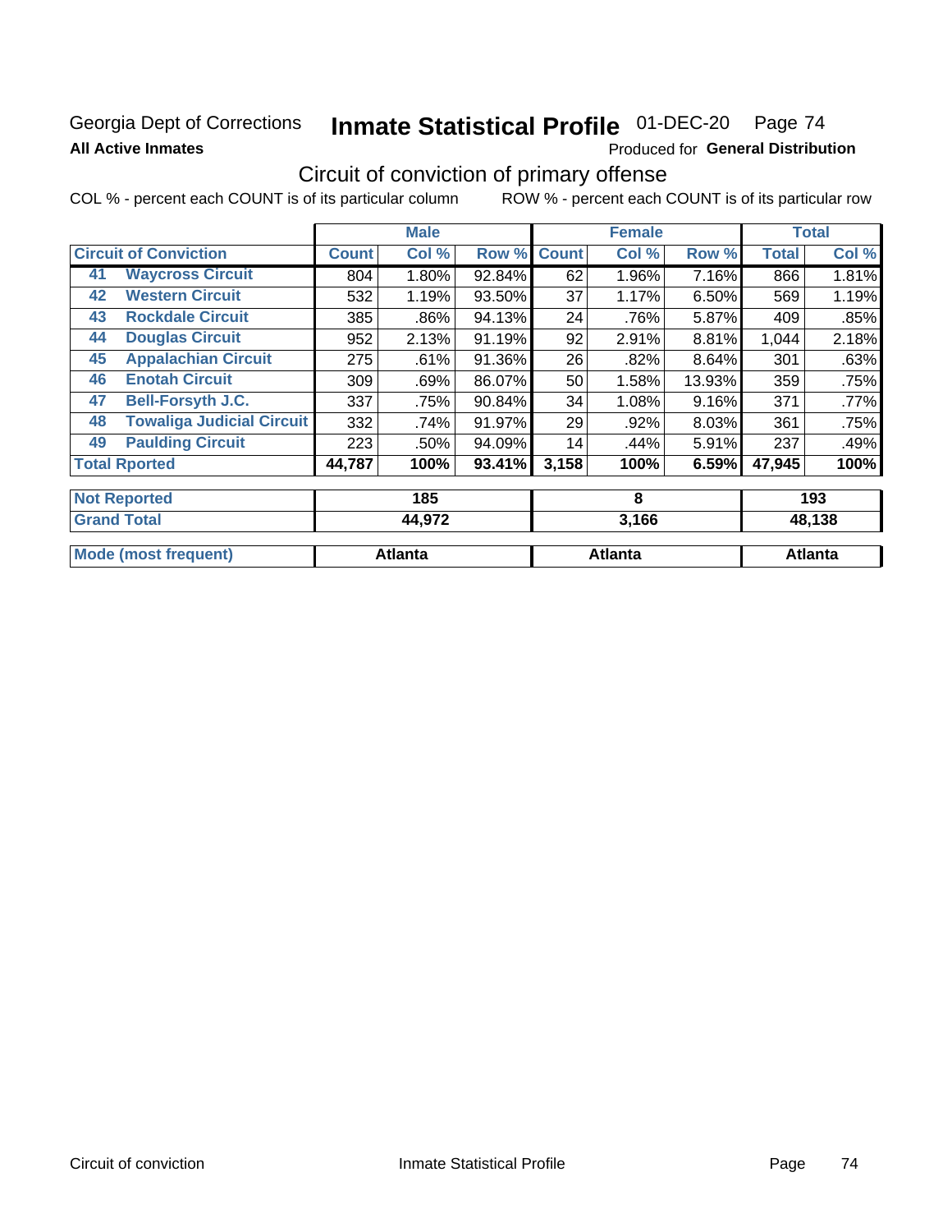Georgia Dept of Corrections **Inmate Statistical Profile** 01-DEC-20 Page 74

**All Active Inmates**

Produced for **General Distribution**

## Circuit of conviction of primary offense

COL % - percent each COUNT is of its particular column ROW % - percent each COUNT is of its particular row

| | | Male | | | Female | | | Total | |
|---|---|---|---|---|---|---|---|---|---|
| **Circuit of Conviction** | | **Count** | **Col %** | **Row %** | **Count** | **Col %** | **Row %** | **Total** | **Col %** |
| 41 | Waycross Circuit | 804 | 1.80% | 92.84% | 62 | 1.96% | 7.16% | 866 | 1.81% |
| 42 | Western Circuit | 532 | 1.19% | 93.50% | 37 | 1.17% | 6.50% | 569 | 1.19% |
| 43 | Rockdale Circuit | 385 | .86% | 94.13% | 24 | .76% | 5.87% | 409 | .85% |
| 44 | Douglas Circuit | 952 | 2.13% | 91.19% | 92 | 2.91% | 8.81% | 1,044 | 2.18% |
| 45 | Appalachian Circuit | 275 | .61% | 91.36% | 26 | .82% | 8.64% | 301 | .63% |
| 46 | Enotah Circuit | 309 | .69% | 86.07% | 50 | 1.58% | 13.93% | 359 | .75% |
| 47 | Bell-Forsyth J.C. | 337 | .75% | 90.84% | 34 | 1.08% | 9.16% | 371 | .77% |
| 48 | Towaliga Judicial Circuit | 332 | .74% | 91.97% | 29 | .92% | 8.03% | 361 | .75% |
| 49 | Paulding Circuit | 223 | .50% | 94.09% | 14 | .44% | 5.91% | 237 | .49% |
| **Total Rported** | | **44,787** | **100%** | **93.41%** | **3,158** | **100%** | **6.59%** | **47,945** | **100%** |

| | Male | Female | Total |
|---|---|---|---|
| **Not Reported** | **185** | **8** | **193** |
| **Grand Total** | **44,972** | **3,166** | **48,138** |
| **Mode (most frequent)** | **Atlanta** | **Atlanta** | **Atlanta** |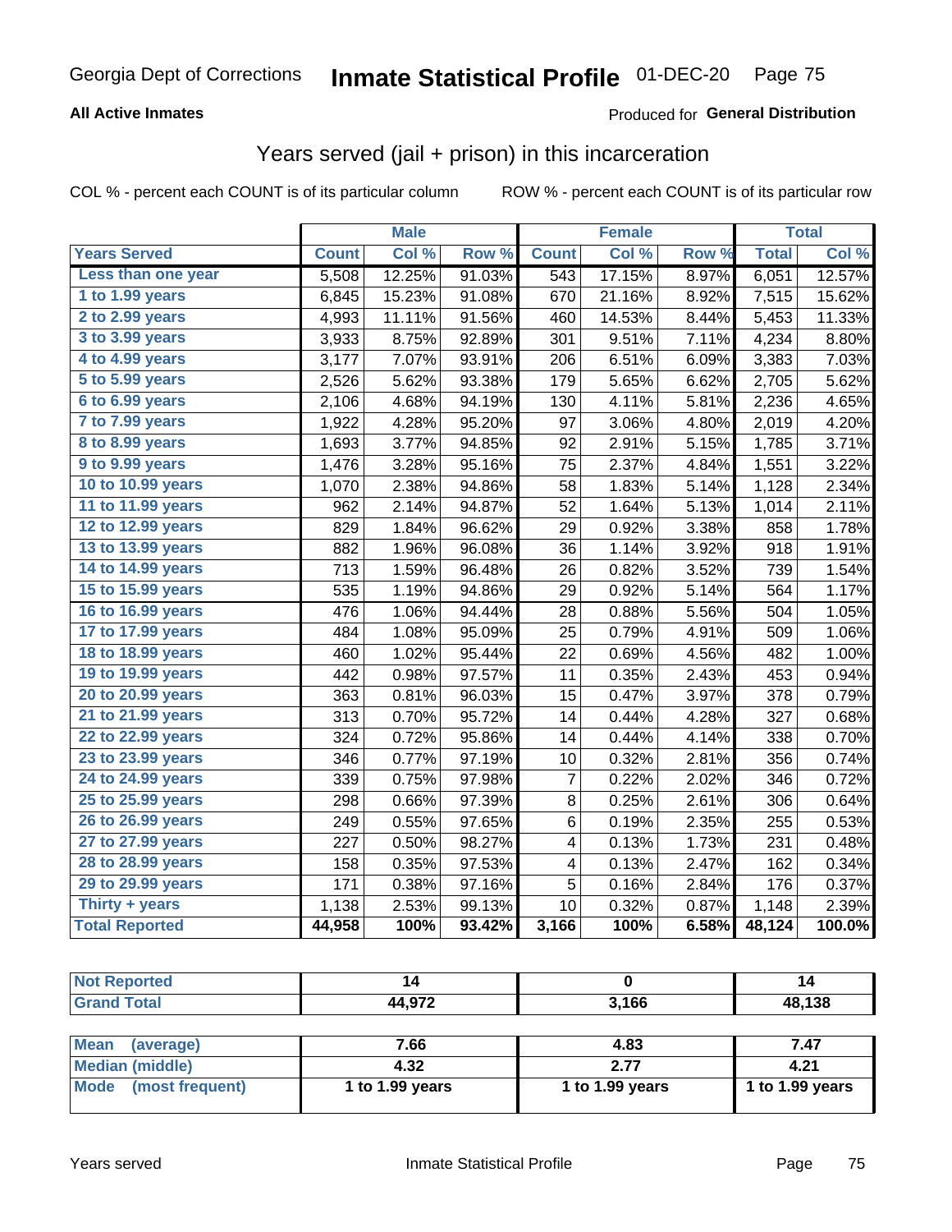Georgia Dept of Corrections **Inmate Statistical Profile** 01-DEC-20

**All Active Inmates**

Produced for **General Distribution**

## Years served (jail + prison) in this incarceration

COL % - percent each COUNT is of its particular column    ROW % - percent each COUNT is of its particular row

| | Male | | | Female | | | Total | |
|---|---|---|---|---|---|---|---|---|
| **Years Served** | **Count** | **Col %** | **Row %** | **Count** | **Col %** | **Row %** | **Total** | **Col %** |
| Less than one year | 5,508 | 12.25% | 91.03% | 543 | 17.15% | 8.97% | 6,051 | 12.57% |
| 1 to 1.99 years | 6,845 | 15.23% | 91.08% | 670 | 21.16% | 8.92% | 7,515 | 15.62% |
| 2 to 2.99 years | 4,993 | 11.11% | 91.56% | 460 | 14.53% | 8.44% | 5,453 | 11.33% |
| 3 to 3.99 years | 3,933 | 8.75% | 92.89% | 301 | 9.51% | 7.11% | 4,234 | 8.80% |
| 4 to 4.99 years | 3,177 | 7.07% | 93.91% | 206 | 6.51% | 6.09% | 3,383 | 7.03% |
| 5 to 5.99 years | 2,526 | 5.62% | 93.38% | 179 | 5.65% | 6.62% | 2,705 | 5.62% |
| 6 to 6.99 years | 2,106 | 4.68% | 94.19% | 130 | 4.11% | 5.81% | 2,236 | 4.65% |
| 7 to 7.99 years | 1,922 | 4.28% | 95.20% | 97 | 3.06% | 4.80% | 2,019 | 4.20% |
| 8 to 8.99 years | 1,693 | 3.77% | 94.85% | 92 | 2.91% | 5.15% | 1,785 | 3.71% |
| 9 to 9.99 years | 1,476 | 3.28% | 95.16% | 75 | 2.37% | 4.84% | 1,551 | 3.22% |
| 10 to 10.99 years | 1,070 | 2.38% | 94.86% | 58 | 1.83% | 5.14% | 1,128 | 2.34% |
| 11 to 11.99 years | 962 | 2.14% | 94.87% | 52 | 1.64% | 5.13% | 1,014 | 2.11% |
| 12 to 12.99 years | 829 | 1.84% | 96.62% | 29 | 0.92% | 3.38% | 858 | 1.78% |
| 13 to 13.99 years | 882 | 1.96% | 96.08% | 36 | 1.14% | 3.92% | 918 | 1.91% |
| 14 to 14.99 years | 713 | 1.59% | 96.48% | 26 | 0.82% | 3.52% | 739 | 1.54% |
| 15 to 15.99 years | 535 | 1.19% | 94.86% | 29 | 0.92% | 5.14% | 564 | 1.17% |
| 16 to 16.99 years | 476 | 1.06% | 94.44% | 28 | 0.88% | 5.56% | 504 | 1.05% |
| 17 to 17.99 years | 484 | 1.08% | 95.09% | 25 | 0.79% | 4.91% | 509 | 1.06% |
| 18 to 18.99 years | 460 | 1.02% | 95.44% | 22 | 0.69% | 4.56% | 482 | 1.00% |
| 19 to 19.99 years | 442 | 0.98% | 97.57% | 11 | 0.35% | 2.43% | 453 | 0.94% |
| 20 to 20.99 years | 363 | 0.81% | 96.03% | 15 | 0.47% | 3.97% | 378 | 0.79% |
| 21 to 21.99 years | 313 | 0.70% | 95.72% | 14 | 0.44% | 4.28% | 327 | 0.68% |
| 22 to 22.99 years | 324 | 0.72% | 95.86% | 14 | 0.44% | 4.14% | 338 | 0.70% |
| 23 to 23.99 years | 346 | 0.77% | 97.19% | 10 | 0.32% | 2.81% | 356 | 0.74% |
| 24 to 24.99 years | 339 | 0.75% | 97.98% | 7 | 0.22% | 2.02% | 346 | 0.72% |
| 25 to 25.99 years | 298 | 0.66% | 97.39% | 8 | 0.25% | 2.61% | 306 | 0.64% |
| 26 to 26.99 years | 249 | 0.55% | 97.65% | 6 | 0.19% | 2.35% | 255 | 0.53% |
| 27 to 27.99 years | 227 | 0.50% | 98.27% | 4 | 0.13% | 1.73% | 231 | 0.48% |
| 28 to 28.99 years | 158 | 0.35% | 97.53% | 4 | 0.13% | 2.47% | 162 | 0.34% |
| 29 to 29.99 years | 171 | 0.38% | 97.16% | 5 | 0.16% | 2.84% | 176 | 0.37% |
| Thirty + years | 1,138 | 2.53% | 99.13% | 10 | 0.32% | 0.87% | 1,148 | 2.39% |
| **Total Reported** | **44,958** | **100%** | **93.42%** | **3,166** | **100%** | **6.58%** | **48,124** | **100.0%** |

| | Male | Female | Total |
|---|---|---|---|
| Not Reported | 14 | 0 | 14 |
| Grand Total | 44,972 | 3,166 | 48,138 |

| | Male | Female | Total |
|---|---|---|---|
| Mean (average) | 7.66 | 4.83 | 7.47 |
| Median (middle) | 4.32 | 2.77 | 4.21 |
| Mode (most frequent) | 1 to 1.99 years | 1 to 1.99 years | 1 to 1.99 years |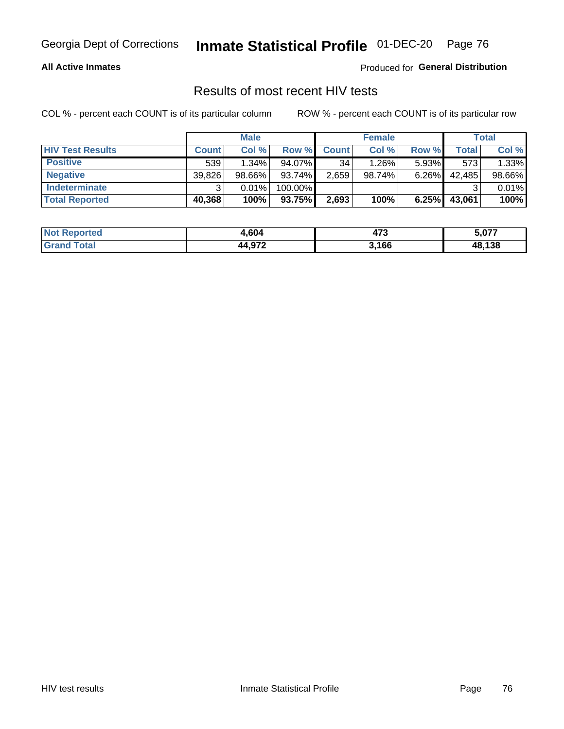Georgia Dept of Corrections **Inmate Statistical Profile** 01-DEC-20 Page 76

**All Active Inmates**

Produced for **General Distribution**

## Results of most recent HIV tests

COL % - percent each COUNT is of its particular column ROW % - percent each COUNT is of its particular row

| | Male | | | Female | | | Total | |
|---|---|---|---|---|---|---|---|---|
| **HIV Test Results** | **Count** | **Col %** | **Row %** | **Count** | **Col %** | **Row %** | **Total** | **Col %** |
| **Positive** | 539 | 1.34% | 94.07% | 34 | 1.26% | 5.93% | 573 | 1.33% |
| **Negative** | 39,826 | 98.66% | 93.74% | 2,659 | 98.74% | 6.26% | 42,485 | 98.66% |
| **Indeterminate** | 3 | 0.01% | 100.00% | | | | 3 | 0.01% |
| **Total Reported** | **40,368** | **100%** | **93.75%** | **2,693** | **100%** | **6.25%** | **43,061** | **100%** |

| | Male | Female | Total |
|---|---|---|---|
| **Not Reported** | **4,604** | **473** | **5,077** |
| **Grand Total** | **44,972** | **3,166** | **48,138** |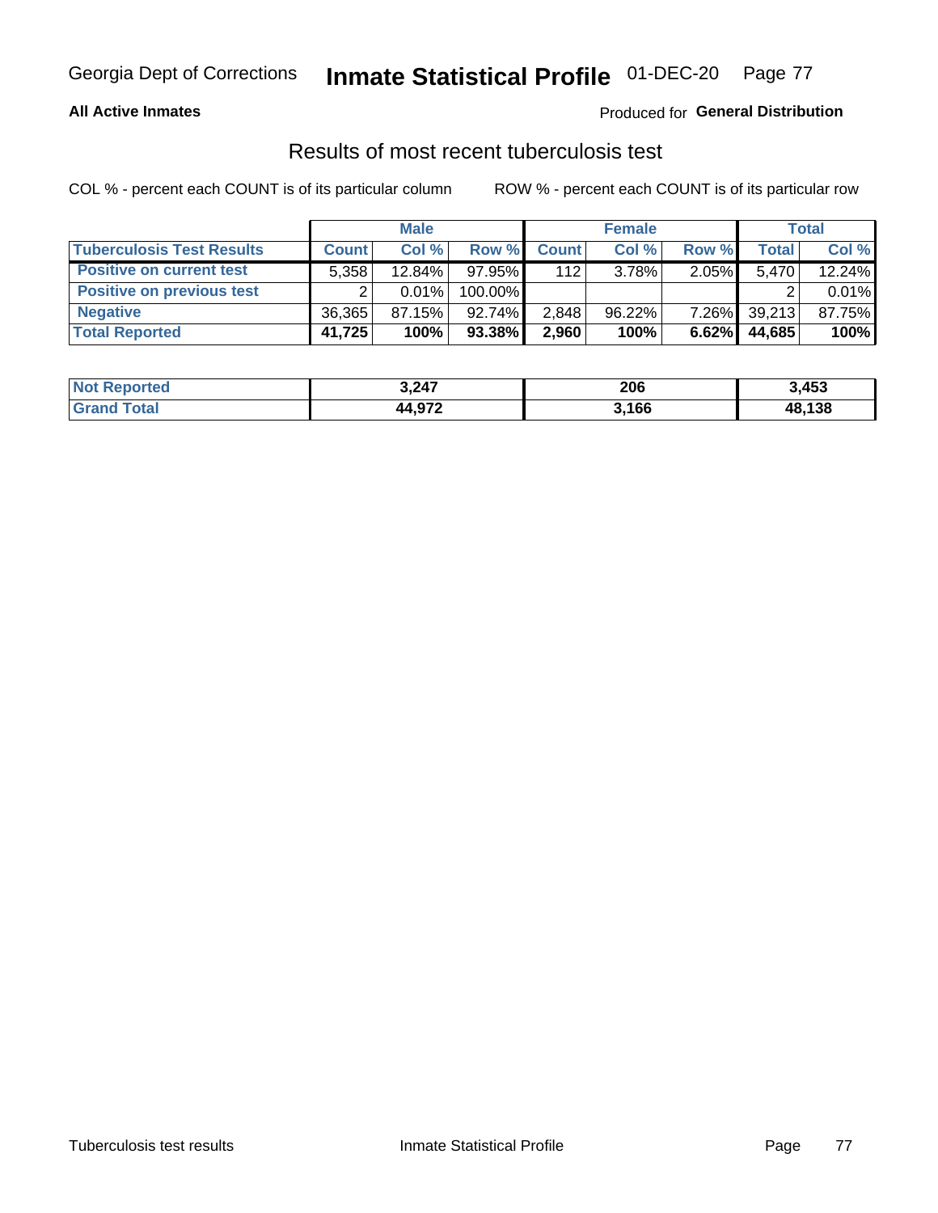Georgia Dept of Corrections **Inmate Statistical Profile** 01-DEC-20

**All Active Inmates**

Produced for **General Distribution**

## Results of most recent tuberculosis test

COL % - percent each COUNT is of its particular column    ROW % - percent each COUNT is of its particular row

| | Male | | | Female | | | Total | |
|---|---|---|---|---|---|---|---|---|
| **Tuberculosis Test Results** | **Count** | **Col %** | **Row %** | **Count** | **Col %** | **Row %** | **Total** | **Col %** |
| **Positive on current test** | 5,358 | 12.84% | 97.95% | 112 | 3.78% | 2.05% | 5,470 | 12.24% |
| **Positive on previous test** | 2 | 0.01% | 100.00% | | | | 2 | 0.01% |
| **Negative** | 36,365 | 87.15% | 92.74% | 2,848 | 96.22% | 7.26% | 39,213 | 87.75% |
| **Total Reported** | **41,725** | **100%** | **93.38%** | **2,960** | **100%** | **6.62%** | **44,685** | **100%** |

| | Male | Female | Total |
|---|---|---|---|
| **Not Reported** | **3,247** | **206** | **3,453** |
| **Grand Total** | **44,972** | **3,166** | **48,138** |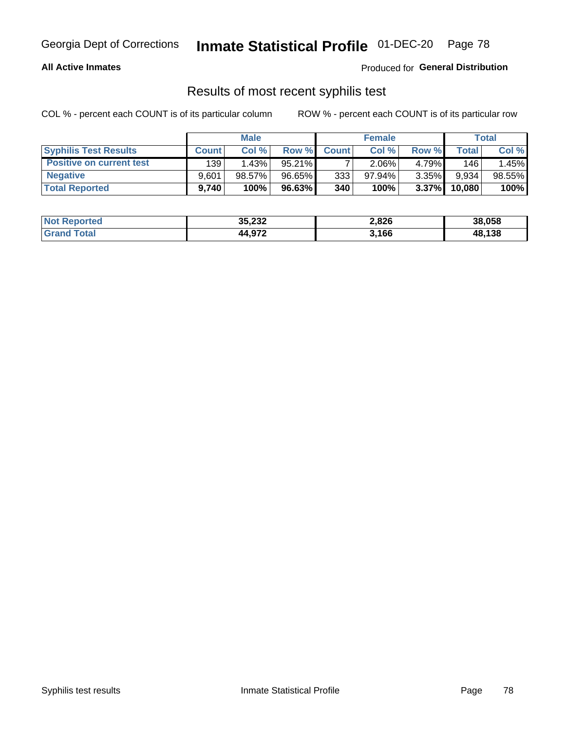Georgia Dept of Corrections **Inmate Statistical Profile** 01-DEC-20

**All Active Inmates**

Produced for **General Distribution**

## Results of most recent syphilis test

COL % - percent each COUNT is of its particular column

ROW % - percent each COUNT is of its particular row

| | Male | | | Female | | | Total | |
|---|---|---|---|---|---|---|---|---|
| **Syphilis Test Results** | **Count** | **Col %** | **Row %** | **Count** | **Col %** | **Row %** | **Total** | **Col %** |
| **Positive on current test** | 139 | 1.43% | 95.21% | 7 | 2.06% | 4.79% | 146 | 1.45% |
| **Negative** | 9,601 | 98.57% | 96.65% | 333 | 97.94% | 3.35% | 9,934 | 98.55% |
| **Total Reported** | **9,740** | **100%** | **96.63%** | **340** | **100%** | **3.37%** | **10,080** | **100%** |

| | Male | Female | Total |
|---|---|---|---|
| **Not Reported** | **35,232** | **2,826** | **38,058** |
| **Grand Total** | **44,972** | **3,166** | **48,138** |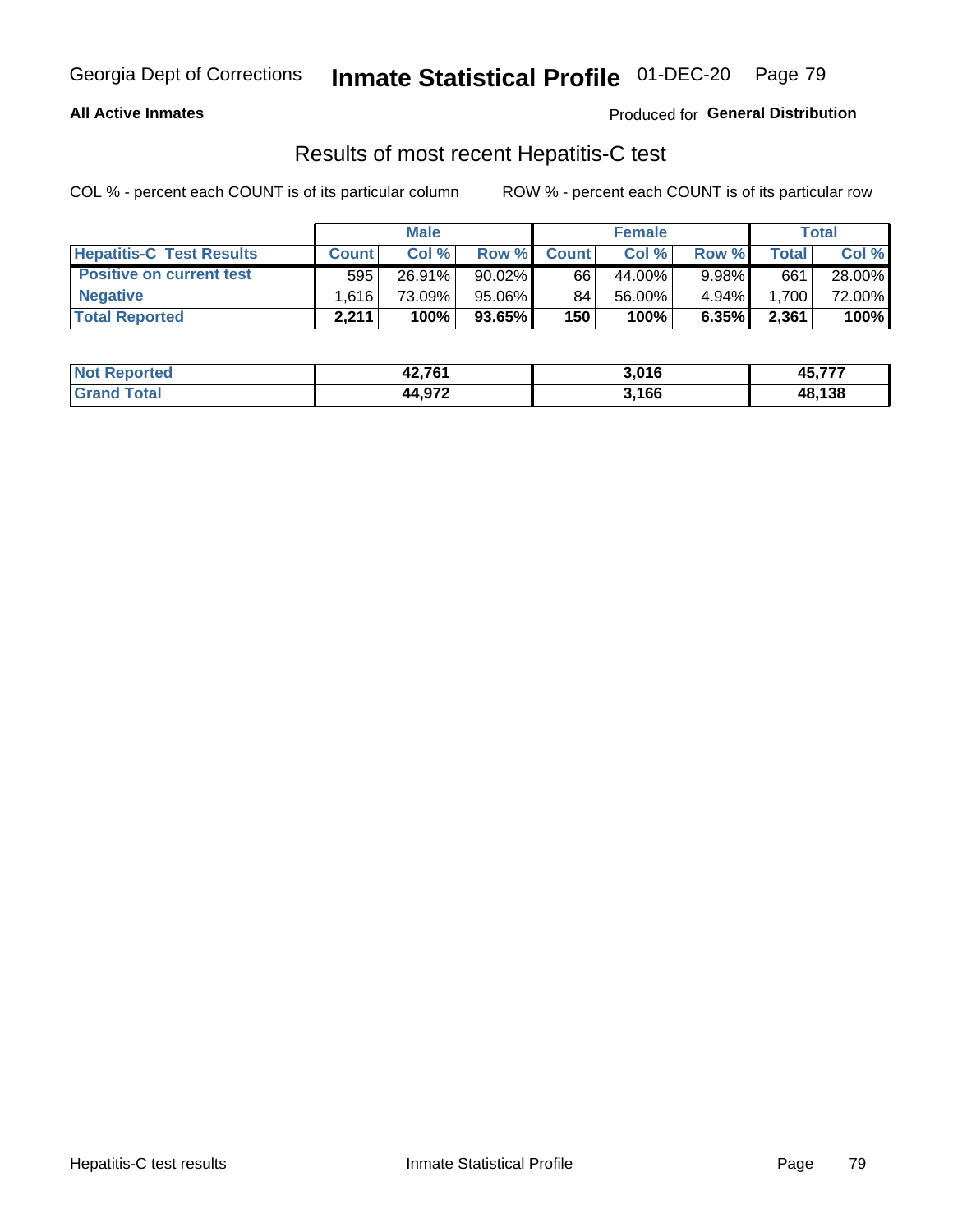Georgia Dept of Corrections **Inmate Statistical Profile** 01-DEC-20

**All Active Inmates**

Produced for **General Distribution**

## Results of most recent Hepatitis-C test

COL % - percent each COUNT is of its particular column ROW % - percent each COUNT is of its particular row

| | Male | | | Female | | | Total | |
|---|---|---|---|---|---|---|---|---|
| **Hepatitis-C Test Results** | **Count** | **Col %** | **Row %** | **Count** | **Col %** | **Row %** | **Total** | **Col %** |
| **Positive on current test** | 595 | 26.91% | 90.02% | 66 | 44.00% | 9.98% | 661 | 28.00% |
| **Negative** | 1,616 | 73.09% | 95.06% | 84 | 56.00% | 4.94% | 1,700 | 72.00% |
| **Total Reported** | **2,211** | **100%** | **93.65%** | **150** | **100%** | **6.35%** | **2,361** | **100%** |

| | | | |
|---|---|---|---|
| **Not Reported** | **42,761** | **3,016** | **45,777** |
| **Grand Total** | **44,972** | **3,166** | **48,138** |